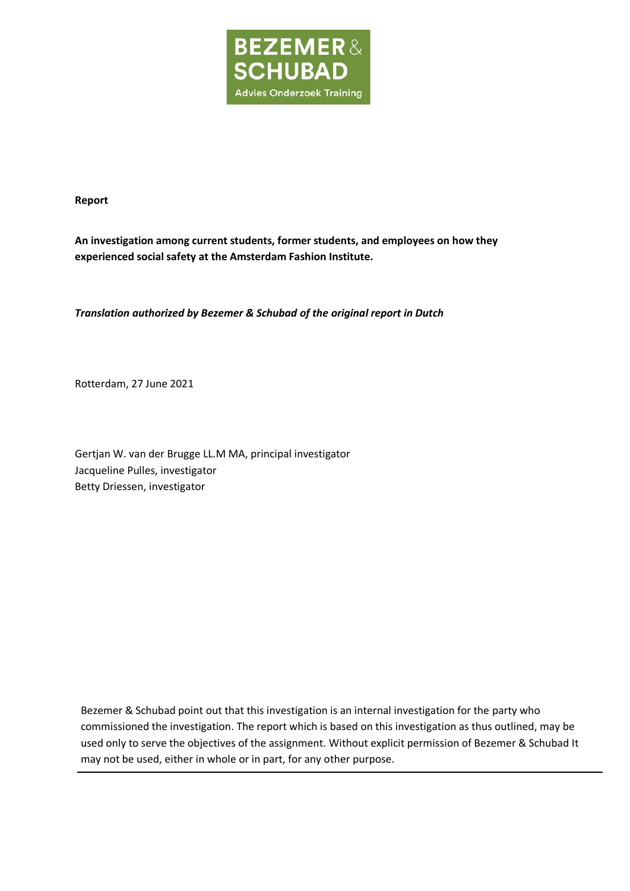BEZEMER & SCHUBAD
Advies Onderzoek Training

**Report**

**An investigation among current students, former students, and employees on how they experienced social safety at the Amsterdam Fashion Institute.**

***Translation authorized by Bezemer & Schubad of the original report in Dutch***

Rotterdam, 27 June 2021

Gertjan W. van der Brugge LL.M MA, principal investigator
Jacqueline Pulles, investigator
Betty Driessen, investigator

Bezemer & Schubad point out that this investigation is an internal investigation for the party who commissioned the investigation. The report which is based on this investigation as thus outlined, may be used only to serve the objectives of the assignment. Without explicit permission of Bezemer & Schubad It may not be used, either in whole or in part, for any other purpose.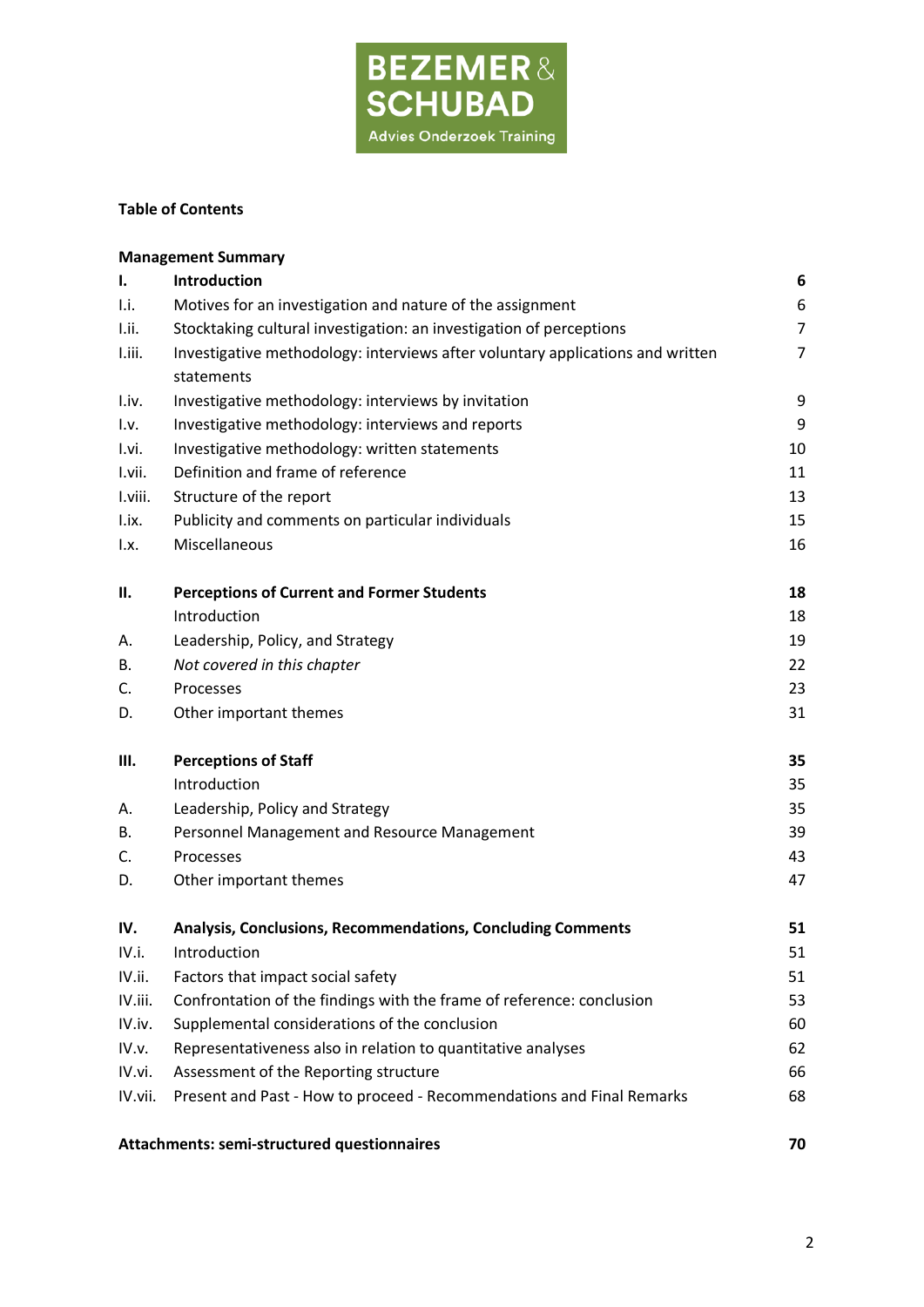**Table of Contents**

| | | |
|---|---|---|
| **Management Summary** | | |
| **I.** | **Introduction** | **6** |
| I.i. | Motives for an investigation and nature of the assignment | 6 |
| I.ii. | Stocktaking cultural investigation: an investigation of perceptions | 7 |
| I.iii. | Investigative methodology: interviews after voluntary applications and written statements | 7 |
| I.iv. | Investigative methodology: interviews by invitation | 9 |
| I.v. | Investigative methodology: interviews and reports | 9 |
| I.vi. | Investigative methodology: written statements | 10 |
| I.vii. | Definition and frame of reference | 11 |
| I.viii. | Structure of the report | 13 |
| I.ix. | Publicity and comments on particular individuals | 15 |
| I.x. | Miscellaneous | 16 |
| **II.** | **Perceptions of Current and Former Students** | **18** |
| | Introduction | 18 |
| A. | Leadership, Policy, and Strategy | 19 |
| B. | *Not covered in this chapter* | 22 |
| C. | Processes | 23 |
| D. | Other important themes | 31 |
| **III.** | **Perceptions of Staff** | **35** |
| | Introduction | 35 |
| A. | Leadership, Policy and Strategy | 35 |
| B. | Personnel Management and Resource Management | 39 |
| C. | Processes | 43 |
| D. | Other important themes | 47 |
| **IV.** | **Analysis, Conclusions, Recommendations, Concluding Comments** | **51** |
| IV.i. | Introduction | 51 |
| IV.ii. | Factors that impact social safety | 51 |
| IV.iii. | Confrontation of the findings with the frame of reference: conclusion | 53 |
| IV.iv. | Supplemental considerations of the conclusion | 60 |
| IV.v. | Representativeness also in relation to quantitative analyses | 62 |
| IV.vi. | Assessment of the Reporting structure | 66 |
| IV.vii. | Present and Past - How to proceed - Recommendations and Final Remarks | 68 |
| **Attachments: semi-structured questionnaires** | | **70** |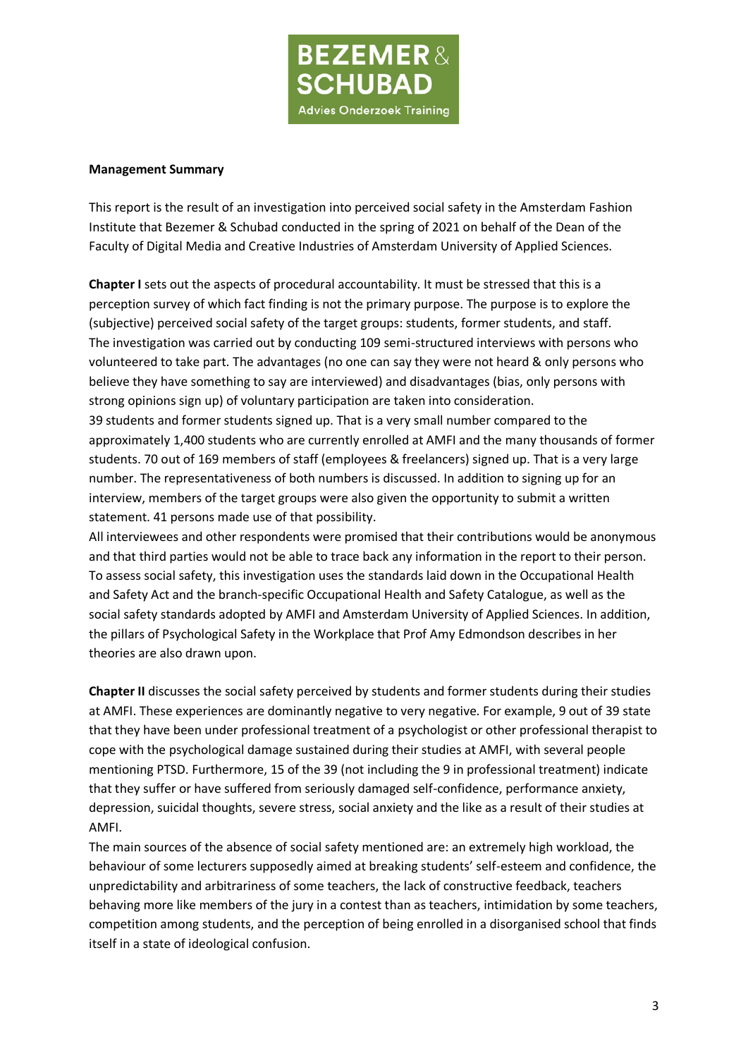**Management Summary**

This report is the result of an investigation into perceived social safety in the Amsterdam Fashion Institute that Bezemer & Schubad conducted in the spring of 2021 on behalf of the Dean of the Faculty of Digital Media and Creative Industries of Amsterdam University of Applied Sciences.

**Chapter I** sets out the aspects of procedural accountability. It must be stressed that this is a perception survey of which fact finding is not the primary purpose. The purpose is to explore the (subjective) perceived social safety of the target groups: students, former students, and staff. The investigation was carried out by conducting 109 semi-structured interviews with persons who volunteered to take part. The advantages (no one can say they were not heard & only persons who believe they have something to say are interviewed) and disadvantages (bias, only persons with strong opinions sign up) of voluntary participation are taken into consideration.
39 students and former students signed up. That is a very small number compared to the approximately 1,400 students who are currently enrolled at AMFI and the many thousands of former students. 70 out of 169 members of staff (employees & freelancers) signed up. That is a very large number. The representativeness of both numbers is discussed. In addition to signing up for an interview, members of the target groups were also given the opportunity to submit a written statement. 41 persons made use of that possibility.
All interviewees and other respondents were promised that their contributions would be anonymous and that third parties would not be able to trace back any information in the report to their person. To assess social safety, this investigation uses the standards laid down in the Occupational Health and Safety Act and the branch-specific Occupational Health and Safety Catalogue, as well as the social safety standards adopted by AMFI and Amsterdam University of Applied Sciences. In addition, the pillars of Psychological Safety in the Workplace that Prof Amy Edmondson describes in her theories are also drawn upon.

**Chapter II** discusses the social safety perceived by students and former students during their studies at AMFI. These experiences are dominantly negative to very negative. For example, 9 out of 39 state that they have been under professional treatment of a psychologist or other professional therapist to cope with the psychological damage sustained during their studies at AMFI, with several people mentioning PTSD. Furthermore, 15 of the 39 (not including the 9 in professional treatment) indicate that they suffer or have suffered from seriously damaged self-confidence, performance anxiety, depression, suicidal thoughts, severe stress, social anxiety and the like as a result of their studies at AMFI.
The main sources of the absence of social safety mentioned are: an extremely high workload, the behaviour of some lecturers supposedly aimed at breaking students' self-esteem and confidence, the unpredictability and arbitrariness of some teachers, the lack of constructive feedback, teachers behaving more like members of the jury in a contest than as teachers, intimidation by some teachers, competition among students, and the perception of being enrolled in a disorganised school that finds itself in a state of ideological confusion.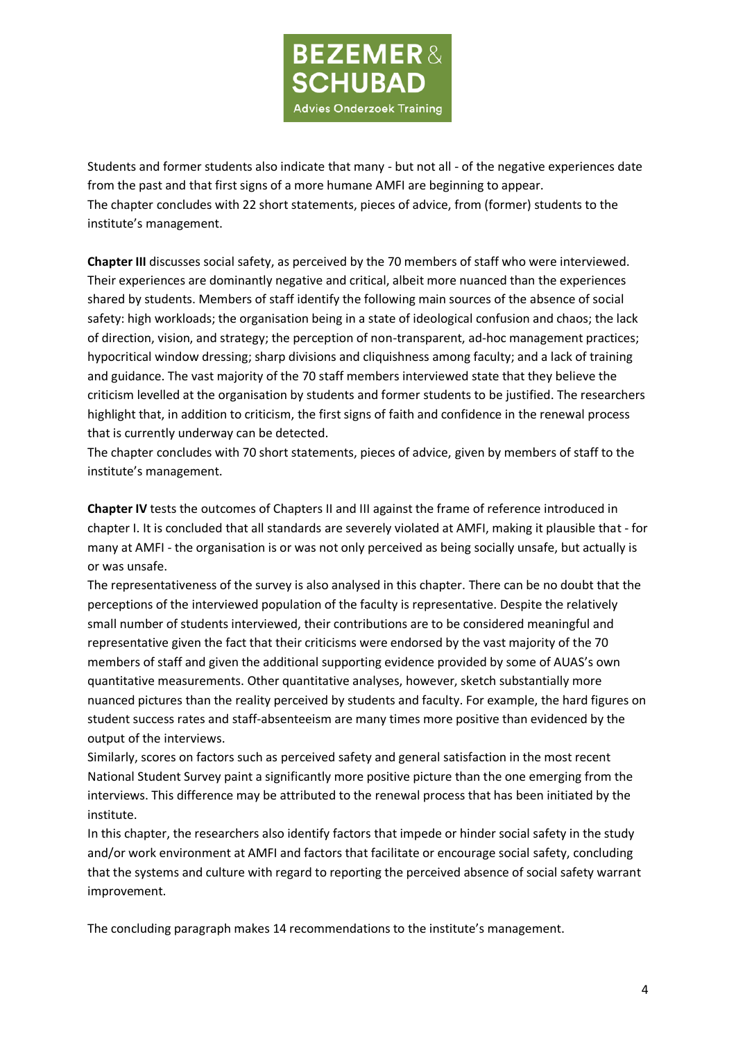Students and former students also indicate that many - but not all - of the negative experiences date from the past and that first signs of a more humane AMFI are beginning to appear.
The chapter concludes with 22 short statements, pieces of advice, from (former) students to the institute's management.

**Chapter III** discusses social safety, as perceived by the 70 members of staff who were interviewed. Their experiences are dominantly negative and critical, albeit more nuanced than the experiences shared by students. Members of staff identify the following main sources of the absence of social safety: high workloads; the organisation being in a state of ideological confusion and chaos; the lack of direction, vision, and strategy; the perception of non-transparent, ad-hoc management practices; hypocritical window dressing; sharp divisions and cliquishness among faculty; and a lack of training and guidance. The vast majority of the 70 staff members interviewed state that they believe the criticism levelled at the organisation by students and former students to be justified. The researchers highlight that, in addition to criticism, the first signs of faith and confidence in the renewal process that is currently underway can be detected.
The chapter concludes with 70 short statements, pieces of advice, given by members of staff to the institute's management.

**Chapter IV** tests the outcomes of Chapters II and III against the frame of reference introduced in chapter I. It is concluded that all standards are severely violated at AMFI, making it plausible that - for many at AMFI - the organisation is or was not only perceived as being socially unsafe, but actually is or was unsafe.
The representativeness of the survey is also analysed in this chapter. There can be no doubt that the perceptions of the interviewed population of the faculty is representative. Despite the relatively small number of students interviewed, their contributions are to be considered meaningful and representative given the fact that their criticisms were endorsed by the vast majority of the 70 members of staff and given the additional supporting evidence provided by some of AUAS's own quantitative measurements. Other quantitative analyses, however, sketch substantially more nuanced pictures than the reality perceived by students and faculty. For example, the hard figures on student success rates and staff-absenteeism are many times more positive than evidenced by the output of the interviews.
Similarly, scores on factors such as perceived safety and general satisfaction in the most recent National Student Survey paint a significantly more positive picture than the one emerging from the interviews. This difference may be attributed to the renewal process that has been initiated by the institute.
In this chapter, the researchers also identify factors that impede or hinder social safety in the study and/or work environment at AMFI and factors that facilitate or encourage social safety, concluding that the systems and culture with regard to reporting the perceived absence of social safety warrant improvement.

The concluding paragraph makes 14 recommendations to the institute's management.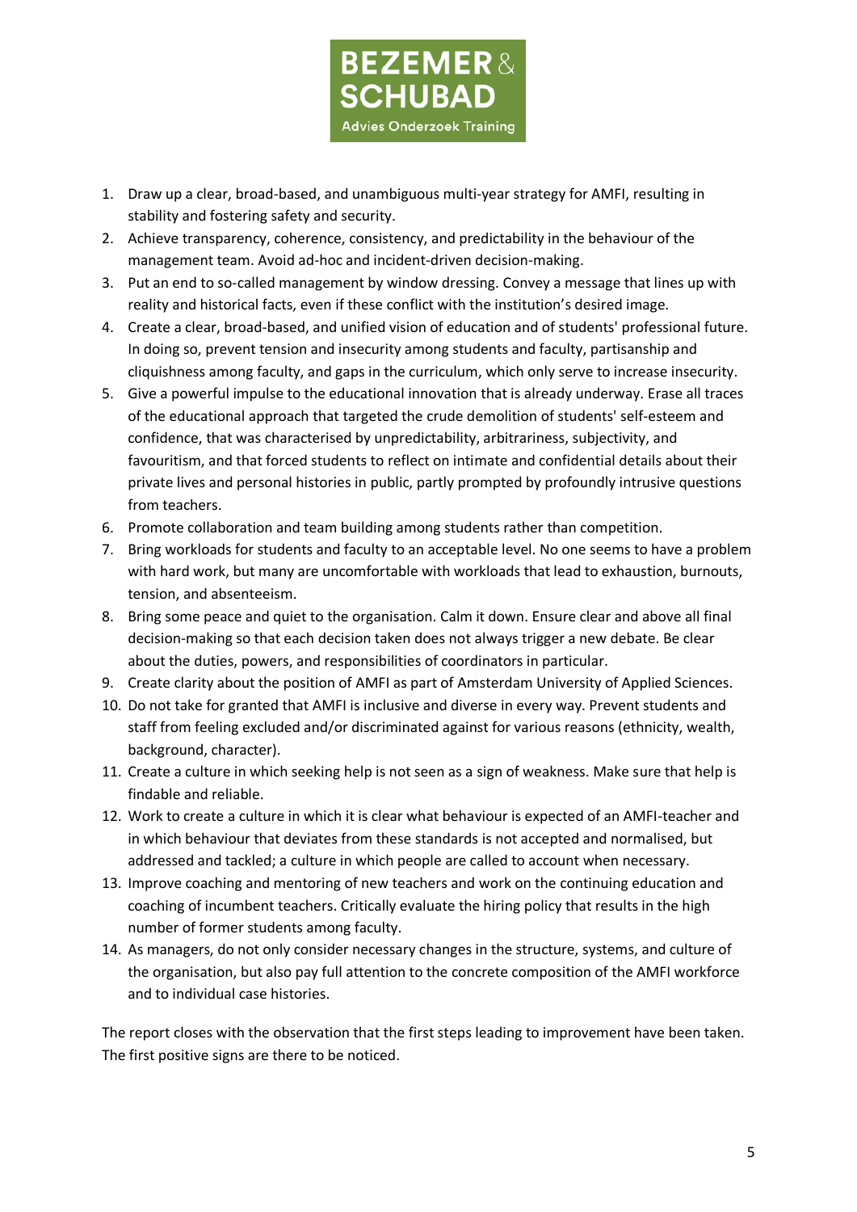1. Draw up a clear, broad-based, and unambiguous multi-year strategy for AMFI, resulting in stability and fostering safety and security.
2. Achieve transparency, coherence, consistency, and predictability in the behaviour of the management team. Avoid ad-hoc and incident-driven decision-making.
3. Put an end to so-called management by window dressing. Convey a message that lines up with reality and historical facts, even if these conflict with the institution's desired image.
4. Create a clear, broad-based, and unified vision of education and of students' professional future. In doing so, prevent tension and insecurity among students and faculty, partisanship and cliquishness among faculty, and gaps in the curriculum, which only serve to increase insecurity.
5. Give a powerful impulse to the educational innovation that is already underway. Erase all traces of the educational approach that targeted the crude demolition of students' self-esteem and confidence, that was characterised by unpredictability, arbitrariness, subjectivity, and favouritism, and that forced students to reflect on intimate and confidential details about their private lives and personal histories in public, partly prompted by profoundly intrusive questions from teachers.
6. Promote collaboration and team building among students rather than competition.
7. Bring workloads for students and faculty to an acceptable level. No one seems to have a problem with hard work, but many are uncomfortable with workloads that lead to exhaustion, burnouts, tension, and absenteeism.
8. Bring some peace and quiet to the organisation. Calm it down. Ensure clear and above all final decision-making so that each decision taken does not always trigger a new debate. Be clear about the duties, powers, and responsibilities of coordinators in particular.
9. Create clarity about the position of AMFI as part of Amsterdam University of Applied Sciences.
10. Do not take for granted that AMFI is inclusive and diverse in every way. Prevent students and staff from feeling excluded and/or discriminated against for various reasons (ethnicity, wealth, background, character).
11. Create a culture in which seeking help is not seen as a sign of weakness. Make sure that help is findable and reliable.
12. Work to create a culture in which it is clear what behaviour is expected of an AMFI-teacher and in which behaviour that deviates from these standards is not accepted and normalised, but addressed and tackled; a culture in which people are called to account when necessary.
13. Improve coaching and mentoring of new teachers and work on the continuing education and coaching of incumbent teachers. Critically evaluate the hiring policy that results in the high number of former students among faculty.
14. As managers, do not only consider necessary changes in the structure, systems, and culture of the organisation, but also pay full attention to the concrete composition of the AMFI workforce and to individual case histories.

The report closes with the observation that the first steps leading to improvement have been taken. The first positive signs are there to be noticed.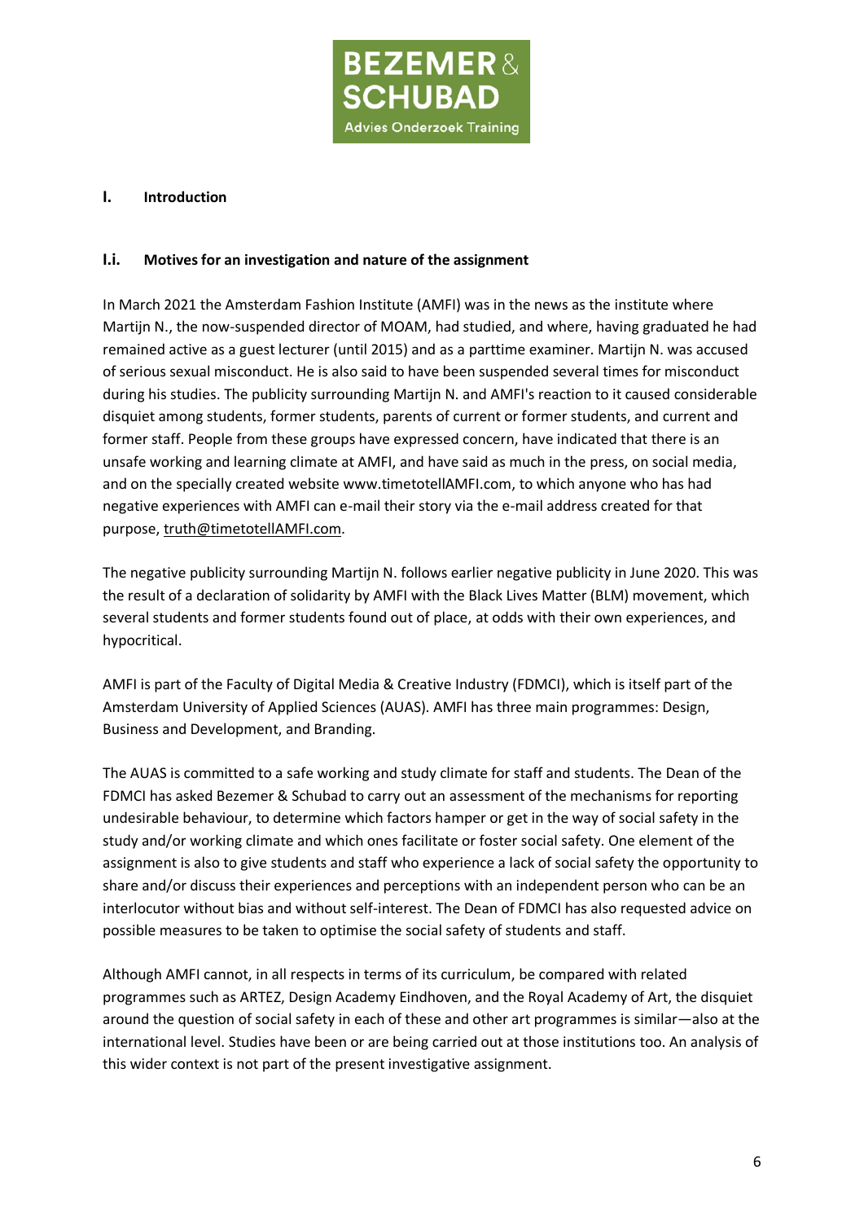# I. Introduction

## I.i. Motives for an investigation and nature of the assignment

In March 2021 the Amsterdam Fashion Institute (AMFI) was in the news as the institute where Martijn N., the now-suspended director of MOAM, had studied, and where, having graduated he had remained active as a guest lecturer (until 2015) and as a parttime examiner. Martijn N. was accused of serious sexual misconduct. He is also said to have been suspended several times for misconduct during his studies. The publicity surrounding Martijn N. and AMFI's reaction to it caused considerable disquiet among students, former students, parents of current or former students, and current and former staff. People from these groups have expressed concern, have indicated that there is an unsafe working and learning climate at AMFI, and have said as much in the press, on social media, and on the specially created website www.timetotellAMFI.com, to which anyone who has had negative experiences with AMFI can e-mail their story via the e-mail address created for that purpose, truth@timetotellAMFI.com.

The negative publicity surrounding Martijn N. follows earlier negative publicity in June 2020. This was the result of a declaration of solidarity by AMFI with the Black Lives Matter (BLM) movement, which several students and former students found out of place, at odds with their own experiences, and hypocritical.

AMFI is part of the Faculty of Digital Media & Creative Industry (FDMCI), which is itself part of the Amsterdam University of Applied Sciences (AUAS). AMFI has three main programmes: Design, Business and Development, and Branding.

The AUAS is committed to a safe working and study climate for staff and students. The Dean of the FDMCI has asked Bezemer & Schubad to carry out an assessment of the mechanisms for reporting undesirable behaviour, to determine which factors hamper or get in the way of social safety in the study and/or working climate and which ones facilitate or foster social safety. One element of the assignment is also to give students and staff who experience a lack of social safety the opportunity to share and/or discuss their experiences and perceptions with an independent person who can be an interlocutor without bias and without self-interest. The Dean of FDMCI has also requested advice on possible measures to be taken to optimise the social safety of students and staff.

Although AMFI cannot, in all respects in terms of its curriculum, be compared with related programmes such as ARTEZ, Design Academy Eindhoven, and the Royal Academy of Art, the disquiet around the question of social safety in each of these and other art programmes is similar—also at the international level. Studies have been or are being carried out at those institutions too. An analysis of this wider context is not part of the present investigative assignment.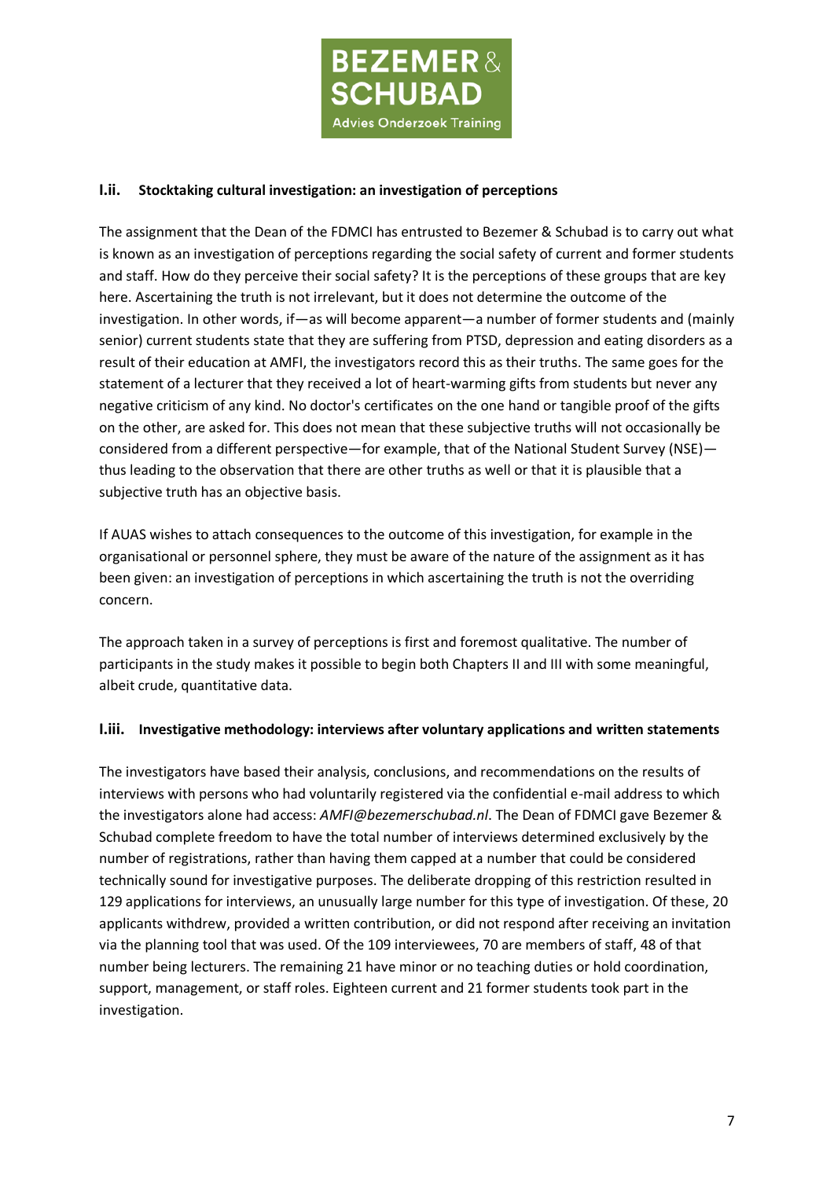### I.ii. Stocktaking cultural investigation: an investigation of perceptions

The assignment that the Dean of the FDMCI has entrusted to Bezemer & Schubad is to carry out what is known as an investigation of perceptions regarding the social safety of current and former students and staff. How do they perceive their social safety? It is the perceptions of these groups that are key here. Ascertaining the truth is not irrelevant, but it does not determine the outcome of the investigation. In other words, if—as will become apparent—a number of former students and (mainly senior) current students state that they are suffering from PTSD, depression and eating disorders as a result of their education at AMFI, the investigators record this as their truths. The same goes for the statement of a lecturer that they received a lot of heart-warming gifts from students but never any negative criticism of any kind. No doctor's certificates on the one hand or tangible proof of the gifts on the other, are asked for. This does not mean that these subjective truths will not occasionally be considered from a different perspective—for example, that of the National Student Survey (NSE)—thus leading to the observation that there are other truths as well or that it is plausible that a subjective truth has an objective basis.

If AUAS wishes to attach consequences to the outcome of this investigation, for example in the organisational or personnel sphere, they must be aware of the nature of the assignment as it has been given: an investigation of perceptions in which ascertaining the truth is not the overriding concern.

The approach taken in a survey of perceptions is first and foremost qualitative. The number of participants in the study makes it possible to begin both Chapters II and III with some meaningful, albeit crude, quantitative data.

### I.iii. Investigative methodology: interviews after voluntary applications and written statements

The investigators have based their analysis, conclusions, and recommendations on the results of interviews with persons who had voluntarily registered via the confidential e-mail address to which the investigators alone had access: *AMFI@bezemerschubad.nl*. The Dean of FDMCI gave Bezemer & Schubad complete freedom to have the total number of interviews determined exclusively by the number of registrations, rather than having them capped at a number that could be considered technically sound for investigative purposes. The deliberate dropping of this restriction resulted in 129 applications for interviews, an unusually large number for this type of investigation. Of these, 20 applicants withdrew, provided a written contribution, or did not respond after receiving an invitation via the planning tool that was used. Of the 109 interviewees, 70 are members of staff, 48 of that number being lecturers. The remaining 21 have minor or no teaching duties or hold coordination, support, management, or staff roles. Eighteen current and 21 former students took part in the investigation.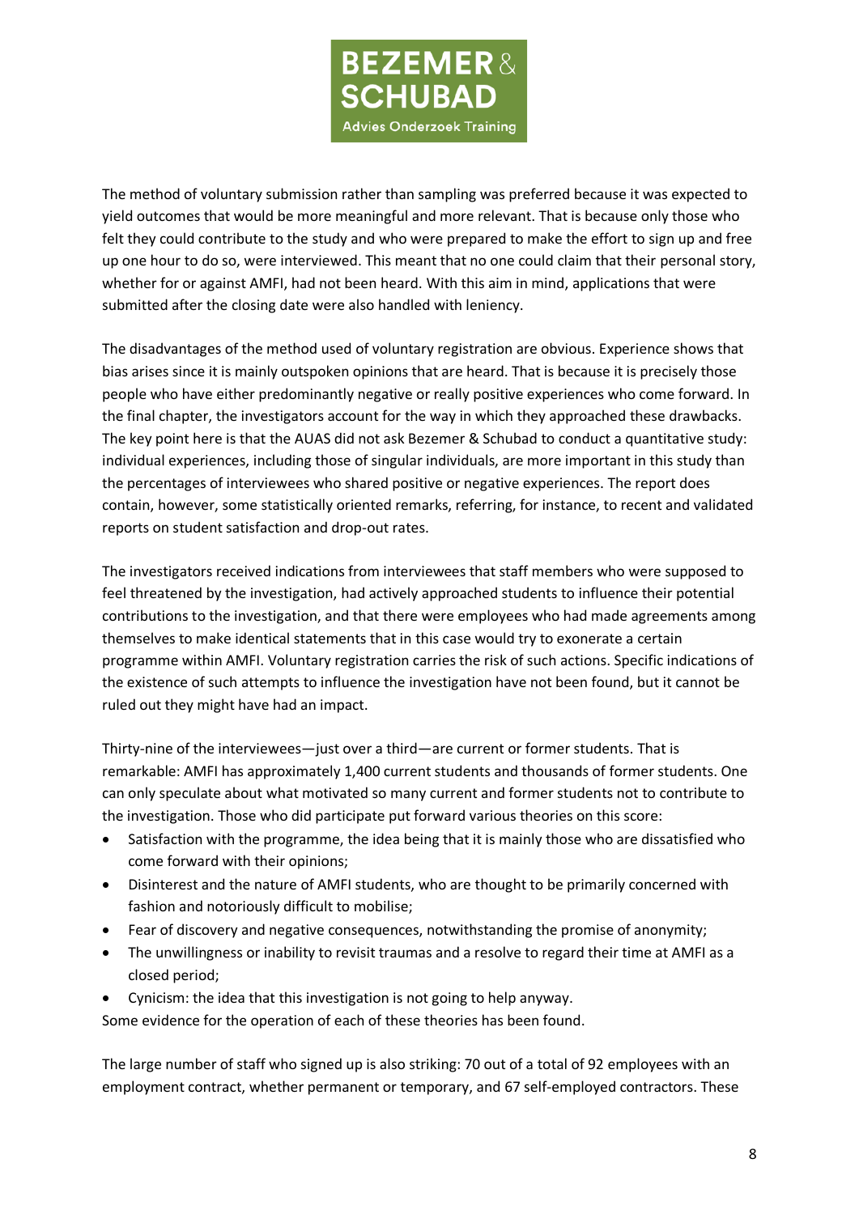The method of voluntary submission rather than sampling was preferred because it was expected to yield outcomes that would be more meaningful and more relevant. That is because only those who felt they could contribute to the study and who were prepared to make the effort to sign up and free up one hour to do so, were interviewed. This meant that no one could claim that their personal story, whether for or against AMFI, had not been heard. With this aim in mind, applications that were submitted after the closing date were also handled with leniency.

The disadvantages of the method used of voluntary registration are obvious. Experience shows that bias arises since it is mainly outspoken opinions that are heard. That is because it is precisely those people who have either predominantly negative or really positive experiences who come forward. In the final chapter, the investigators account for the way in which they approached these drawbacks. The key point here is that the AUAS did not ask Bezemer & Schubad to conduct a quantitative study: individual experiences, including those of singular individuals, are more important in this study than the percentages of interviewees who shared positive or negative experiences. The report does contain, however, some statistically oriented remarks, referring, for instance, to recent and validated reports on student satisfaction and drop-out rates.

The investigators received indications from interviewees that staff members who were supposed to feel threatened by the investigation, had actively approached students to influence their potential contributions to the investigation, and that there were employees who had made agreements among themselves to make identical statements that in this case would try to exonerate a certain programme within AMFI. Voluntary registration carries the risk of such actions. Specific indications of the existence of such attempts to influence the investigation have not been found, but it cannot be ruled out they might have had an impact.

Thirty-nine of the interviewees—just over a third—are current or former students. That is remarkable: AMFI has approximately 1,400 current students and thousands of former students. One can only speculate about what motivated so many current and former students not to contribute to the investigation. Those who did participate put forward various theories on this score:

- Satisfaction with the programme, the idea being that it is mainly those who are dissatisfied who come forward with their opinions;
- Disinterest and the nature of AMFI students, who are thought to be primarily concerned with fashion and notoriously difficult to mobilise;
- Fear of discovery and negative consequences, notwithstanding the promise of anonymity;
- The unwillingness or inability to revisit traumas and a resolve to regard their time at AMFI as a closed period;
- Cynicism: the idea that this investigation is not going to help anyway.

Some evidence for the operation of each of these theories has been found.

The large number of staff who signed up is also striking: 70 out of a total of 92 employees with an employment contract, whether permanent or temporary, and 67 self-employed contractors. These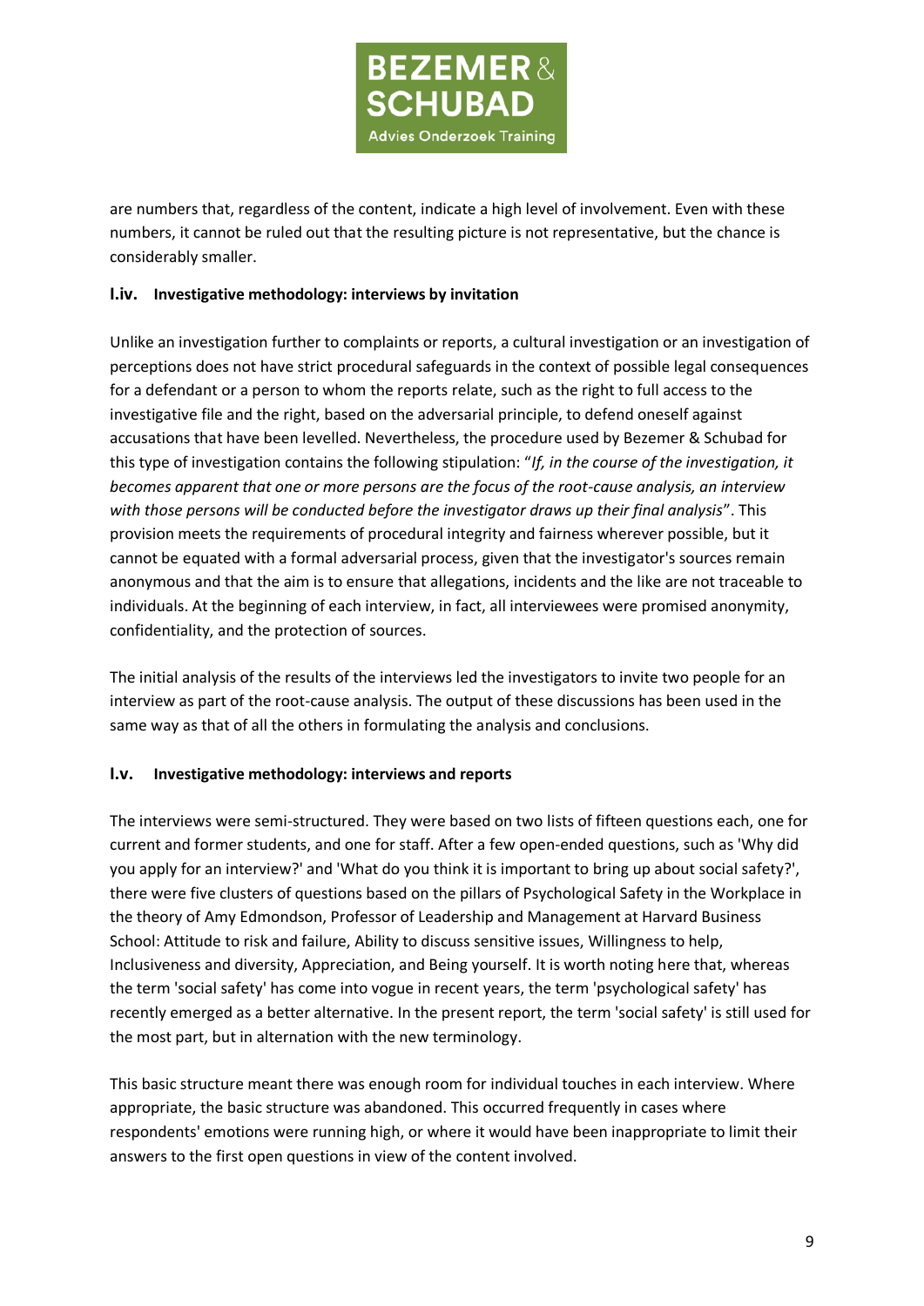are numbers that, regardless of the content, indicate a high level of involvement. Even with these numbers, it cannot be ruled out that the resulting picture is not representative, but the chance is considerably smaller.

### I.iv. Investigative methodology: interviews by invitation

Unlike an investigation further to complaints or reports, a cultural investigation or an investigation of perceptions does not have strict procedural safeguards in the context of possible legal consequences for a defendant or a person to whom the reports relate, such as the right to full access to the investigative file and the right, based on the adversarial principle, to defend oneself against accusations that have been levelled. Nevertheless, the procedure used by Bezemer & Schubad for this type of investigation contains the following stipulation: "*If, in the course of the investigation, it becomes apparent that one or more persons are the focus of the root-cause analysis, an interview with those persons will be conducted before the investigator draws up their final analysis*". This provision meets the requirements of procedural integrity and fairness wherever possible, but it cannot be equated with a formal adversarial process, given that the investigator's sources remain anonymous and that the aim is to ensure that allegations, incidents and the like are not traceable to individuals. At the beginning of each interview, in fact, all interviewees were promised anonymity, confidentiality, and the protection of sources.

The initial analysis of the results of the interviews led the investigators to invite two people for an interview as part of the root-cause analysis. The output of these discussions has been used in the same way as that of all the others in formulating the analysis and conclusions.

### I.v. Investigative methodology: interviews and reports

The interviews were semi-structured. They were based on two lists of fifteen questions each, one for current and former students, and one for staff. After a few open-ended questions, such as 'Why did you apply for an interview?' and 'What do you think it is important to bring up about social safety?', there were five clusters of questions based on the pillars of Psychological Safety in the Workplace in the theory of Amy Edmondson, Professor of Leadership and Management at Harvard Business School: Attitude to risk and failure, Ability to discuss sensitive issues, Willingness to help, Inclusiveness and diversity, Appreciation, and Being yourself. It is worth noting here that, whereas the term 'social safety' has come into vogue in recent years, the term 'psychological safety' has recently emerged as a better alternative. In the present report, the term 'social safety' is still used for the most part, but in alternation with the new terminology.

This basic structure meant there was enough room for individual touches in each interview. Where appropriate, the basic structure was abandoned. This occurred frequently in cases where respondents' emotions were running high, or where it would have been inappropriate to limit their answers to the first open questions in view of the content involved.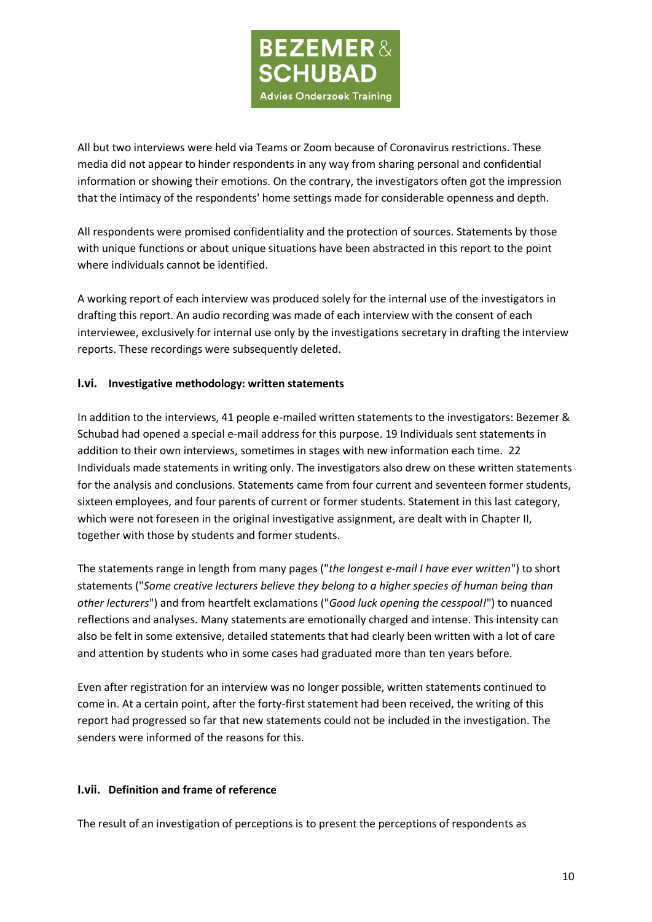All but two interviews were held via Teams or Zoom because of Coronavirus restrictions. These media did not appear to hinder respondents in any way from sharing personal and confidential information or showing their emotions. On the contrary, the investigators often got the impression that the intimacy of the respondents' home settings made for considerable openness and depth.

All respondents were promised confidentiality and the protection of sources. Statements by those with unique functions or about unique situations have been abstracted in this report to the point where individuals cannot be identified.

A working report of each interview was produced solely for the internal use of the investigators in drafting this report. An audio recording was made of each interview with the consent of each interviewee, exclusively for internal use only by the investigations secretary in drafting the interview reports. These recordings were subsequently deleted.

### I.vi. Investigative methodology: written statements

In addition to the interviews, 41 people e-mailed written statements to the investigators: Bezemer & Schubad had opened a special e-mail address for this purpose. 19 Individuals sent statements in addition to their own interviews, sometimes in stages with new information each time. 22 Individuals made statements in writing only. The investigators also drew on these written statements for the analysis and conclusions. Statements came from four current and seventeen former students, sixteen employees, and four parents of current or former students. Statement in this last category, which were not foreseen in the original investigative assignment, are dealt with in Chapter II, together with those by students and former students.

The statements range in length from many pages ("*the longest e-mail I have ever written*") to short statements ("*Some creative lecturers believe they belong to a higher species of human being than other lecturers*") and from heartfelt exclamations ("*Good luck opening the cesspool!*") to nuanced reflections and analyses. Many statements are emotionally charged and intense. This intensity can also be felt in some extensive, detailed statements that had clearly been written with a lot of care and attention by students who in some cases had graduated more than ten years before.

Even after registration for an interview was no longer possible, written statements continued to come in. At a certain point, after the forty-first statement had been received, the writing of this report had progressed so far that new statements could not be included in the investigation. The senders were informed of the reasons for this.

### I.vii. Definition and frame of reference

The result of an investigation of perceptions is to present the perceptions of respondents as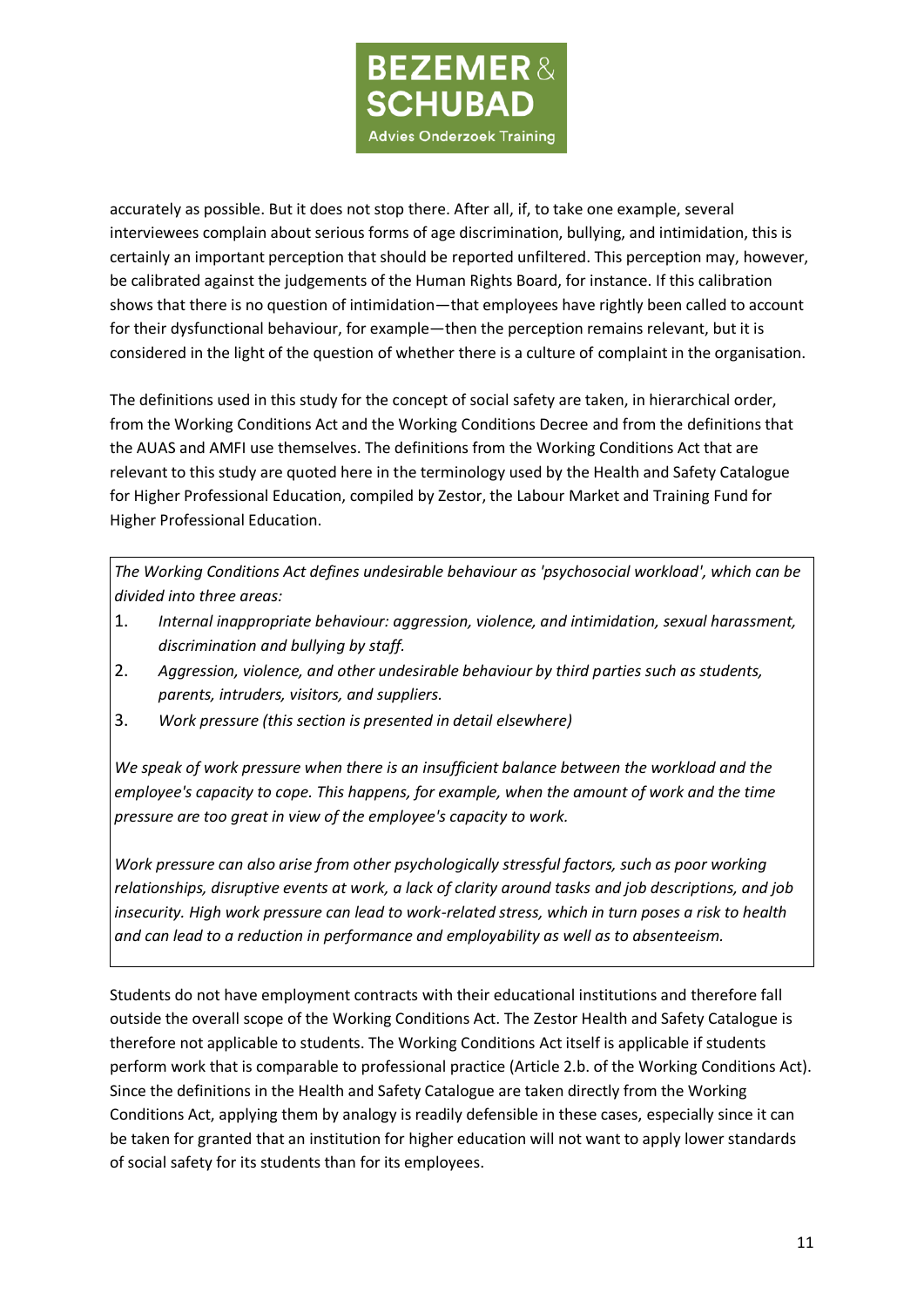accurately as possible. But it does not stop there. After all, if, to take one example, several interviewees complain about serious forms of age discrimination, bullying, and intimidation, this is certainly an important perception that should be reported unfiltered. This perception may, however, be calibrated against the judgements of the Human Rights Board, for instance. If this calibration shows that there is no question of intimidation—that employees have rightly been called to account for their dysfunctional behaviour, for example—then the perception remains relevant, but it is considered in the light of the question of whether there is a culture of complaint in the organisation.

The definitions used in this study for the concept of social safety are taken, in hierarchical order, from the Working Conditions Act and the Working Conditions Decree and from the definitions that the AUAS and AMFI use themselves. The definitions from the Working Conditions Act that are relevant to this study are quoted here in the terminology used by the Health and Safety Catalogue for Higher Professional Education, compiled by Zestor, the Labour Market and Training Fund for Higher Professional Education.

> *The Working Conditions Act defines undesirable behaviour as 'psychosocial workload', which can be divided into three areas:*
>
> 1. *Internal inappropriate behaviour: aggression, violence, and intimidation, sexual harassment, discrimination and bullying by staff.*
> 2. *Aggression, violence, and other undesirable behaviour by third parties such as students, parents, intruders, visitors, and suppliers.*
> 3. *Work pressure (this section is presented in detail elsewhere)*
>
> *We speak of work pressure when there is an insufficient balance between the workload and the employee's capacity to cope. This happens, for example, when the amount of work and the time pressure are too great in view of the employee's capacity to work.*
>
> *Work pressure can also arise from other psychologically stressful factors, such as poor working relationships, disruptive events at work, a lack of clarity around tasks and job descriptions, and job insecurity. High work pressure can lead to work-related stress, which in turn poses a risk to health and can lead to a reduction in performance and employability as well as to absenteeism.*

Students do not have employment contracts with their educational institutions and therefore fall outside the overall scope of the Working Conditions Act. The Zestor Health and Safety Catalogue is therefore not applicable to students. The Working Conditions Act itself is applicable if students perform work that is comparable to professional practice (Article 2.b. of the Working Conditions Act). Since the definitions in the Health and Safety Catalogue are taken directly from the Working Conditions Act, applying them by analogy is readily defensible in these cases, especially since it can be taken for granted that an institution for higher education will not want to apply lower standards of social safety for its students than for its employees.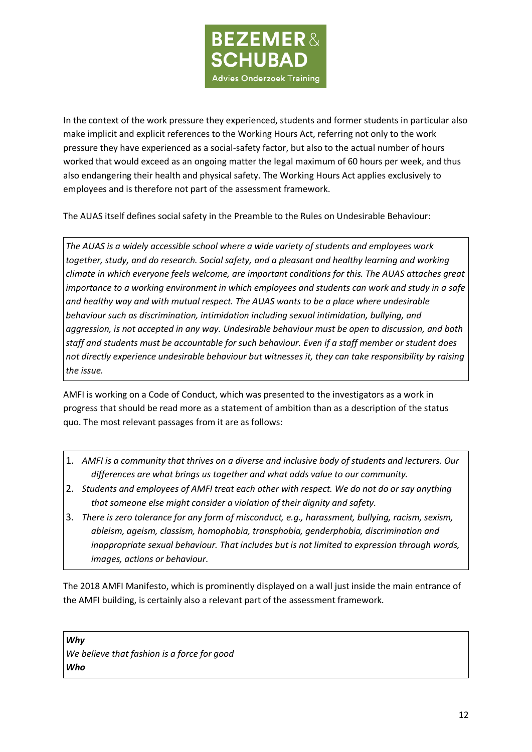In the context of the work pressure they experienced, students and former students in particular also make implicit and explicit references to the Working Hours Act, referring not only to the work pressure they have experienced as a social-safety factor, but also to the actual number of hours worked that would exceed as an ongoing matter the legal maximum of 60 hours per week, and thus also endangering their health and physical safety. The Working Hours Act applies exclusively to employees and is therefore not part of the assessment framework.

The AUAS itself defines social safety in the Preamble to the Rules on Undesirable Behaviour:

> *The AUAS is a widely accessible school where a wide variety of students and employees work together, study, and do research. Social safety, and a pleasant and healthy learning and working climate in which everyone feels welcome, are important conditions for this. The AUAS attaches great importance to a working environment in which employees and students can work and study in a safe and healthy way and with mutual respect. The AUAS wants to be a place where undesirable behaviour such as discrimination, intimidation including sexual intimidation, bullying, and aggression, is not accepted in any way. Undesirable behaviour must be open to discussion, and both staff and students must be accountable for such behaviour. Even if a staff member or student does not directly experience undesirable behaviour but witnesses it, they can take responsibility by raising the issue.*

AMFI is working on a Code of Conduct, which was presented to the investigators as a work in progress that should be read more as a statement of ambition than as a description of the status quo. The most relevant passages from it are as follows:

> 1. *AMFI is a community that thrives on a diverse and inclusive body of students and lecturers. Our differences are what brings us together and what adds value to our community.*
> 2. *Students and employees of AMFI treat each other with respect. We do not do or say anything that someone else might consider a violation of their dignity and safety.*
> 3. *There is zero tolerance for any form of misconduct, e.g., harassment, bullying, racism, sexism, ableism, ageism, classism, homophobia, transphobia, genderphobia, discrimination and inappropriate sexual behaviour. That includes but is not limited to expression through words, images, actions or behaviour.*

The 2018 AMFI Manifesto, which is prominently displayed on a wall just inside the main entrance of the AMFI building, is certainly also a relevant part of the assessment framework.

> ***Why***
> *We believe that fashion is a force for good*
> ***Who***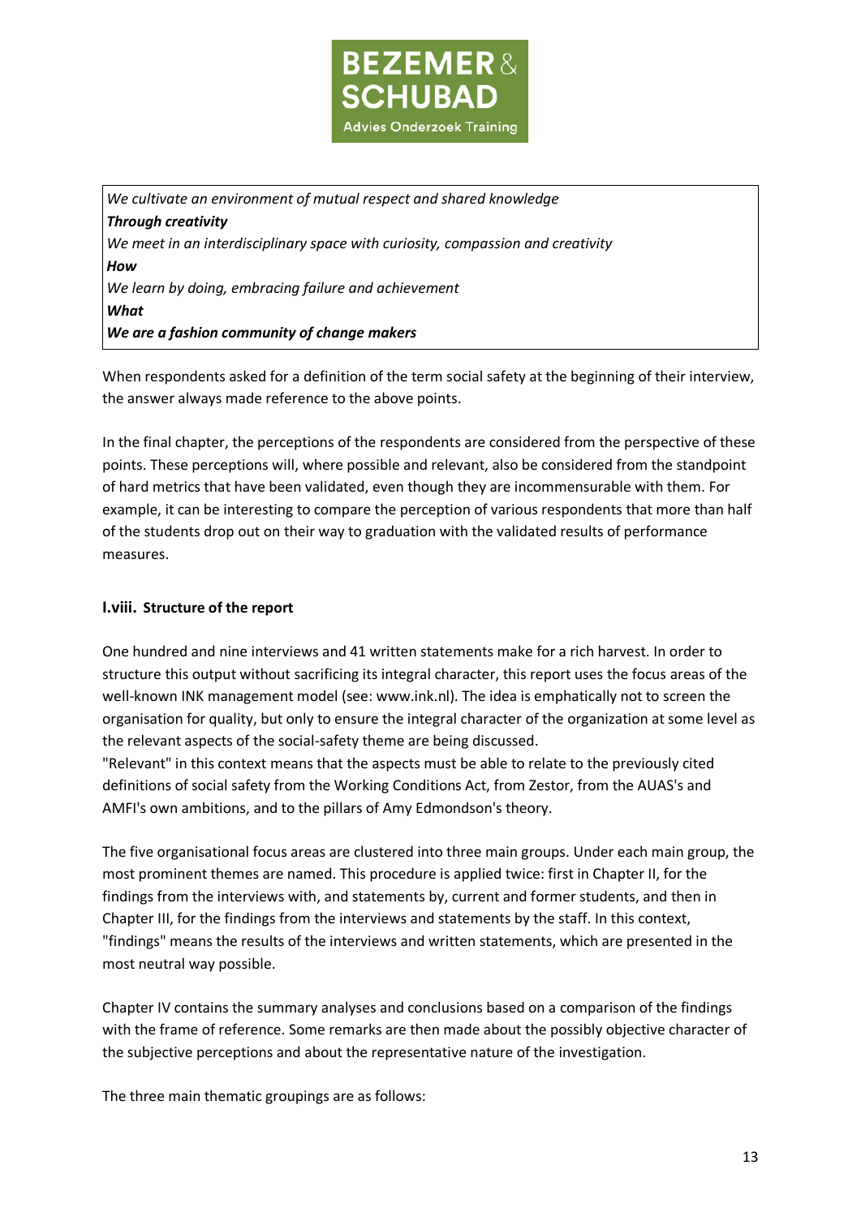*We cultivate an environment of mutual respect and shared knowledge*
***Through creativity***
*We meet in an interdisciplinary space with curiosity, compassion and creativity*
***How***
*We learn by doing, embracing failure and achievement*
***What***
***We are a fashion community of change makers***

When respondents asked for a definition of the term social safety at the beginning of their interview, the answer always made reference to the above points.

In the final chapter, the perceptions of the respondents are considered from the perspective of these points. These perceptions will, where possible and relevant, also be considered from the standpoint of hard metrics that have been validated, even though they are incommensurable with them. For example, it can be interesting to compare the perception of various respondents that more than half of the students drop out on their way to graduation with the validated results of performance measures.

### I.viii. Structure of the report

One hundred and nine interviews and 41 written statements make for a rich harvest. In order to structure this output without sacrificing its integral character, this report uses the focus areas of the well-known INK management model (see: www.ink.nl). The idea is emphatically not to screen the organisation for quality, but only to ensure the integral character of the organization at some level as the relevant aspects of the social-safety theme are being discussed.
"Relevant" in this context means that the aspects must be able to relate to the previously cited definitions of social safety from the Working Conditions Act, from Zestor, from the AUAS's and AMFI's own ambitions, and to the pillars of Amy Edmondson's theory.

The five organisational focus areas are clustered into three main groups. Under each main group, the most prominent themes are named. This procedure is applied twice: first in Chapter II, for the findings from the interviews with, and statements by, current and former students, and then in Chapter III, for the findings from the interviews and statements by the staff. In this context, "findings" means the results of the interviews and written statements, which are presented in the most neutral way possible.

Chapter IV contains the summary analyses and conclusions based on a comparison of the findings with the frame of reference. Some remarks are then made about the possibly objective character of the subjective perceptions and about the representative nature of the investigation.

The three main thematic groupings are as follows: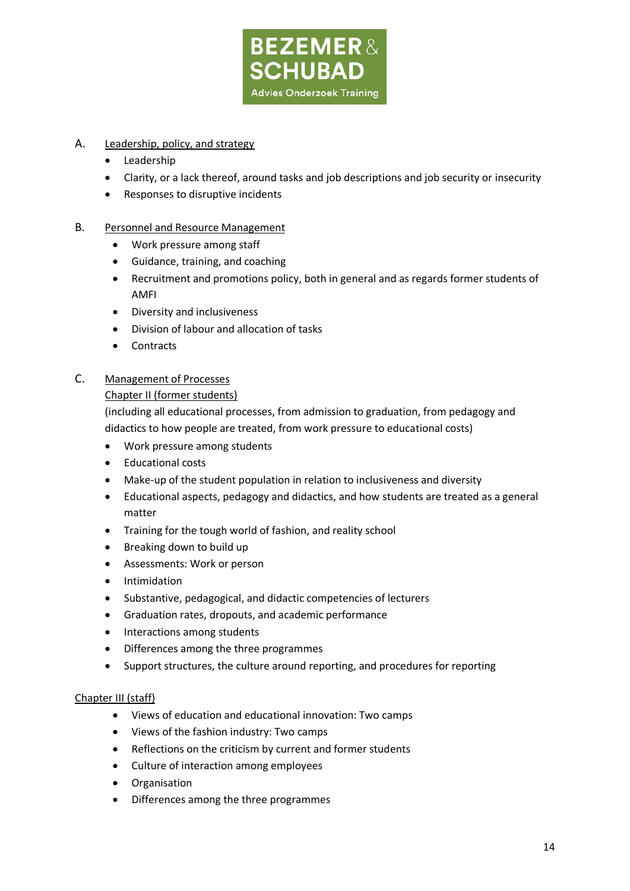A. Leadership, policy, and strategy

- Leadership
- Clarity, or a lack thereof, around tasks and job descriptions and job security or insecurity
- Responses to disruptive incidents

B. Personnel and Resource Management

- Work pressure among staff
- Guidance, training, and coaching
- Recruitment and promotions policy, both in general and as regards former students of AMFI
- Diversity and inclusiveness
- Division of labour and allocation of tasks
- Contracts

C. Management of Processes

Chapter II (former students)

(including all educational processes, from admission to graduation, from pedagogy and didactics to how people are treated, from work pressure to educational costs)

- Work pressure among students
- Educational costs
- Make-up of the student population in relation to inclusiveness and diversity
- Educational aspects, pedagogy and didactics, and how students are treated as a general matter
- Training for the tough world of fashion, and reality school
- Breaking down to build up
- Assessments: Work or person
- Intimidation
- Substantive, pedagogical, and didactic competencies of lecturers
- Graduation rates, dropouts, and academic performance
- Interactions among students
- Differences among the three programmes
- Support structures, the culture around reporting, and procedures for reporting

Chapter III (staff)

- Views of education and educational innovation: Two camps
- Views of the fashion industry: Two camps
- Reflections on the criticism by current and former students
- Culture of interaction among employees
- Organisation
- Differences among the three programmes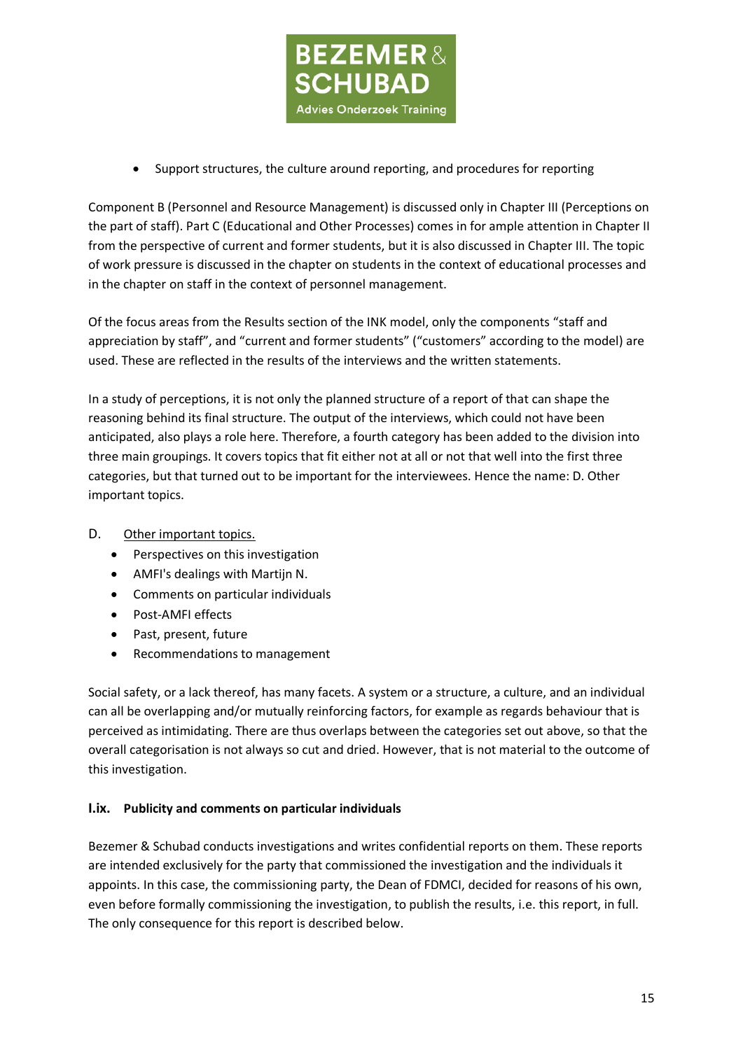- Support structures, the culture around reporting, and procedures for reporting

Component B (Personnel and Resource Management) is discussed only in Chapter III (Perceptions on the part of staff). Part C (Educational and Other Processes) comes in for ample attention in Chapter II from the perspective of current and former students, but it is also discussed in Chapter III. The topic of work pressure is discussed in the chapter on students in the context of educational processes and in the chapter on staff in the context of personnel management.

Of the focus areas from the Results section of the INK model, only the components "staff and appreciation by staff", and "current and former students" ("customers" according to the model) are used. These are reflected in the results of the interviews and the written statements.

In a study of perceptions, it is not only the planned structure of a report of that can shape the reasoning behind its final structure. The output of the interviews, which could not have been anticipated, also plays a role here. Therefore, a fourth category has been added to the division into three main groupings. It covers topics that fit either not at all or not that well into the first three categories, but that turned out to be important for the interviewees. Hence the name: D. Other important topics.

D. <u>Other important topics.</u>

- Perspectives on this investigation
- AMFI's dealings with Martijn N.
- Comments on particular individuals
- Post-AMFI effects
- Past, present, future
- Recommendations to management

Social safety, or a lack thereof, has many facets. A system or a structure, a culture, and an individual can all be overlapping and/or mutually reinforcing factors, for example as regards behaviour that is perceived as intimidating. There are thus overlaps between the categories set out above, so that the overall categorisation is not always so cut and dried. However, that is not material to the outcome of this investigation.

### I.ix. Publicity and comments on particular individuals

Bezemer & Schubad conducts investigations and writes confidential reports on them. These reports are intended exclusively for the party that commissioned the investigation and the individuals it appoints. In this case, the commissioning party, the Dean of FDMCI, decided for reasons of his own, even before formally commissioning the investigation, to publish the results, i.e. this report, in full. The only consequence for this report is described below.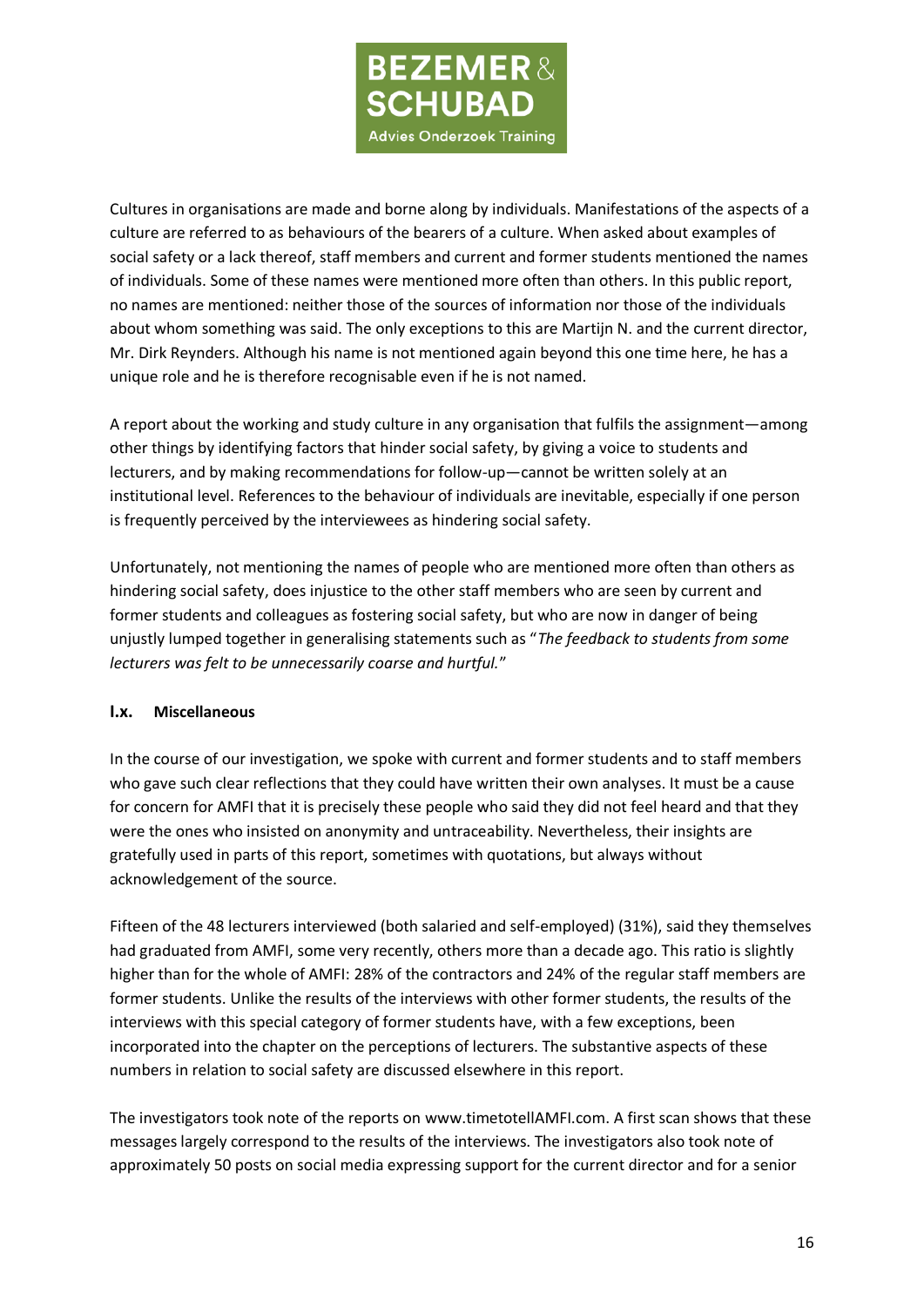Cultures in organisations are made and borne along by individuals. Manifestations of the aspects of a culture are referred to as behaviours of the bearers of a culture. When asked about examples of social safety or a lack thereof, staff members and current and former students mentioned the names of individuals. Some of these names were mentioned more often than others. In this public report, no names are mentioned: neither those of the sources of information nor those of the individuals about whom something was said. The only exceptions to this are Martijn N. and the current director, Mr. Dirk Reynders. Although his name is not mentioned again beyond this one time here, he has a unique role and he is therefore recognisable even if he is not named.

A report about the working and study culture in any organisation that fulfils the assignment—among other things by identifying factors that hinder social safety, by giving a voice to students and lecturers, and by making recommendations for follow-up—cannot be written solely at an institutional level. References to the behaviour of individuals are inevitable, especially if one person is frequently perceived by the interviewees as hindering social safety.

Unfortunately, not mentioning the names of people who are mentioned more often than others as hindering social safety, does injustice to the other staff members who are seen by current and former students and colleagues as fostering social safety, but who are now in danger of being unjustly lumped together in generalising statements such as "*The feedback to students from some lecturers was felt to be unnecessarily coarse and hurtful.*"

### I.x. Miscellaneous

In the course of our investigation, we spoke with current and former students and to staff members who gave such clear reflections that they could have written their own analyses. It must be a cause for concern for AMFI that it is precisely these people who said they did not feel heard and that they were the ones who insisted on anonymity and untraceability. Nevertheless, their insights are gratefully used in parts of this report, sometimes with quotations, but always without acknowledgement of the source.

Fifteen of the 48 lecturers interviewed (both salaried and self-employed) (31%), said they themselves had graduated from AMFI, some very recently, others more than a decade ago. This ratio is slightly higher than for the whole of AMFI: 28% of the contractors and 24% of the regular staff members are former students. Unlike the results of the interviews with other former students, the results of the interviews with this special category of former students have, with a few exceptions, been incorporated into the chapter on the perceptions of lecturers. The substantive aspects of these numbers in relation to social safety are discussed elsewhere in this report.

The investigators took note of the reports on www.timetotellAMFI.com. A first scan shows that these messages largely correspond to the results of the interviews. The investigators also took note of approximately 50 posts on social media expressing support for the current director and for a senior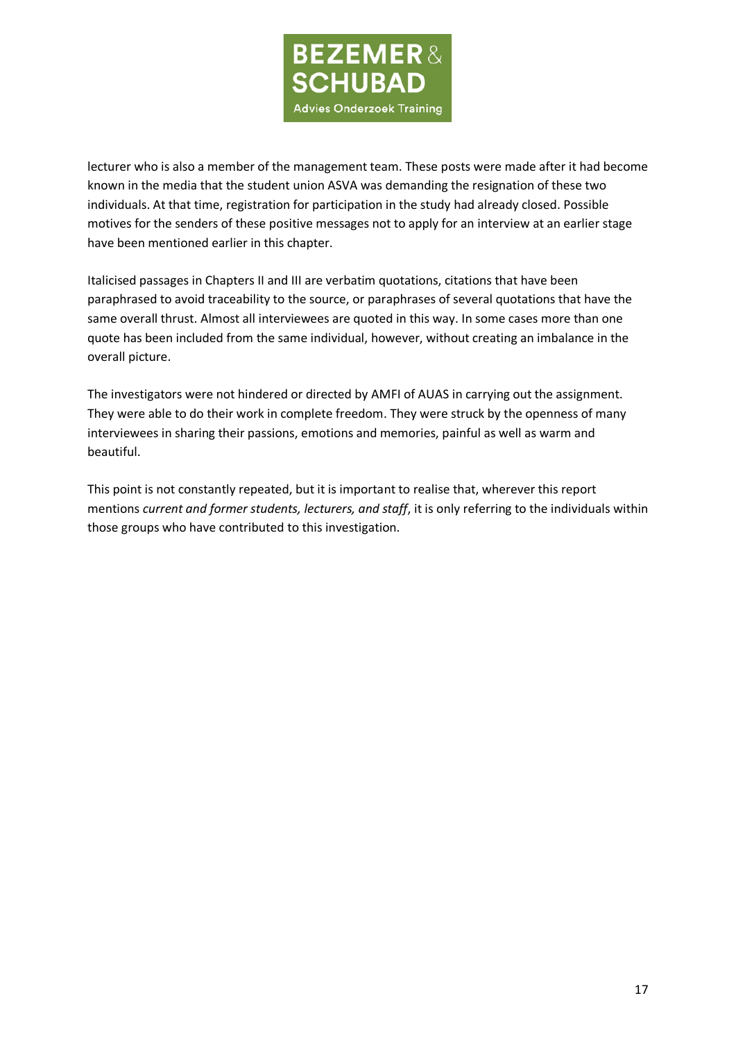lecturer who is also a member of the management team. These posts were made after it had become known in the media that the student union ASVA was demanding the resignation of these two individuals. At that time, registration for participation in the study had already closed. Possible motives for the senders of these positive messages not to apply for an interview at an earlier stage have been mentioned earlier in this chapter.

Italicised passages in Chapters II and III are verbatim quotations, citations that have been paraphrased to avoid traceability to the source, or paraphrases of several quotations that have the same overall thrust. Almost all interviewees are quoted in this way. In some cases more than one quote has been included from the same individual, however, without creating an imbalance in the overall picture.

The investigators were not hindered or directed by AMFI of AUAS in carrying out the assignment. They were able to do their work in complete freedom. They were struck by the openness of many interviewees in sharing their passions, emotions and memories, painful as well as warm and beautiful.

This point is not constantly repeated, but it is important to realise that, wherever this report mentions *current and former students, lecturers, and staff*, it is only referring to the individuals within those groups who have contributed to this investigation.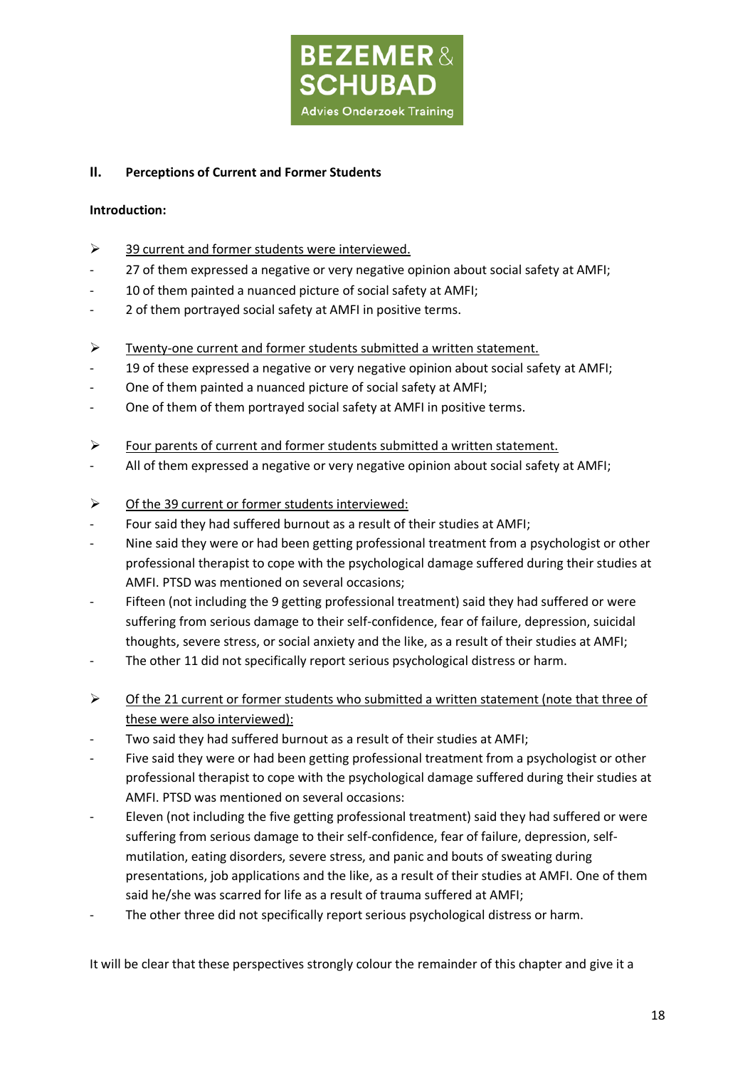## II. Perceptions of Current and Former Students

**Introduction:**

- 39 current and former students were interviewed.
  - 27 of them expressed a negative or very negative opinion about social safety at AMFI;
  - 10 of them painted a nuanced picture of social safety at AMFI;
  - 2 of them portrayed social safety at AMFI in positive terms.

- Twenty-one current and former students submitted a written statement.
  - 19 of these expressed a negative or very negative opinion about social safety at AMFI;
  - One of them painted a nuanced picture of social safety at AMFI;
  - One of them of them portrayed social safety at AMFI in positive terms.

- Four parents of current and former students submitted a written statement.
  - All of them expressed a negative or very negative opinion about social safety at AMFI;

- Of the 39 current or former students interviewed:
  - Four said they had suffered burnout as a result of their studies at AMFI;
  - Nine said they were or had been getting professional treatment from a psychologist or other professional therapist to cope with the psychological damage suffered during their studies at AMFI. PTSD was mentioned on several occasions;
  - Fifteen (not including the 9 getting professional treatment) said they had suffered or were suffering from serious damage to their self-confidence, fear of failure, depression, suicidal thoughts, severe stress, or social anxiety and the like, as a result of their studies at AMFI;
  - The other 11 did not specifically report serious psychological distress or harm.

- Of the 21 current or former students who submitted a written statement (note that three of these were also interviewed):
  - Two said they had suffered burnout as a result of their studies at AMFI;
  - Five said they were or had been getting professional treatment from a psychologist or other professional therapist to cope with the psychological damage suffered during their studies at AMFI. PTSD was mentioned on several occasions:
  - Eleven (not including the five getting professional treatment) said they had suffered or were suffering from serious damage to their self-confidence, fear of failure, depression, self-mutilation, eating disorders, severe stress, and panic and bouts of sweating during presentations, job applications and the like, as a result of their studies at AMFI. One of them said he/she was scarred for life as a result of trauma suffered at AMFI;
  - The other three did not specifically report serious psychological distress or harm.

It will be clear that these perspectives strongly colour the remainder of this chapter and give it a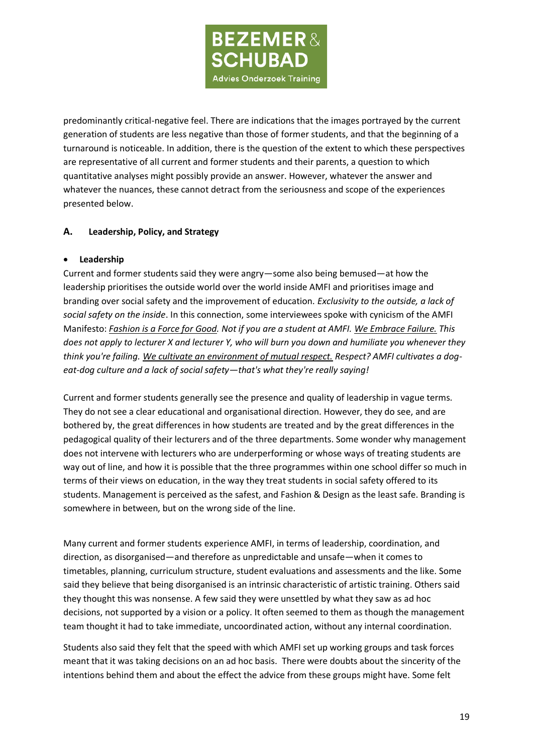predominantly critical-negative feel. There are indications that the images portrayed by the current generation of students are less negative than those of former students, and that the beginning of a turnaround is noticeable. In addition, there is the question of the extent to which these perspectives are representative of all current and former students and their parents, a question to which quantitative analyses might possibly provide an answer. However, whatever the answer and whatever the nuances, these cannot detract from the seriousness and scope of the experiences presented below.

## A. Leadership, Policy, and Strategy

- **Leadership**

Current and former students said they were angry—some also being bemused—at how the leadership prioritises the outside world over the world inside AMFI and prioritises image and branding over social safety and the improvement of education. *Exclusivity to the outside, a lack of social safety on the inside*. In this connection, some interviewees spoke with cynicism of the AMFI Manifesto: *<u>Fashion is a Force for Good.</u> Not if you are a student at AMFI. <u>We Embrace Failure.</u> This does not apply to lecturer X and lecturer Y, who will burn you down and humiliate you whenever they think you're failing. <u>We cultivate an environment of mutual respect.</u> Respect? AMFI cultivates a dog-eat-dog culture and a lack of social safety—that's what they're really saying!*

Current and former students generally see the presence and quality of leadership in vague terms. They do not see a clear educational and organisational direction. However, they do see, and are bothered by, the great differences in how students are treated and by the great differences in the pedagogical quality of their lecturers and of the three departments. Some wonder why management does not intervene with lecturers who are underperforming or whose ways of treating students are way out of line, and how it is possible that the three programmes within one school differ so much in terms of their views on education, in the way they treat students in social safety offered to its students. Management is perceived as the safest, and Fashion & Design as the least safe. Branding is somewhere in between, but on the wrong side of the line.

Many current and former students experience AMFI, in terms of leadership, coordination, and direction, as disorganised—and therefore as unpredictable and unsafe—when it comes to timetables, planning, curriculum structure, student evaluations and assessments and the like. Some said they believe that being disorganised is an intrinsic characteristic of artistic training. Others said they thought this was nonsense. A few said they were unsettled by what they saw as ad hoc decisions, not supported by a vision or a policy. It often seemed to them as though the management team thought it had to take immediate, uncoordinated action, without any internal coordination.

Students also said they felt that the speed with which AMFI set up working groups and task forces meant that it was taking decisions on an ad hoc basis. There were doubts about the sincerity of the intentions behind them and about the effect the advice from these groups might have. Some felt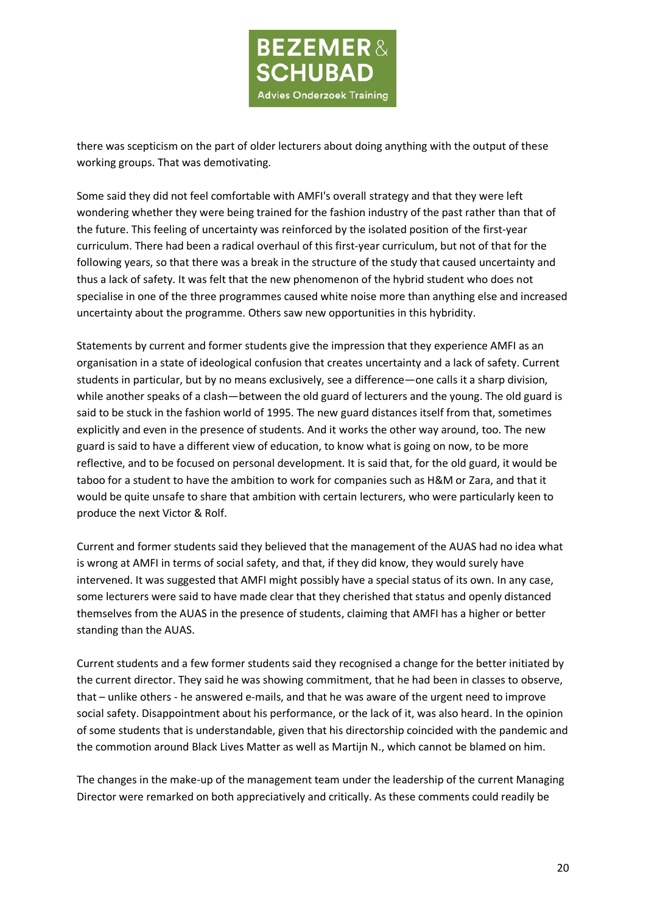there was scepticism on the part of older lecturers about doing anything with the output of these working groups. That was demotivating.

Some said they did not feel comfortable with AMFI's overall strategy and that they were left wondering whether they were being trained for the fashion industry of the past rather than that of the future. This feeling of uncertainty was reinforced by the isolated position of the first-year curriculum. There had been a radical overhaul of this first-year curriculum, but not of that for the following years, so that there was a break in the structure of the study that caused uncertainty and thus a lack of safety. It was felt that the new phenomenon of the hybrid student who does not specialise in one of the three programmes caused white noise more than anything else and increased uncertainty about the programme. Others saw new opportunities in this hybridity.

Statements by current and former students give the impression that they experience AMFI as an organisation in a state of ideological confusion that creates uncertainty and a lack of safety. Current students in particular, but by no means exclusively, see a difference—one calls it a sharp division, while another speaks of a clash—between the old guard of lecturers and the young. The old guard is said to be stuck in the fashion world of 1995. The new guard distances itself from that, sometimes explicitly and even in the presence of students. And it works the other way around, too. The new guard is said to have a different view of education, to know what is going on now, to be more reflective, and to be focused on personal development. It is said that, for the old guard, it would be taboo for a student to have the ambition to work for companies such as H&M or Zara, and that it would be quite unsafe to share that ambition with certain lecturers, who were particularly keen to produce the next Victor & Rolf.

Current and former students said they believed that the management of the AUAS had no idea what is wrong at AMFI in terms of social safety, and that, if they did know, they would surely have intervened. It was suggested that AMFI might possibly have a special status of its own. In any case, some lecturers were said to have made clear that they cherished that status and openly distanced themselves from the AUAS in the presence of students, claiming that AMFI has a higher or better standing than the AUAS.

Current students and a few former students said they recognised a change for the better initiated by the current director. They said he was showing commitment, that he had been in classes to observe, that – unlike others - he answered e-mails, and that he was aware of the urgent need to improve social safety. Disappointment about his performance, or the lack of it, was also heard. In the opinion of some students that is understandable, given that his directorship coincided with the pandemic and the commotion around Black Lives Matter as well as Martijn N., which cannot be blamed on him.

The changes in the make-up of the management team under the leadership of the current Managing Director were remarked on both appreciatively and critically. As these comments could readily be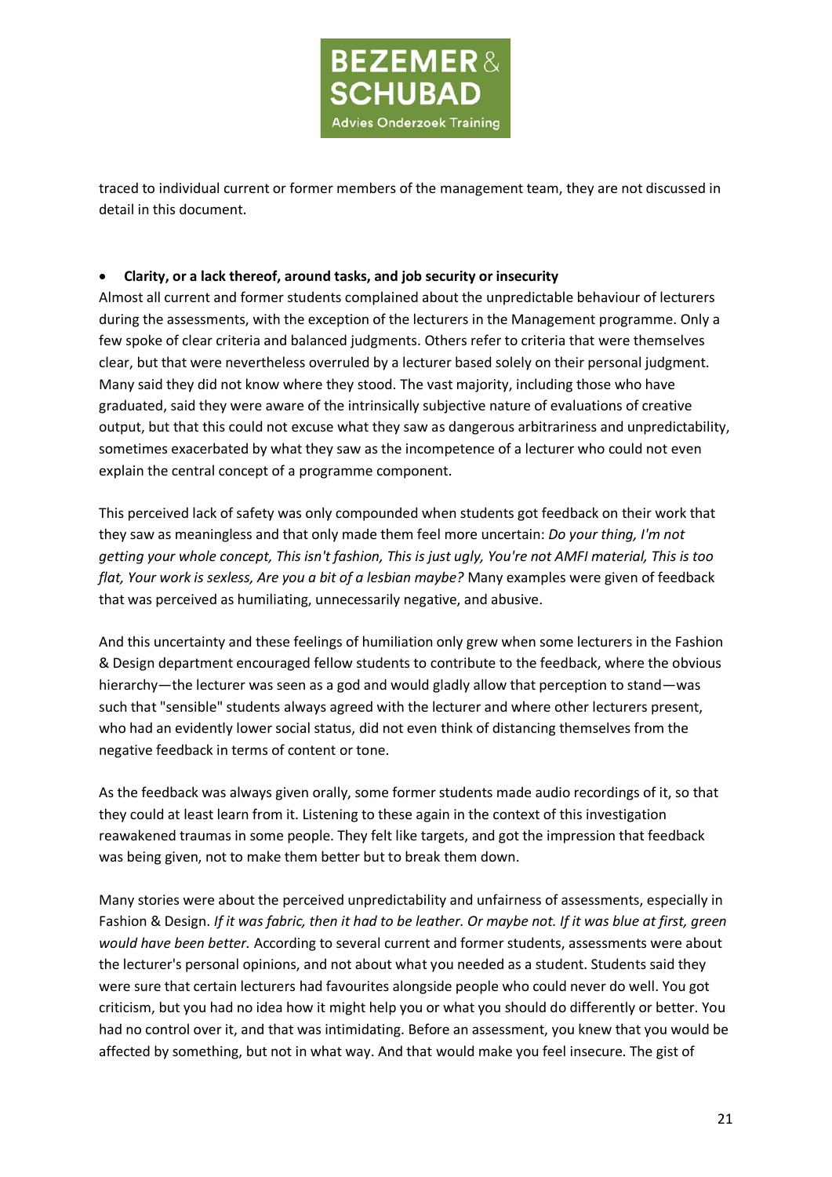traced to individual current or former members of the management team, they are not discussed in detail in this document.

- **Clarity, or a lack thereof, around tasks, and job security or insecurity**

Almost all current and former students complained about the unpredictable behaviour of lecturers during the assessments, with the exception of the lecturers in the Management programme. Only a few spoke of clear criteria and balanced judgments. Others refer to criteria that were themselves clear, but that were nevertheless overruled by a lecturer based solely on their personal judgment. Many said they did not know where they stood. The vast majority, including those who have graduated, said they were aware of the intrinsically subjective nature of evaluations of creative output, but that this could not excuse what they saw as dangerous arbitrariness and unpredictability, sometimes exacerbated by what they saw as the incompetence of a lecturer who could not even explain the central concept of a programme component.

This perceived lack of safety was only compounded when students got feedback on their work that they saw as meaningless and that only made them feel more uncertain: *Do your thing, I'm not getting your whole concept, This isn't fashion, This is just ugly, You're not AMFI material, This is too flat, Your work is sexless, Are you a bit of a lesbian maybe?* Many examples were given of feedback that was perceived as humiliating, unnecessarily negative, and abusive.

And this uncertainty and these feelings of humiliation only grew when some lecturers in the Fashion & Design department encouraged fellow students to contribute to the feedback, where the obvious hierarchy—the lecturer was seen as a god and would gladly allow that perception to stand—was such that "sensible" students always agreed with the lecturer and where other lecturers present, who had an evidently lower social status, did not even think of distancing themselves from the negative feedback in terms of content or tone.

As the feedback was always given orally, some former students made audio recordings of it, so that they could at least learn from it. Listening to these again in the context of this investigation reawakened traumas in some people. They felt like targets, and got the impression that feedback was being given, not to make them better but to break them down.

Many stories were about the perceived unpredictability and unfairness of assessments, especially in Fashion & Design. *If it was fabric, then it had to be leather. Or maybe not. If it was blue at first, green would have been better.* According to several current and former students, assessments were about the lecturer's personal opinions, and not about what you needed as a student. Students said they were sure that certain lecturers had favourites alongside people who could never do well. You got criticism, but you had no idea how it might help you or what you should do differently or better. You had no control over it, and that was intimidating. Before an assessment, you knew that you would be affected by something, but not in what way. And that would make you feel insecure. The gist of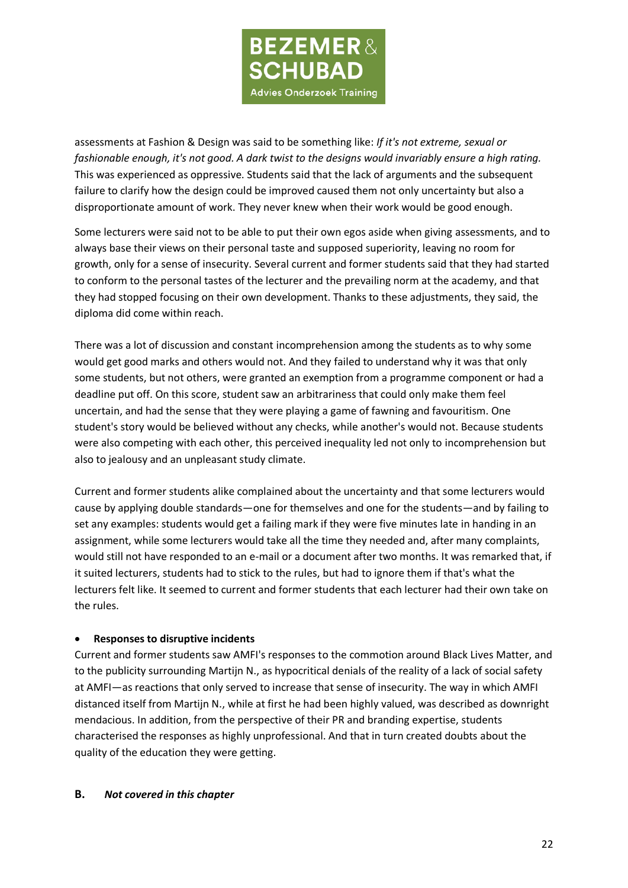assessments at Fashion & Design was said to be something like: *If it's not extreme, sexual or fashionable enough, it's not good. A dark twist to the designs would invariably ensure a high rating.* This was experienced as oppressive. Students said that the lack of arguments and the subsequent failure to clarify how the design could be improved caused them not only uncertainty but also a disproportionate amount of work. They never knew when their work would be good enough.

Some lecturers were said not to be able to put their own egos aside when giving assessments, and to always base their views on their personal taste and supposed superiority, leaving no room for growth, only for a sense of insecurity. Several current and former students said that they had started to conform to the personal tastes of the lecturer and the prevailing norm at the academy, and that they had stopped focusing on their own development. Thanks to these adjustments, they said, the diploma did come within reach.

There was a lot of discussion and constant incomprehension among the students as to why some would get good marks and others would not. And they failed to understand why it was that only some students, but not others, were granted an exemption from a programme component or had a deadline put off. On this score, student saw an arbitrariness that could only make them feel uncertain, and had the sense that they were playing a game of fawning and favouritism. One student's story would be believed without any checks, while another's would not. Because students were also competing with each other, this perceived inequality led not only to incomprehension but also to jealousy and an unpleasant study climate.

Current and former students alike complained about the uncertainty and that some lecturers would cause by applying double standards—one for themselves and one for the students—and by failing to set any examples: students would get a failing mark if they were five minutes late in handing in an assignment, while some lecturers would take all the time they needed and, after many complaints, would still not have responded to an e-mail or a document after two months. It was remarked that, if it suited lecturers, students had to stick to the rules, but had to ignore them if that's what the lecturers felt like. It seemed to current and former students that each lecturer had their own take on the rules.

- **Responses to disruptive incidents**

Current and former students saw AMFI's responses to the commotion around Black Lives Matter, and to the publicity surrounding Martijn N., as hypocritical denials of the reality of a lack of social safety at AMFI—as reactions that only served to increase that sense of insecurity. The way in which AMFI distanced itself from Martijn N., while at first he had been highly valued, was described as downright mendacious. In addition, from the perspective of their PR and branding expertise, students characterised the responses as highly unprofessional. And that in turn created doubts about the quality of the education they were getting.

**B.** ***Not covered in this chapter***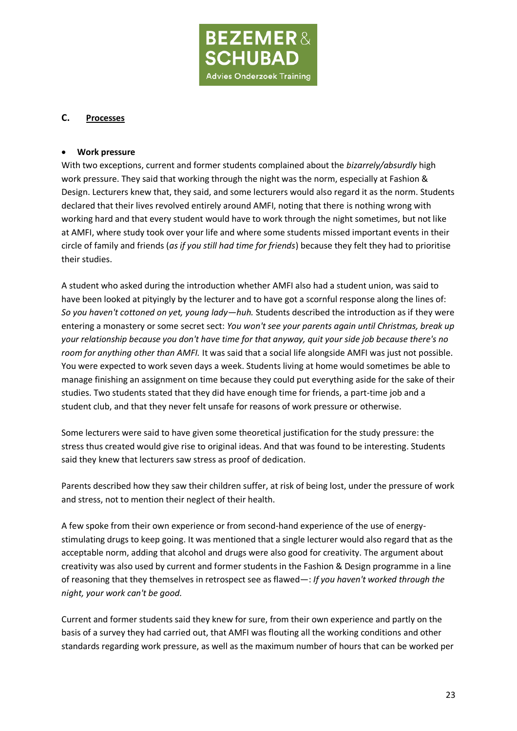## C. <u>Processes</u>

- **Work pressure**

With two exceptions, current and former students complained about the *bizarrely/absurdly* high work pressure. They said that working through the night was the norm, especially at Fashion & Design. Lecturers knew that, they said, and some lecturers would also regard it as the norm. Students declared that their lives revolved entirely around AMFI, noting that there is nothing wrong with working hard and that every student would have to work through the night sometimes, but not like at AMFI, where study took over your life and where some students missed important events in their circle of family and friends (*as if you still had time for friends*) because they felt they had to prioritise their studies.

A student who asked during the introduction whether AMFI also had a student union, was said to have been looked at pityingly by the lecturer and to have got a scornful response along the lines of: *So you haven't cottoned on yet, young lady—huh.* Students described the introduction as if they were entering a monastery or some secret sect: *You won't see your parents again until Christmas, break up your relationship because you don't have time for that anyway, quit your side job because there's no room for anything other than AMFI.* It was said that a social life alongside AMFI was just not possible. You were expected to work seven days a week. Students living at home would sometimes be able to manage finishing an assignment on time because they could put everything aside for the sake of their studies. Two students stated that they did have enough time for friends, a part-time job and a student club, and that they never felt unsafe for reasons of work pressure or otherwise.

Some lecturers were said to have given some theoretical justification for the study pressure: the stress thus created would give rise to original ideas. And that was found to be interesting. Students said they knew that lecturers saw stress as proof of dedication.

Parents described how they saw their children suffer, at risk of being lost, under the pressure of work and stress, not to mention their neglect of their health.

A few spoke from their own experience or from second-hand experience of the use of energy-stimulating drugs to keep going. It was mentioned that a single lecturer would also regard that as the acceptable norm, adding that alcohol and drugs were also good for creativity. The argument about creativity was also used by current and former students in the Fashion & Design programme in a line of reasoning that they themselves in retrospect see as flawed—: *If you haven't worked through the night, your work can't be good.*

Current and former students said they knew for sure, from their own experience and partly on the basis of a survey they had carried out, that AMFI was flouting all the working conditions and other standards regarding work pressure, as well as the maximum number of hours that can be worked per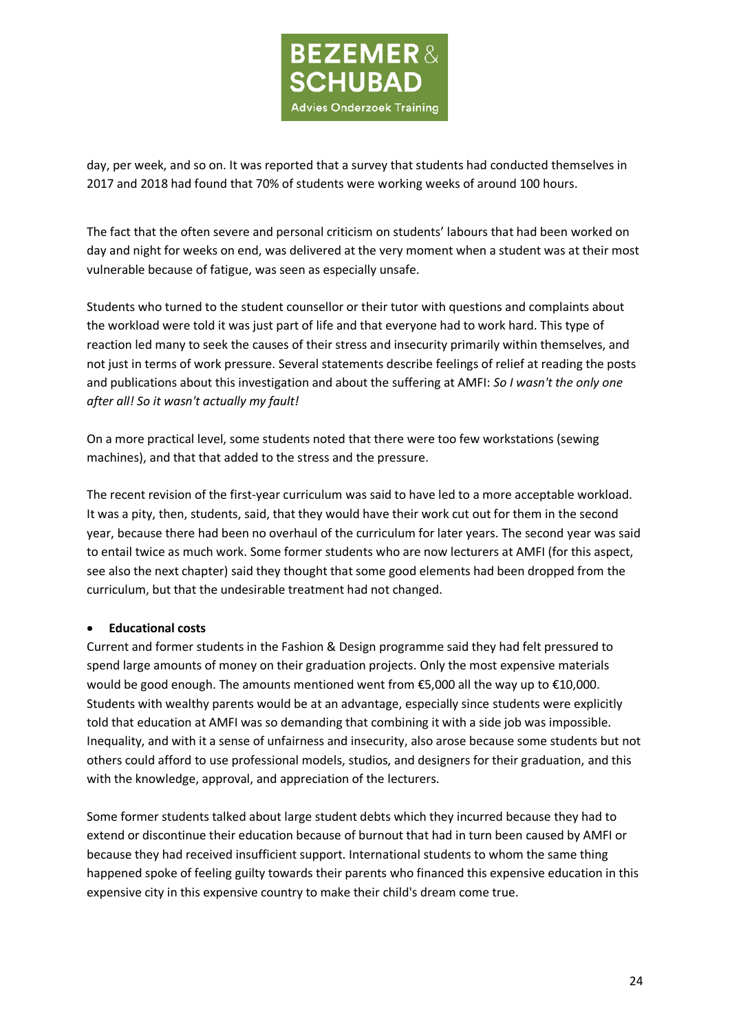day, per week, and so on. It was reported that a survey that students had conducted themselves in 2017 and 2018 had found that 70% of students were working weeks of around 100 hours.

The fact that the often severe and personal criticism on students' labours that had been worked on day and night for weeks on end, was delivered at the very moment when a student was at their most vulnerable because of fatigue, was seen as especially unsafe.

Students who turned to the student counsellor or their tutor with questions and complaints about the workload were told it was just part of life and that everyone had to work hard. This type of reaction led many to seek the causes of their stress and insecurity primarily within themselves, and not just in terms of work pressure. Several statements describe feelings of relief at reading the posts and publications about this investigation and about the suffering at AMFI: *So I wasn't the only one after all! So it wasn't actually my fault!*

On a more practical level, some students noted that there were too few workstations (sewing machines), and that that added to the stress and the pressure.

The recent revision of the first-year curriculum was said to have led to a more acceptable workload. It was a pity, then, students, said, that they would have their work cut out for them in the second year, because there had been no overhaul of the curriculum for later years. The second year was said to entail twice as much work. Some former students who are now lecturers at AMFI (for this aspect, see also the next chapter) said they thought that some good elements had been dropped from the curriculum, but that the undesirable treatment had not changed.

- **Educational costs**

Current and former students in the Fashion & Design programme said they had felt pressured to spend large amounts of money on their graduation projects. Only the most expensive materials would be good enough. The amounts mentioned went from €5,000 all the way up to €10,000. Students with wealthy parents would be at an advantage, especially since students were explicitly told that education at AMFI was so demanding that combining it with a side job was impossible. Inequality, and with it a sense of unfairness and insecurity, also arose because some students but not others could afford to use professional models, studios, and designers for their graduation, and this with the knowledge, approval, and appreciation of the lecturers.

Some former students talked about large student debts which they incurred because they had to extend or discontinue their education because of burnout that had in turn been caused by AMFI or because they had received insufficient support. International students to whom the same thing happened spoke of feeling guilty towards their parents who financed this expensive education in this expensive city in this expensive country to make their child's dream come true.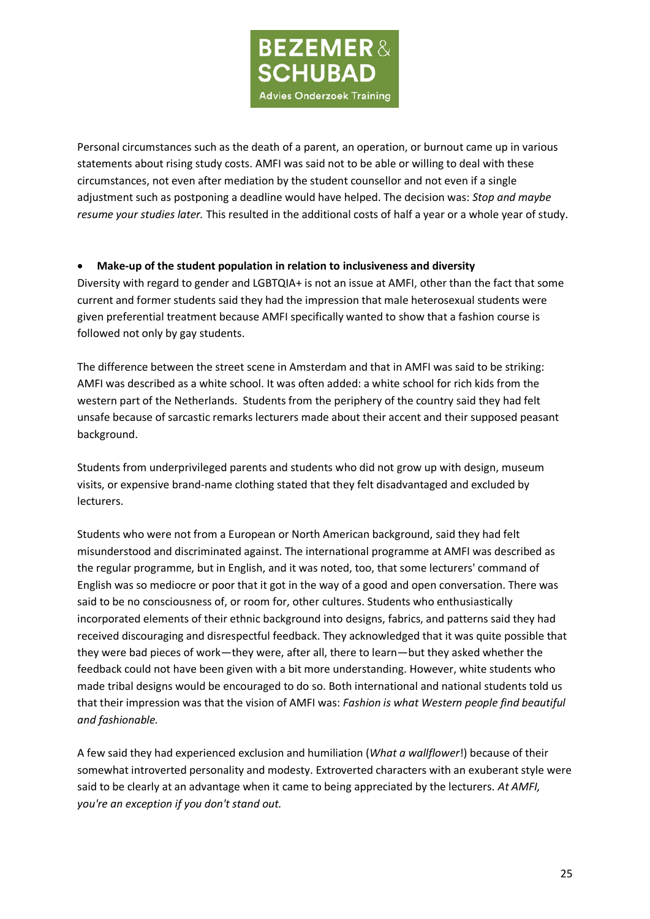Personal circumstances such as the death of a parent, an operation, or burnout came up in various statements about rising study costs. AMFI was said not to be able or willing to deal with these circumstances, not even after mediation by the student counsellor and not even if a single adjustment such as postponing a deadline would have helped. The decision was: *Stop and maybe resume your studies later.* This resulted in the additional costs of half a year or a whole year of study.

- **Make-up of the student population in relation to inclusiveness and diversity**

Diversity with regard to gender and LGBTQIA+ is not an issue at AMFI, other than the fact that some current and former students said they had the impression that male heterosexual students were given preferential treatment because AMFI specifically wanted to show that a fashion course is followed not only by gay students.

The difference between the street scene in Amsterdam and that in AMFI was said to be striking: AMFI was described as a white school. It was often added: a white school for rich kids from the western part of the Netherlands. Students from the periphery of the country said they had felt unsafe because of sarcastic remarks lecturers made about their accent and their supposed peasant background.

Students from underprivileged parents and students who did not grow up with design, museum visits, or expensive brand-name clothing stated that they felt disadvantaged and excluded by lecturers.

Students who were not from a European or North American background, said they had felt misunderstood and discriminated against. The international programme at AMFI was described as the regular programme, but in English, and it was noted, too, that some lecturers' command of English was so mediocre or poor that it got in the way of a good and open conversation. There was said to be no consciousness of, or room for, other cultures. Students who enthusiastically incorporated elements of their ethnic background into designs, fabrics, and patterns said they had received discouraging and disrespectful feedback. They acknowledged that it was quite possible that they were bad pieces of work—they were, after all, there to learn—but they asked whether the feedback could not have been given with a bit more understanding. However, white students who made tribal designs would be encouraged to do so. Both international and national students told us that their impression was that the vision of AMFI was: *Fashion is what Western people find beautiful and fashionable.*

A few said they had experienced exclusion and humiliation (*What a wallflower*!) because of their somewhat introverted personality and modesty. Extroverted characters with an exuberant style were said to be clearly at an advantage when it came to being appreciated by the lecturers. *At AMFI, you're an exception if you don't stand out.*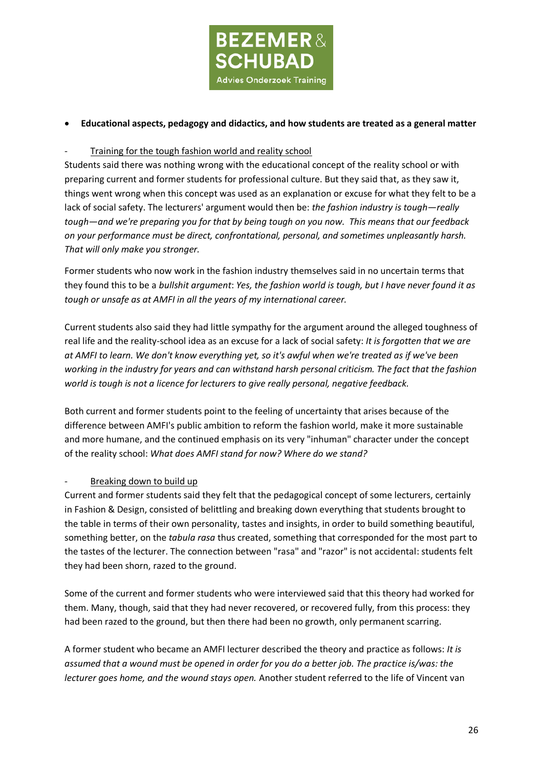- **Educational aspects, pedagogy and didactics, and how students are treated as a general matter**

- Training for the tough fashion world and reality school

Students said there was nothing wrong with the educational concept of the reality school or with preparing current and former students for professional culture. But they said that, as they saw it, things went wrong when this concept was used as an explanation or excuse for what they felt to be a lack of social safety. The lecturers' argument would then be: *the fashion industry is tough—really tough—and we're preparing you for that by being tough on you now. This means that our feedback on your performance must be direct, confrontational, personal, and sometimes unpleasantly harsh. That will only make you stronger.*

Former students who now work in the fashion industry themselves said in no uncertain terms that they found this to be a *bullshit argument*: *Yes, the fashion world is tough, but I have never found it as tough or unsafe as at AMFI in all the years of my international career.*

Current students also said they had little sympathy for the argument around the alleged toughness of real life and the reality-school idea as an excuse for a lack of social safety: *It is forgotten that we are at AMFI to learn. We don't know everything yet, so it's awful when we're treated as if we've been working in the industry for years and can withstand harsh personal criticism. The fact that the fashion world is tough is not a licence for lecturers to give really personal, negative feedback.*

Both current and former students point to the feeling of uncertainty that arises because of the difference between AMFI's public ambition to reform the fashion world, make it more sustainable and more humane, and the continued emphasis on its very "inhuman" character under the concept of the reality school: *What does AMFI stand for now? Where do we stand?*

- Breaking down to build up

Current and former students said they felt that the pedagogical concept of some lecturers, certainly in Fashion & Design, consisted of belittling and breaking down everything that students brought to the table in terms of their own personality, tastes and insights, in order to build something beautiful, something better, on the *tabula rasa* thus created, something that corresponded for the most part to the tastes of the lecturer. The connection between "rasa" and "razor" is not accidental: students felt they had been shorn, razed to the ground.

Some of the current and former students who were interviewed said that this theory had worked for them. Many, though, said that they had never recovered, or recovered fully, from this process: they had been razed to the ground, but then there had been no growth, only permanent scarring.

A former student who became an AMFI lecturer described the theory and practice as follows: *It is assumed that a wound must be opened in order for you do a better job. The practice is/was: the lecturer goes home, and the wound stays open.* Another student referred to the life of Vincent van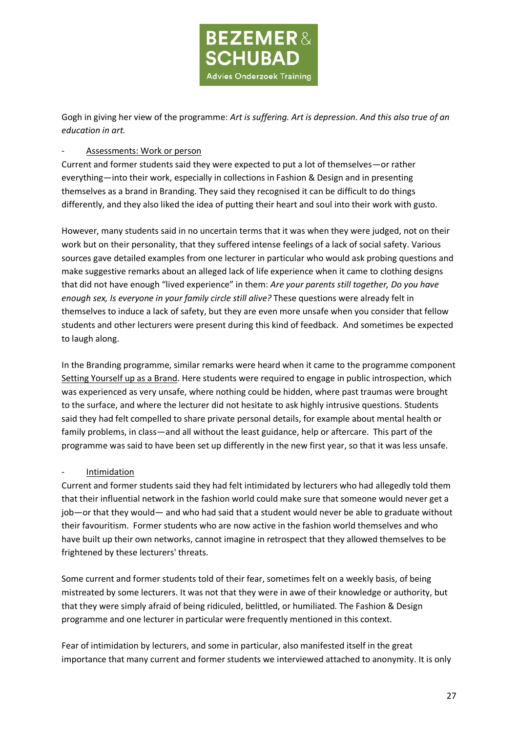Gogh in giving her view of the programme: *Art is suffering. Art is depression. And this also true of an education in art.*

- <u>Assessments: Work or person</u>

Current and former students said they were expected to put a lot of themselves—or rather everything—into their work, especially in collections in Fashion & Design and in presenting themselves as a brand in Branding. They said they recognised it can be difficult to do things differently, and they also liked the idea of putting their heart and soul into their work with gusto.

However, many students said in no uncertain terms that it was when they were judged, not on their work but on their personality, that they suffered intense feelings of a lack of social safety. Various sources gave detailed examples from one lecturer in particular who would ask probing questions and make suggestive remarks about an alleged lack of life experience when it came to clothing designs that did not have enough "lived experience" in them: *Are your parents still together, Do you have enough sex, Is everyone in your family circle still alive?* These questions were already felt in themselves to induce a lack of safety, but they are even more unsafe when you consider that fellow students and other lecturers were present during this kind of feedback. And sometimes be expected to laugh along.

In the Branding programme, similar remarks were heard when it came to the programme component <u>Setting Yourself up as a Brand</u>. Here students were required to engage in public introspection, which was experienced as very unsafe, where nothing could be hidden, where past traumas were brought to the surface, and where the lecturer did not hesitate to ask highly intrusive questions. Students said they had felt compelled to share private personal details, for example about mental health or family problems, in class—and all without the least guidance, help or aftercare. This part of the programme was said to have been set up differently in the new first year, so that it was less unsafe.

- <u>Intimidation</u>

Current and former students said they had felt intimidated by lecturers who had allegedly told them that their influential network in the fashion world could make sure that someone would never get a job—or that they would— and who had said that a student would never be able to graduate without their favouritism. Former students who are now active in the fashion world themselves and who have built up their own networks, cannot imagine in retrospect that they allowed themselves to be frightened by these lecturers' threats.

Some current and former students told of their fear, sometimes felt on a weekly basis, of being mistreated by some lecturers. It was not that they were in awe of their knowledge or authority, but that they were simply afraid of being ridiculed, belittled, or humiliated. The Fashion & Design programme and one lecturer in particular were frequently mentioned in this context.

Fear of intimidation by lecturers, and some in particular, also manifested itself in the great importance that many current and former students we interviewed attached to anonymity. It is only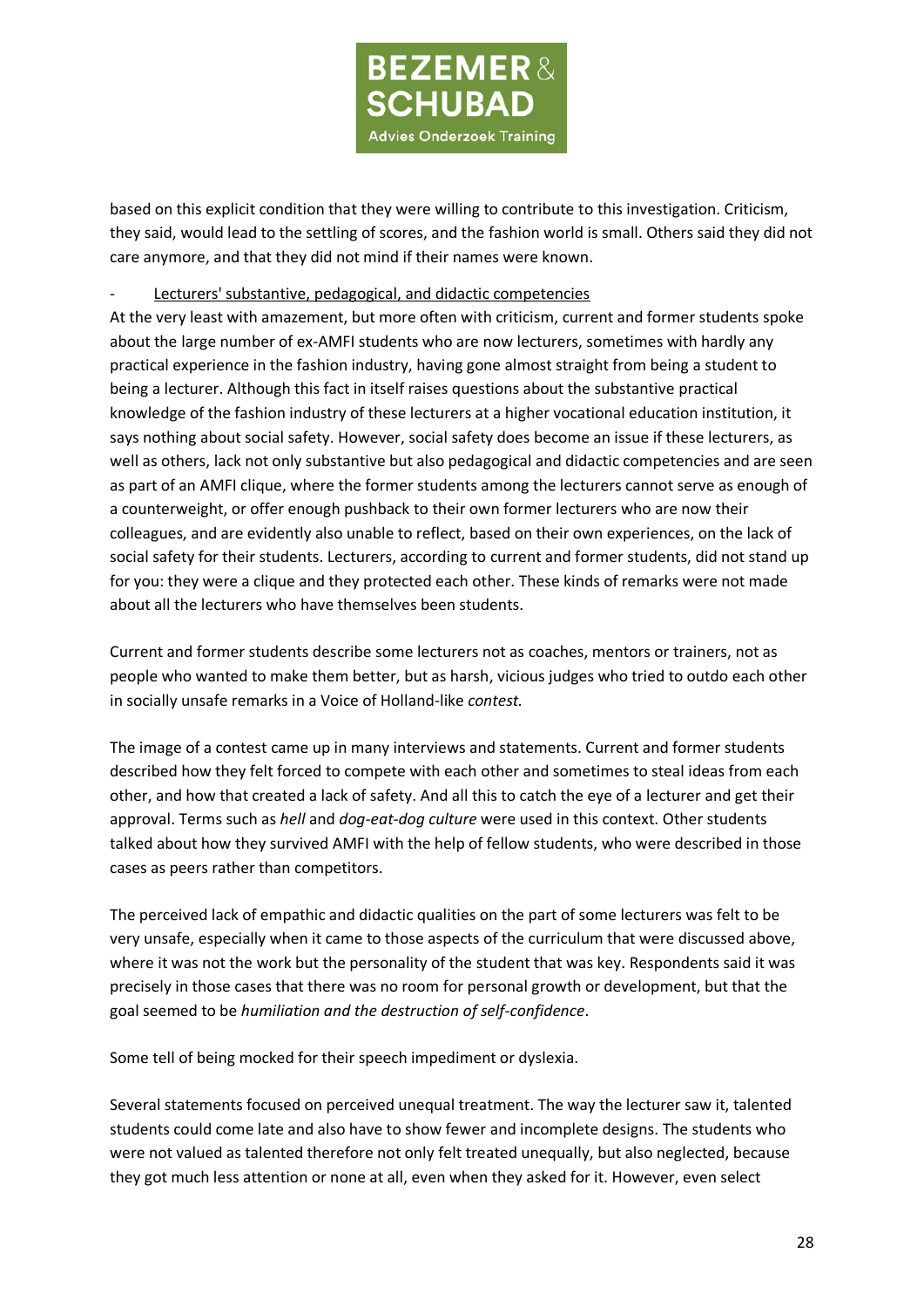based on this explicit condition that they were willing to contribute to this investigation. Criticism, they said, would lead to the settling of scores, and the fashion world is small. Others said they did not care anymore, and that they did not mind if their names were known.

- Lecturers' substantive, pedagogical, and didactic competencies

At the very least with amazement, but more often with criticism, current and former students spoke about the large number of ex-AMFI students who are now lecturers, sometimes with hardly any practical experience in the fashion industry, having gone almost straight from being a student to being a lecturer. Although this fact in itself raises questions about the substantive practical knowledge of the fashion industry of these lecturers at a higher vocational education institution, it says nothing about social safety. However, social safety does become an issue if these lecturers, as well as others, lack not only substantive but also pedagogical and didactic competencies and are seen as part of an AMFI clique, where the former students among the lecturers cannot serve as enough of a counterweight, or offer enough pushback to their own former lecturers who are now their colleagues, and are evidently also unable to reflect, based on their own experiences, on the lack of social safety for their students. Lecturers, according to current and former students, did not stand up for you: they were a clique and they protected each other. These kinds of remarks were not made about all the lecturers who have themselves been students.

Current and former students describe some lecturers not as coaches, mentors or trainers, not as people who wanted to make them better, but as harsh, vicious judges who tried to outdo each other in socially unsafe remarks in a Voice of Holland-like *contest.*

The image of a contest came up in many interviews and statements. Current and former students described how they felt forced to compete with each other and sometimes to steal ideas from each other, and how that created a lack of safety. And all this to catch the eye of a lecturer and get their approval. Terms such as *hell* and *dog-eat-dog culture* were used in this context. Other students talked about how they survived AMFI with the help of fellow students, who were described in those cases as peers rather than competitors.

The perceived lack of empathic and didactic qualities on the part of some lecturers was felt to be very unsafe, especially when it came to those aspects of the curriculum that were discussed above, where it was not the work but the personality of the student that was key. Respondents said it was precisely in those cases that there was no room for personal growth or development, but that the goal seemed to be *humiliation and the destruction of self-confidence*.

Some tell of being mocked for their speech impediment or dyslexia.

Several statements focused on perceived unequal treatment. The way the lecturer saw it, talented students could come late and also have to show fewer and incomplete designs. The students who were not valued as talented therefore not only felt treated unequally, but also neglected, because they got much less attention or none at all, even when they asked for it. However, even select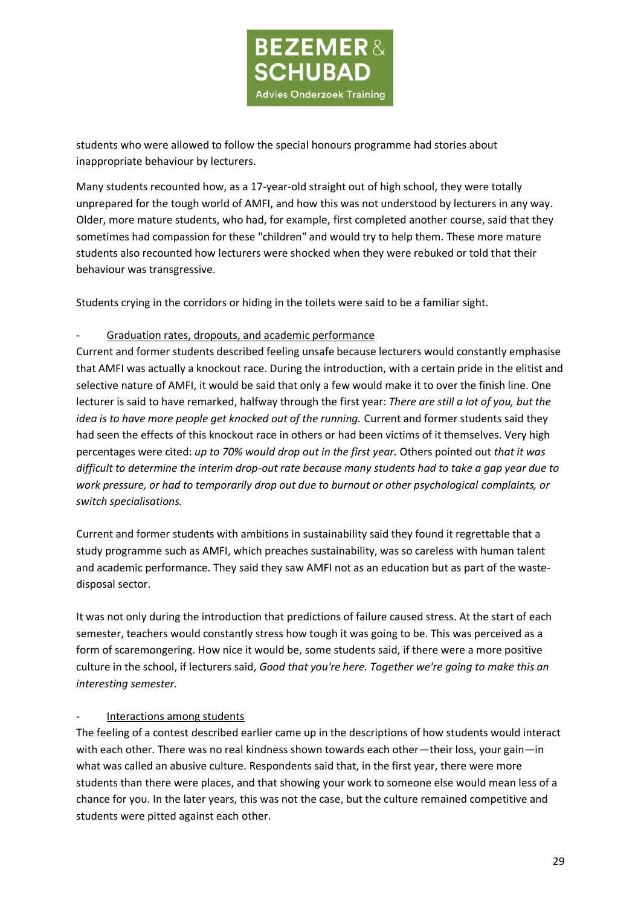students who were allowed to follow the special honours programme had stories about inappropriate behaviour by lecturers.

Many students recounted how, as a 17-year-old straight out of high school, they were totally unprepared for the tough world of AMFI, and how this was not understood by lecturers in any way. Older, more mature students, who had, for example, first completed another course, said that they sometimes had compassion for these "children" and would try to help them. These more mature students also recounted how lecturers were shocked when they were rebuked or told that their behaviour was transgressive.

Students crying in the corridors or hiding in the toilets were said to be a familiar sight.

- <u>Graduation rates, dropouts, and academic performance</u>

Current and former students described feeling unsafe because lecturers would constantly emphasise that AMFI was actually a knockout race. During the introduction, with a certain pride in the elitist and selective nature of AMFI, it would be said that only a few would make it to over the finish line. One lecturer is said to have remarked, halfway through the first year: *There are still a lot of you, but the idea is to have more people get knocked out of the running.* Current and former students said they had seen the effects of this knockout race in others or had been victims of it themselves. Very high percentages were cited: *up to 70% would drop out in the first year.* Others pointed out *that it was difficult to determine the interim drop-out rate because many students had to take a gap year due to work pressure, or had to temporarily drop out due to burnout or other psychological complaints, or switch specialisations.*

Current and former students with ambitions in sustainability said they found it regrettable that a study programme such as AMFI, which preaches sustainability, was so careless with human talent and academic performance. They said they saw AMFI not as an education but as part of the waste-disposal sector.

It was not only during the introduction that predictions of failure caused stress. At the start of each semester, teachers would constantly stress how tough it was going to be. This was perceived as a form of scaremongering. How nice it would be, some students said, if there were a more positive culture in the school, if lecturers said, *Good that you're here. Together we're going to make this an interesting semester.*

- <u>Interactions among students</u>

The feeling of a contest described earlier came up in the descriptions of how students would interact with each other. There was no real kindness shown towards each other—their loss, your gain—in what was called an abusive culture. Respondents said that, in the first year, there were more students than there were places, and that showing your work to someone else would mean less of a chance for you. In the later years, this was not the case, but the culture remained competitive and students were pitted against each other.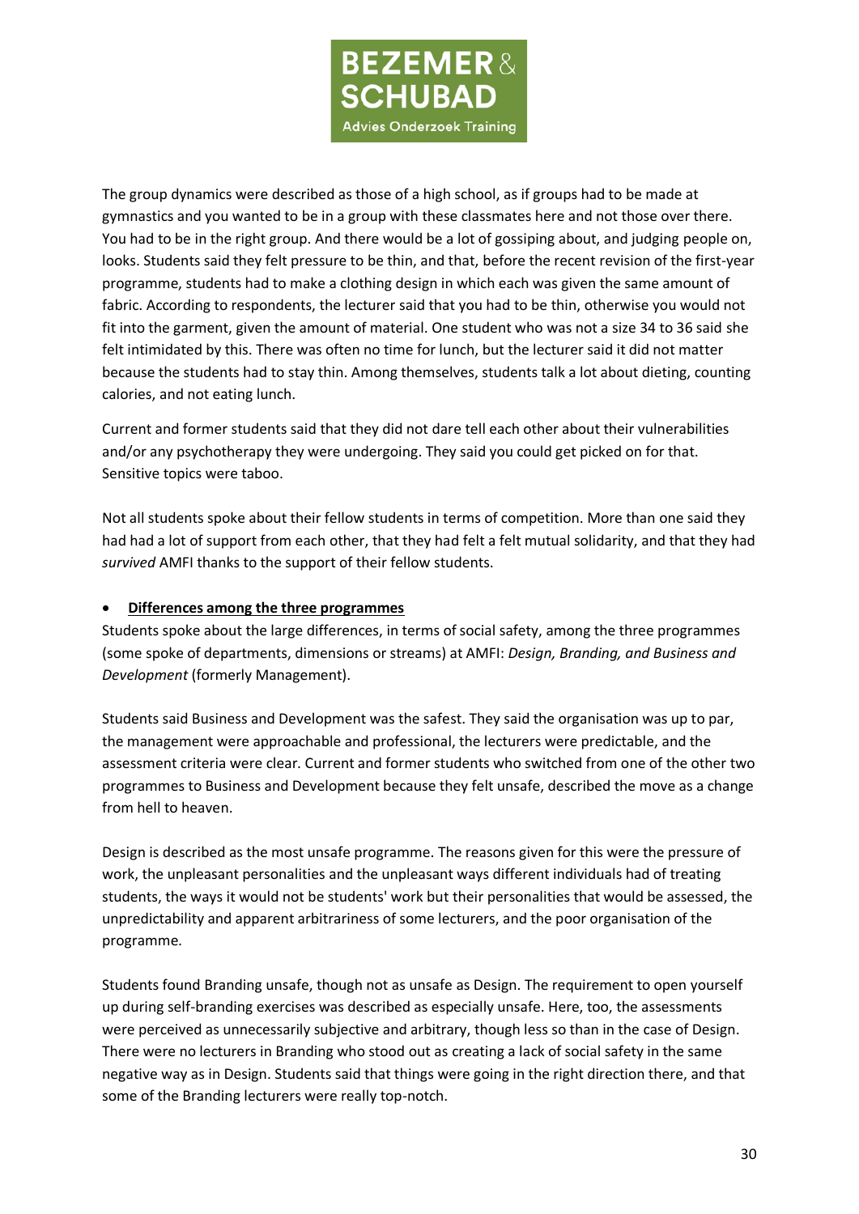The group dynamics were described as those of a high school, as if groups had to be made at gymnastics and you wanted to be in a group with these classmates here and not those over there. You had to be in the right group. And there would be a lot of gossiping about, and judging people on, looks. Students said they felt pressure to be thin, and that, before the recent revision of the first-year programme, students had to make a clothing design in which each was given the same amount of fabric. According to respondents, the lecturer said that you had to be thin, otherwise you would not fit into the garment, given the amount of material. One student who was not a size 34 to 36 said she felt intimidated by this. There was often no time for lunch, but the lecturer said it did not matter because the students had to stay thin. Among themselves, students talk a lot about dieting, counting calories, and not eating lunch.

Current and former students said that they did not dare tell each other about their vulnerabilities and/or any psychotherapy they were undergoing. They said you could get picked on for that. Sensitive topics were taboo.

Not all students spoke about their fellow students in terms of competition. More than one said they had had a lot of support from each other, that they had felt a felt mutual solidarity, and that they had *survived* AMFI thanks to the support of their fellow students.

- **<u>Differences among the three programmes</u>**

Students spoke about the large differences, in terms of social safety, among the three programmes (some spoke of departments, dimensions or streams) at AMFI: *Design, Branding, and Business and Development* (formerly Management).

Students said Business and Development was the safest. They said the organisation was up to par, the management were approachable and professional, the lecturers were predictable, and the assessment criteria were clear. Current and former students who switched from one of the other two programmes to Business and Development because they felt unsafe, described the move as a change from hell to heaven.

Design is described as the most unsafe programme. The reasons given for this were the pressure of work, the unpleasant personalities and the unpleasant ways different individuals had of treating students, the ways it would not be students' work but their personalities that would be assessed, the unpredictability and apparent arbitrariness of some lecturers, and the poor organisation of the programme.

Students found Branding unsafe, though not as unsafe as Design. The requirement to open yourself up during self-branding exercises was described as especially unsafe. Here, too, the assessments were perceived as unnecessarily subjective and arbitrary, though less so than in the case of Design. There were no lecturers in Branding who stood out as creating a lack of social safety in the same negative way as in Design. Students said that things were going in the right direction there, and that some of the Branding lecturers were really top-notch.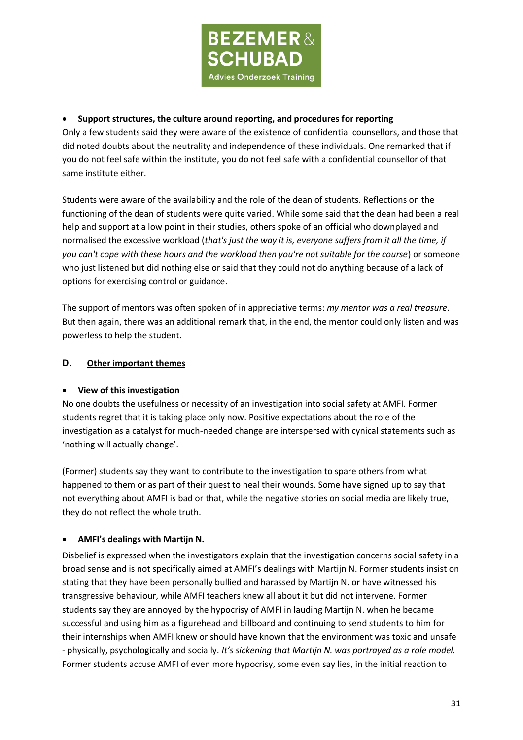- **Support structures, the culture around reporting, and procedures for reporting**

Only a few students said they were aware of the existence of confidential counsellors, and those that did noted doubts about the neutrality and independence of these individuals. One remarked that if you do not feel safe within the institute, you do not feel safe with a confidential counsellor of that same institute either.

Students were aware of the availability and the role of the dean of students. Reflections on the functioning of the dean of students were quite varied. While some said that the dean had been a real help and support at a low point in their studies, others spoke of an official who downplayed and normalised the excessive workload (*that's just the way it is, everyone suffers from it all the time, if you can't cope with these hours and the workload then you're not suitable for the course*) or someone who just listened but did nothing else or said that they could not do anything because of a lack of options for exercising control or guidance.

The support of mentors was often spoken of in appreciative terms: *my mentor was a real treasure*. But then again, there was an additional remark that, in the end, the mentor could only listen and was powerless to help the student.

## D. Other important themes

- **View of this investigation**

No one doubts the usefulness or necessity of an investigation into social safety at AMFI. Former students regret that it is taking place only now. Positive expectations about the role of the investigation as a catalyst for much-needed change are interspersed with cynical statements such as 'nothing will actually change'.

(Former) students say they want to contribute to the investigation to spare others from what happened to them or as part of their quest to heal their wounds. Some have signed up to say that not everything about AMFI is bad or that, while the negative stories on social media are likely true, they do not reflect the whole truth.

- **AMFI's dealings with Martijn N.**

Disbelief is expressed when the investigators explain that the investigation concerns social safety in a broad sense and is not specifically aimed at AMFI's dealings with Martijn N. Former students insist on stating that they have been personally bullied and harassed by Martijn N. or have witnessed his transgressive behaviour, while AMFI teachers knew all about it but did not intervene. Former students say they are annoyed by the hypocrisy of AMFI in lauding Martijn N. when he became successful and using him as a figurehead and billboard and continuing to send students to him for their internships when AMFI knew or should have known that the environment was toxic and unsafe - physically, psychologically and socially. *It's sickening that Martijn N. was portrayed as a role model.* Former students accuse AMFI of even more hypocrisy, some even say lies, in the initial reaction to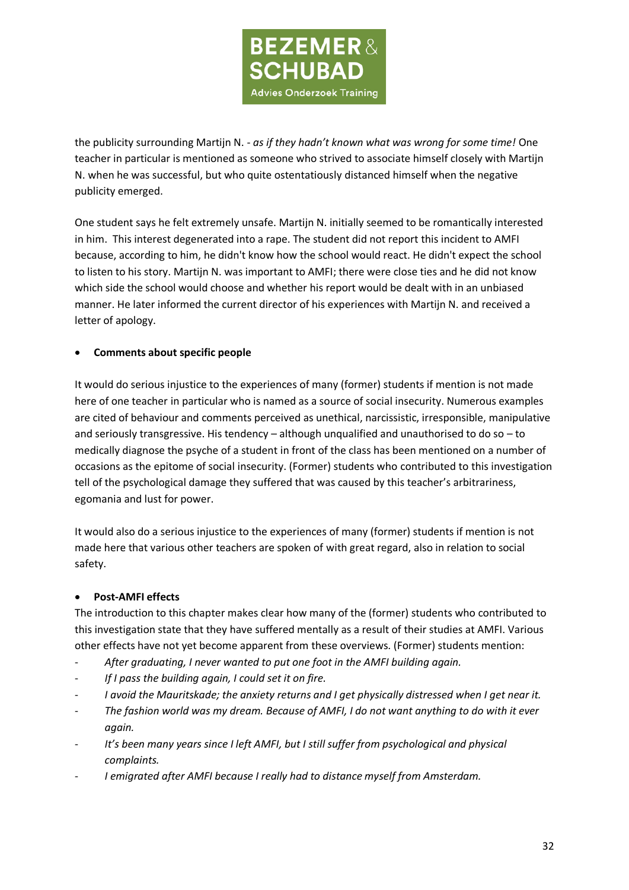the publicity surrounding Martijn N. - *as if they hadn't known what was wrong for some time!* One teacher in particular is mentioned as someone who strived to associate himself closely with Martijn N. when he was successful, but who quite ostentatiously distanced himself when the negative publicity emerged.

One student says he felt extremely unsafe. Martijn N. initially seemed to be romantically interested in him. This interest degenerated into a rape. The student did not report this incident to AMFI because, according to him, he didn't know how the school would react. He didn't expect the school to listen to his story. Martijn N. was important to AMFI; there were close ties and he did not know which side the school would choose and whether his report would be dealt with in an unbiased manner. He later informed the current director of his experiences with Martijn N. and received a letter of apology.

- **Comments about specific people**

It would do serious injustice to the experiences of many (former) students if mention is not made here of one teacher in particular who is named as a source of social insecurity. Numerous examples are cited of behaviour and comments perceived as unethical, narcissistic, irresponsible, manipulative and seriously transgressive. His tendency – although unqualified and unauthorised to do so – to medically diagnose the psyche of a student in front of the class has been mentioned on a number of occasions as the epitome of social insecurity. (Former) students who contributed to this investigation tell of the psychological damage they suffered that was caused by this teacher's arbitrariness, egomania and lust for power.

It would also do a serious injustice to the experiences of many (former) students if mention is not made here that various other teachers are spoken of with great regard, also in relation to social safety.

- **Post-AMFI effects**

The introduction to this chapter makes clear how many of the (former) students who contributed to this investigation state that they have suffered mentally as a result of their studies at AMFI. Various other effects have not yet become apparent from these overviews. (Former) students mention:

- *After graduating, I never wanted to put one foot in the AMFI building again.*
- *If I pass the building again, I could set it on fire.*
- *I avoid the Mauritskade; the anxiety returns and I get physically distressed when I get near it.*
- *The fashion world was my dream. Because of AMFI, I do not want anything to do with it ever again.*
- *It's been many years since I left AMFI, but I still suffer from psychological and physical complaints.*
- *I emigrated after AMFI because I really had to distance myself from Amsterdam.*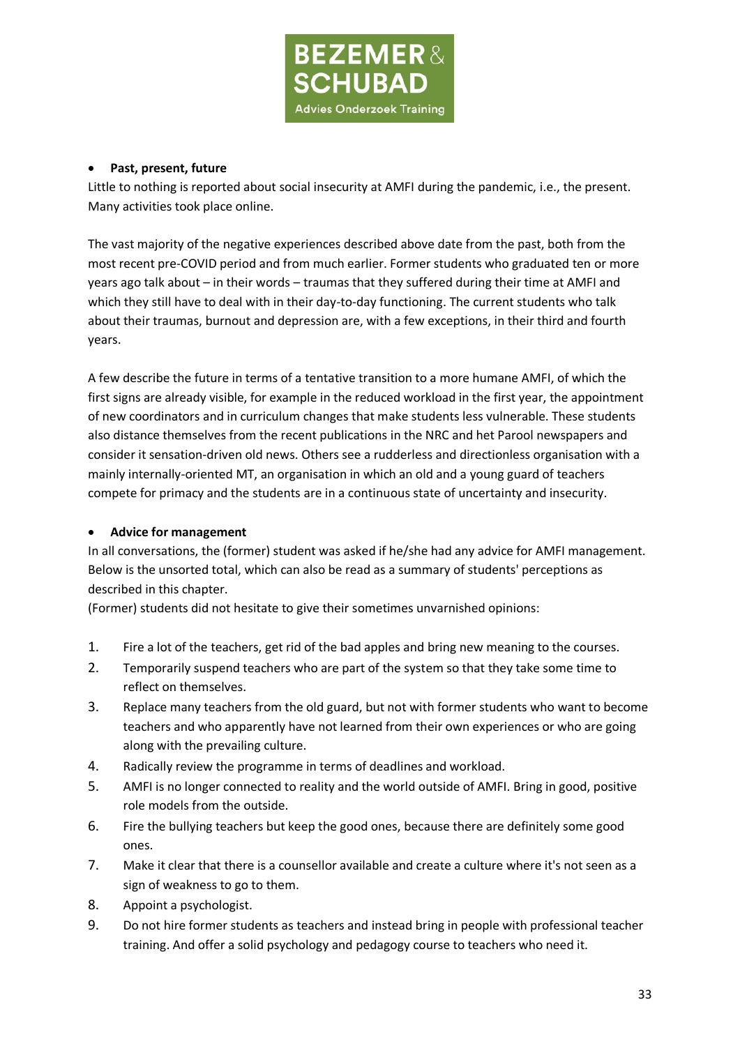- **Past, present, future**

Little to nothing is reported about social insecurity at AMFI during the pandemic, i.e., the present. Many activities took place online.

The vast majority of the negative experiences described above date from the past, both from the most recent pre-COVID period and from much earlier. Former students who graduated ten or more years ago talk about – in their words – traumas that they suffered during their time at AMFI and which they still have to deal with in their day-to-day functioning. The current students who talk about their traumas, burnout and depression are, with a few exceptions, in their third and fourth years.

A few describe the future in terms of a tentative transition to a more humane AMFI, of which the first signs are already visible, for example in the reduced workload in the first year, the appointment of new coordinators and in curriculum changes that make students less vulnerable. These students also distance themselves from the recent publications in the NRC and het Parool newspapers and consider it sensation-driven old news. Others see a rudderless and directionless organisation with a mainly internally-oriented MT, an organisation in which an old and a young guard of teachers compete for primacy and the students are in a continuous state of uncertainty and insecurity.

- **Advice for management**

In all conversations, the (former) student was asked if he/she had any advice for AMFI management. Below is the unsorted total, which can also be read as a summary of students' perceptions as described in this chapter.
(Former) students did not hesitate to give their sometimes unvarnished opinions:

1. Fire a lot of the teachers, get rid of the bad apples and bring new meaning to the courses.
2. Temporarily suspend teachers who are part of the system so that they take some time to reflect on themselves.
3. Replace many teachers from the old guard, but not with former students who want to become teachers and who apparently have not learned from their own experiences or who are going along with the prevailing culture.
4. Radically review the programme in terms of deadlines and workload.
5. AMFI is no longer connected to reality and the world outside of AMFI. Bring in good, positive role models from the outside.
6. Fire the bullying teachers but keep the good ones, because there are definitely some good ones.
7. Make it clear that there is a counsellor available and create a culture where it's not seen as a sign of weakness to go to them.
8. Appoint a psychologist.
9. Do not hire former students as teachers and instead bring in people with professional teacher training. And offer a solid psychology and pedagogy course to teachers who need it.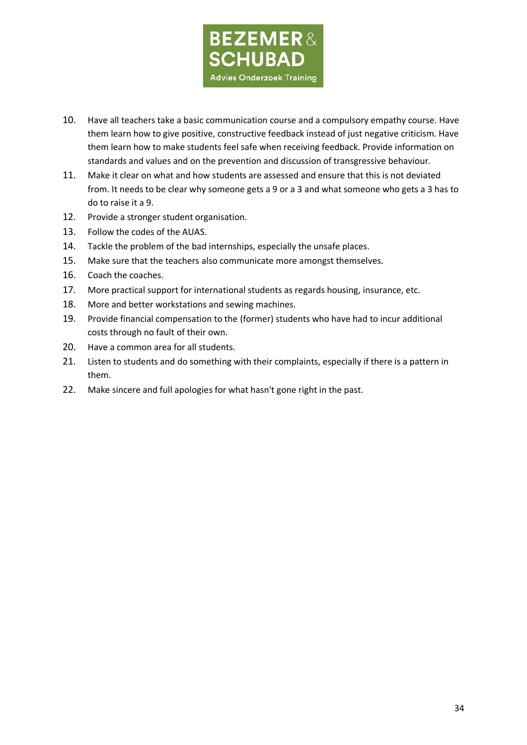10. Have all teachers take a basic communication course and a compulsory empathy course. Have them learn how to give positive, constructive feedback instead of just negative criticism. Have them learn how to make students feel safe when receiving feedback. Provide information on standards and values and on the prevention and discussion of transgressive behaviour.
11. Make it clear on what and how students are assessed and ensure that this is not deviated from. It needs to be clear why someone gets a 9 or a 3 and what someone who gets a 3 has to do to raise it a 9.
12. Provide a stronger student organisation.
13. Follow the codes of the AUAS.
14. Tackle the problem of the bad internships, especially the unsafe places.
15. Make sure that the teachers also communicate more amongst themselves.
16. Coach the coaches.
17. More practical support for international students as regards housing, insurance, etc.
18. More and better workstations and sewing machines.
19. Provide financial compensation to the (former) students who have had to incur additional costs through no fault of their own.
20. Have a common area for all students.
21. Listen to students and do something with their complaints, especially if there is a pattern in them.
22. Make sincere and full apologies for what hasn't gone right in the past.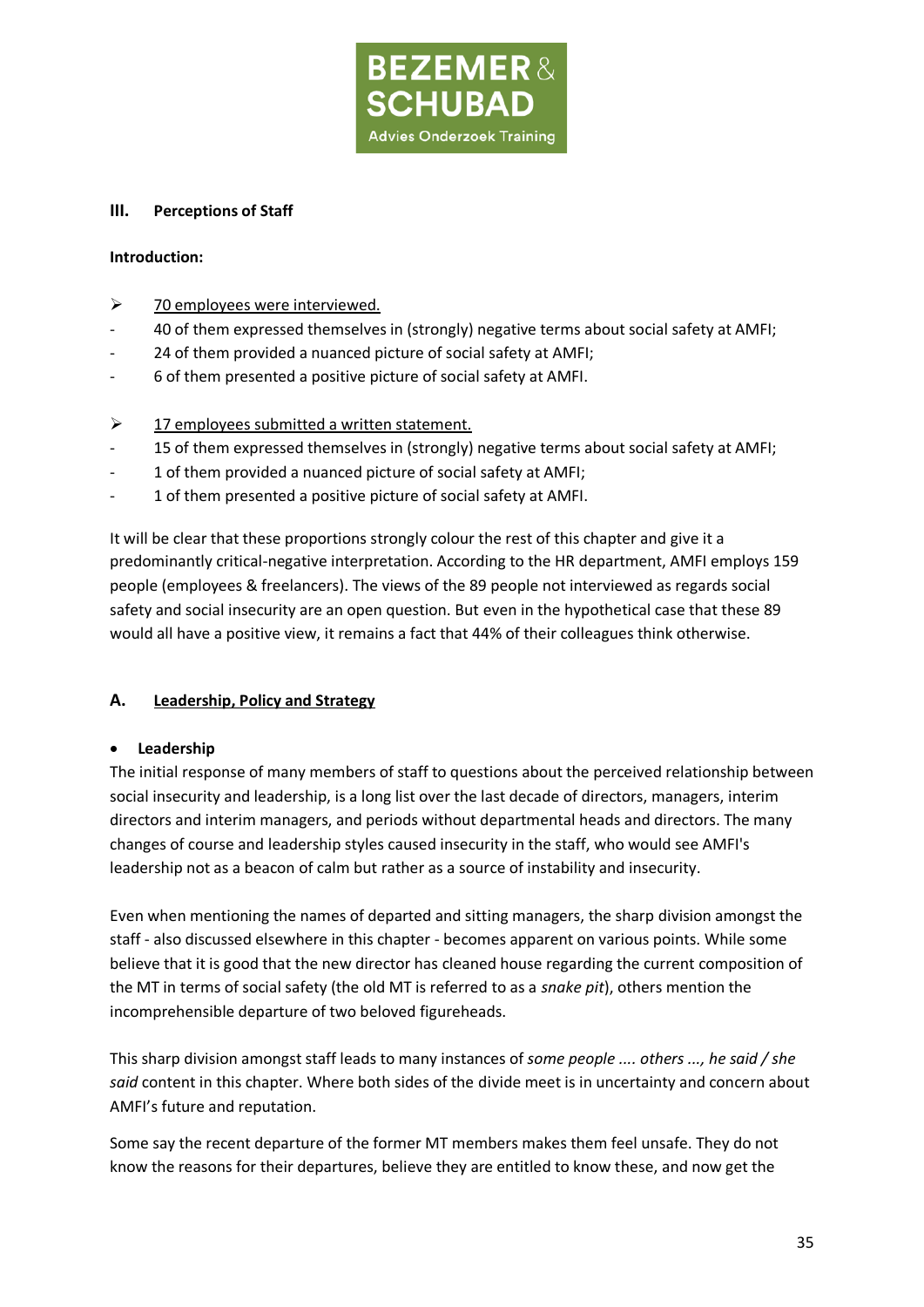## III. Perceptions of Staff

**Introduction:**

- <u>70 employees were interviewed.</u>
  - 40 of them expressed themselves in (strongly) negative terms about social safety at AMFI;
  - 24 of them provided a nuanced picture of social safety at AMFI;
  - 6 of them presented a positive picture of social safety at AMFI.

- <u>17 employees submitted a written statement.</u>
  - 15 of them expressed themselves in (strongly) negative terms about social safety at AMFI;
  - 1 of them provided a nuanced picture of social safety at AMFI;
  - 1 of them presented a positive picture of social safety at AMFI.

It will be clear that these proportions strongly colour the rest of this chapter and give it a predominantly critical-negative interpretation. According to the HR department, AMFI employs 159 people (employees & freelancers). The views of the 89 people not interviewed as regards social safety and social insecurity are an open question. But even in the hypothetical case that these 89 would all have a positive view, it remains a fact that 44% of their colleagues think otherwise.

### A. <u>Leadership, Policy and Strategy</u>

- **Leadership**

The initial response of many members of staff to questions about the perceived relationship between social insecurity and leadership, is a long list over the last decade of directors, managers, interim directors and interim managers, and periods without departmental heads and directors. The many changes of course and leadership styles caused insecurity in the staff, who would see AMFI's leadership not as a beacon of calm but rather as a source of instability and insecurity.

Even when mentioning the names of departed and sitting managers, the sharp division amongst the staff - also discussed elsewhere in this chapter - becomes apparent on various points. While some believe that it is good that the new director has cleaned house regarding the current composition of the MT in terms of social safety (the old MT is referred to as a *snake pit*), others mention the incomprehensible departure of two beloved figureheads.

This sharp division amongst staff leads to many instances of *some people .... others ..., he said / she said* content in this chapter. Where both sides of the divide meet is in uncertainty and concern about AMFI's future and reputation.

Some say the recent departure of the former MT members makes them feel unsafe. They do not know the reasons for their departures, believe they are entitled to know these, and now get the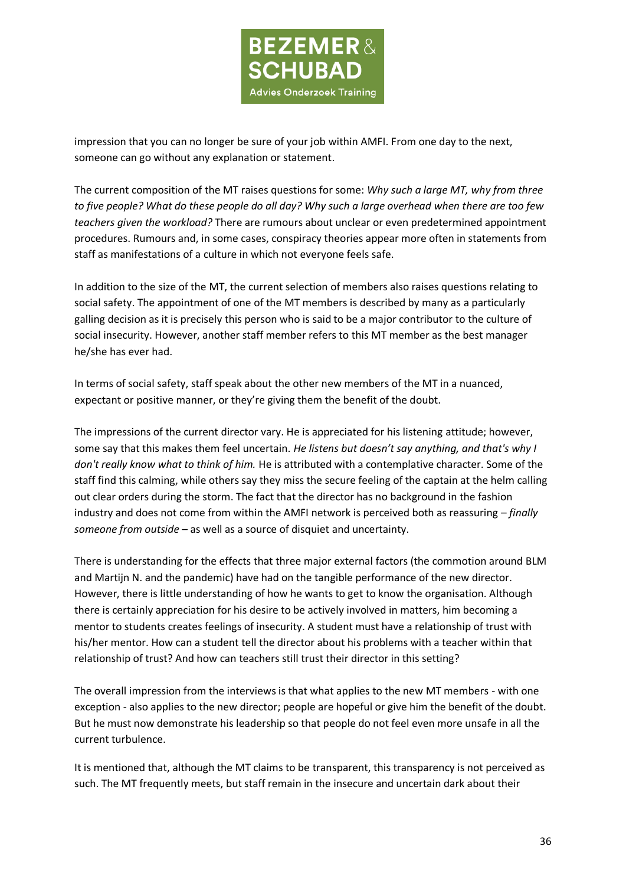impression that you can no longer be sure of your job within AMFI. From one day to the next, someone can go without any explanation or statement.

The current composition of the MT raises questions for some: *Why such a large MT, why from three to five people? What do these people do all day? Why such a large overhead when there are too few teachers given the workload?* There are rumours about unclear or even predetermined appointment procedures. Rumours and, in some cases, conspiracy theories appear more often in statements from staff as manifestations of a culture in which not everyone feels safe.

In addition to the size of the MT, the current selection of members also raises questions relating to social safety. The appointment of one of the MT members is described by many as a particularly galling decision as it is precisely this person who is said to be a major contributor to the culture of social insecurity. However, another staff member refers to this MT member as the best manager he/she has ever had.

In terms of social safety, staff speak about the other new members of the MT in a nuanced, expectant or positive manner, or they're giving them the benefit of the doubt.

The impressions of the current director vary. He is appreciated for his listening attitude; however, some say that this makes them feel uncertain. *He listens but doesn't say anything, and that's why I don't really know what to think of him.* He is attributed with a contemplative character. Some of the staff find this calming, while others say they miss the secure feeling of the captain at the helm calling out clear orders during the storm. The fact that the director has no background in the fashion industry and does not come from within the AMFI network is perceived both as reassuring – *finally someone from outside* – as well as a source of disquiet and uncertainty.

There is understanding for the effects that three major external factors (the commotion around BLM and Martijn N. and the pandemic) have had on the tangible performance of the new director. However, there is little understanding of how he wants to get to know the organisation. Although there is certainly appreciation for his desire to be actively involved in matters, him becoming a mentor to students creates feelings of insecurity. A student must have a relationship of trust with his/her mentor. How can a student tell the director about his problems with a teacher within that relationship of trust? And how can teachers still trust their director in this setting?

The overall impression from the interviews is that what applies to the new MT members - with one exception - also applies to the new director; people are hopeful or give him the benefit of the doubt. But he must now demonstrate his leadership so that people do not feel even more unsafe in all the current turbulence.

It is mentioned that, although the MT claims to be transparent, this transparency is not perceived as such. The MT frequently meets, but staff remain in the insecure and uncertain dark about their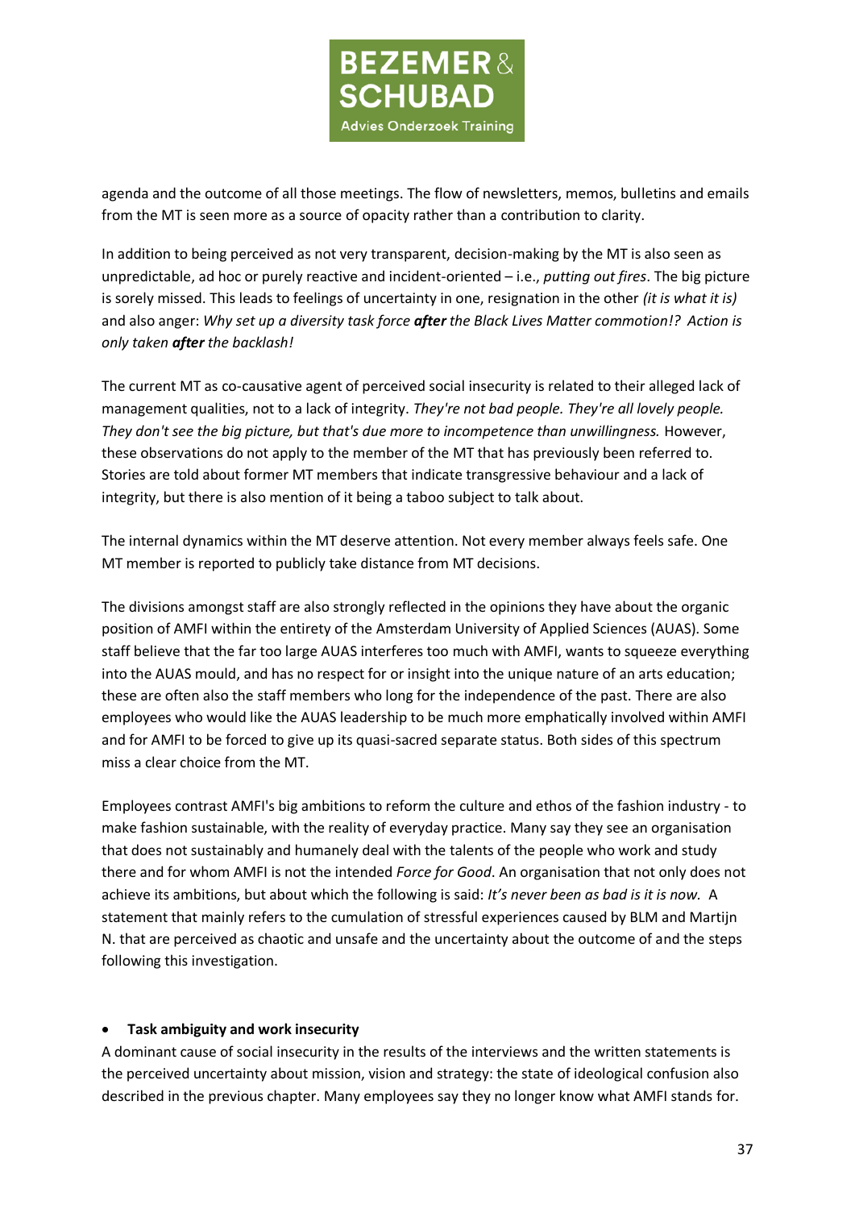agenda and the outcome of all those meetings. The flow of newsletters, memos, bulletins and emails from the MT is seen more as a source of opacity rather than a contribution to clarity.

In addition to being perceived as not very transparent, decision-making by the MT is also seen as unpredictable, ad hoc or purely reactive and incident-oriented – i.e., *putting out fires*. The big picture is sorely missed. This leads to feelings of uncertainty in one, resignation in the other *(it is what it is)* and also anger: *Why set up a diversity task force **after** the Black Lives Matter commotion!? Action is only taken **after** the backlash!*

The current MT as co-causative agent of perceived social insecurity is related to their alleged lack of management qualities, not to a lack of integrity. *They're not bad people. They're all lovely people. They don't see the big picture, but that's due more to incompetence than unwillingness.* However, these observations do not apply to the member of the MT that has previously been referred to. Stories are told about former MT members that indicate transgressive behaviour and a lack of integrity, but there is also mention of it being a taboo subject to talk about.

The internal dynamics within the MT deserve attention. Not every member always feels safe. One MT member is reported to publicly take distance from MT decisions.

The divisions amongst staff are also strongly reflected in the opinions they have about the organic position of AMFI within the entirety of the Amsterdam University of Applied Sciences (AUAS). Some staff believe that the far too large AUAS interferes too much with AMFI, wants to squeeze everything into the AUAS mould, and has no respect for or insight into the unique nature of an arts education; these are often also the staff members who long for the independence of the past. There are also employees who would like the AUAS leadership to be much more emphatically involved within AMFI and for AMFI to be forced to give up its quasi-sacred separate status. Both sides of this spectrum miss a clear choice from the MT.

Employees contrast AMFI's big ambitions to reform the culture and ethos of the fashion industry - to make fashion sustainable, with the reality of everyday practice. Many say they see an organisation that does not sustainably and humanely deal with the talents of the people who work and study there and for whom AMFI is not the intended *Force for Good*. An organisation that not only does not achieve its ambitions, but about which the following is said: *It's never been as bad is it is now.* A statement that mainly refers to the cumulation of stressful experiences caused by BLM and Martijn N. that are perceived as chaotic and unsafe and the uncertainty about the outcome of and the steps following this investigation.

- **Task ambiguity and work insecurity**

A dominant cause of social insecurity in the results of the interviews and the written statements is the perceived uncertainty about mission, vision and strategy: the state of ideological confusion also described in the previous chapter. Many employees say they no longer know what AMFI stands for.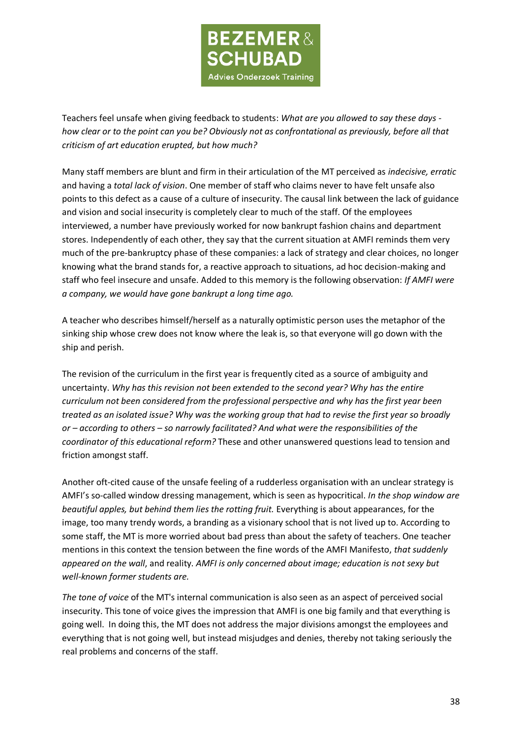Teachers feel unsafe when giving feedback to students: *What are you allowed to say these days - how clear or to the point can you be? Obviously not as confrontational as previously, before all that criticism of art education erupted, but how much?*

Many staff members are blunt and firm in their articulation of the MT perceived as *indecisive, erratic* and having a *total lack of vision*. One member of staff who claims never to have felt unsafe also points to this defect as a cause of a culture of insecurity. The causal link between the lack of guidance and vision and social insecurity is completely clear to much of the staff. Of the employees interviewed, a number have previously worked for now bankrupt fashion chains and department stores. Independently of each other, they say that the current situation at AMFI reminds them very much of the pre-bankruptcy phase of these companies: a lack of strategy and clear choices, no longer knowing what the brand stands for, a reactive approach to situations, ad hoc decision-making and staff who feel insecure and unsafe. Added to this memory is the following observation: *If AMFI were a company, we would have gone bankrupt a long time ago.*

A teacher who describes himself/herself as a naturally optimistic person uses the metaphor of the sinking ship whose crew does not know where the leak is, so that everyone will go down with the ship and perish.

The revision of the curriculum in the first year is frequently cited as a source of ambiguity and uncertainty. *Why has this revision not been extended to the second year? Why has the entire curriculum not been considered from the professional perspective and why has the first year been treated as an isolated issue? Why was the working group that had to revise the first year so broadly or – according to others – so narrowly facilitated? And what were the responsibilities of the coordinator of this educational reform?* These and other unanswered questions lead to tension and friction amongst staff.

Another oft-cited cause of the unsafe feeling of a rudderless organisation with an unclear strategy is AMFI's so-called window dressing management, which is seen as hypocritical. *In the shop window are beautiful apples, but behind them lies the rotting fruit.* Everything is about appearances, for the image, too many trendy words, a branding as a visionary school that is not lived up to. According to some staff, the MT is more worried about bad press than about the safety of teachers. One teacher mentions in this context the tension between the fine words of the AMFI Manifesto, *that suddenly appeared on the wall*, and reality. *AMFI is only concerned about image; education is not sexy but well-known former students are.*

*The tone of voice* of the MT's internal communication is also seen as an aspect of perceived social insecurity. This tone of voice gives the impression that AMFI is one big family and that everything is going well. In doing this, the MT does not address the major divisions amongst the employees and everything that is not going well, but instead misjudges and denies, thereby not taking seriously the real problems and concerns of the staff.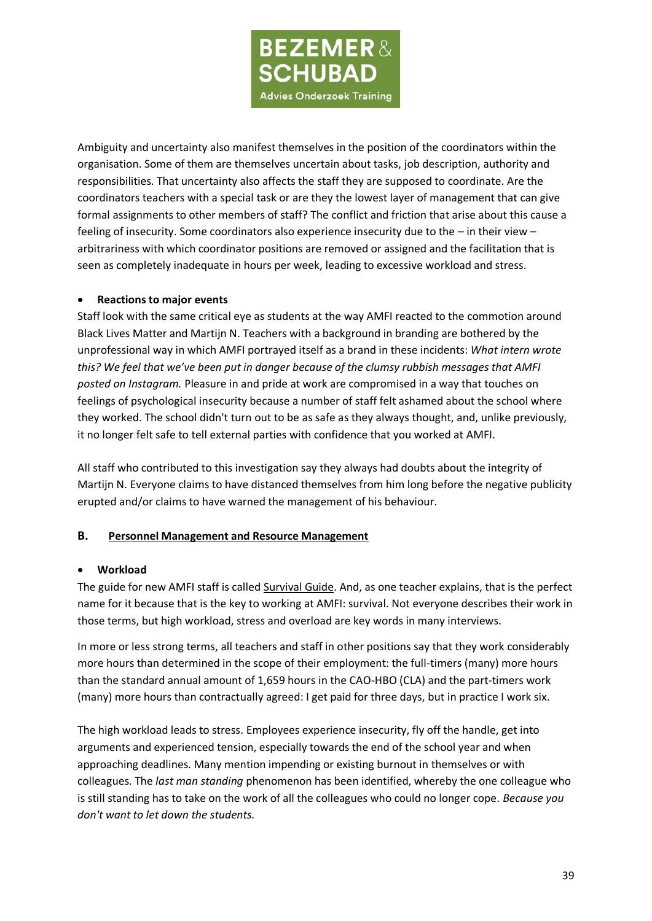Ambiguity and uncertainty also manifest themselves in the position of the coordinators within the organisation. Some of them are themselves uncertain about tasks, job description, authority and responsibilities. That uncertainty also affects the staff they are supposed to coordinate. Are the coordinators teachers with a special task or are they the lowest layer of management that can give formal assignments to other members of staff? The conflict and friction that arise about this cause a feeling of insecurity. Some coordinators also experience insecurity due to the – in their view – arbitrariness with which coordinator positions are removed or assigned and the facilitation that is seen as completely inadequate in hours per week, leading to excessive workload and stress.

- **Reactions to major events**

Staff look with the same critical eye as students at the way AMFI reacted to the commotion around Black Lives Matter and Martijn N. Teachers with a background in branding are bothered by the unprofessional way in which AMFI portrayed itself as a brand in these incidents: *What intern wrote this? We feel that we've been put in danger because of the clumsy rubbish messages that AMFI posted on Instagram.* Pleasure in and pride at work are compromised in a way that touches on feelings of psychological insecurity because a number of staff felt ashamed about the school where they worked. The school didn't turn out to be as safe as they always thought, and, unlike previously, it no longer felt safe to tell external parties with confidence that you worked at AMFI.

All staff who contributed to this investigation say they always had doubts about the integrity of Martijn N. Everyone claims to have distanced themselves from him long before the negative publicity erupted and/or claims to have warned the management of his behaviour.

## B. Personnel Management and Resource Management

- **Workload**

The guide for new AMFI staff is called Survival Guide. And, as one teacher explains, that is the perfect name for it because that is the key to working at AMFI: survival. Not everyone describes their work in those terms, but high workload, stress and overload are key words in many interviews.

In more or less strong terms, all teachers and staff in other positions say that they work considerably more hours than determined in the scope of their employment: the full-timers (many) more hours than the standard annual amount of 1,659 hours in the CAO-HBO (CLA) and the part-timers work (many) more hours than contractually agreed: I get paid for three days, but in practice I work six.

The high workload leads to stress. Employees experience insecurity, fly off the handle, get into arguments and experienced tension, especially towards the end of the school year and when approaching deadlines. Many mention impending or existing burnout in themselves or with colleagues. The *last man standing* phenomenon has been identified, whereby the one colleague who is still standing has to take on the work of all the colleagues who could no longer cope. *Because you don't want to let down the students.*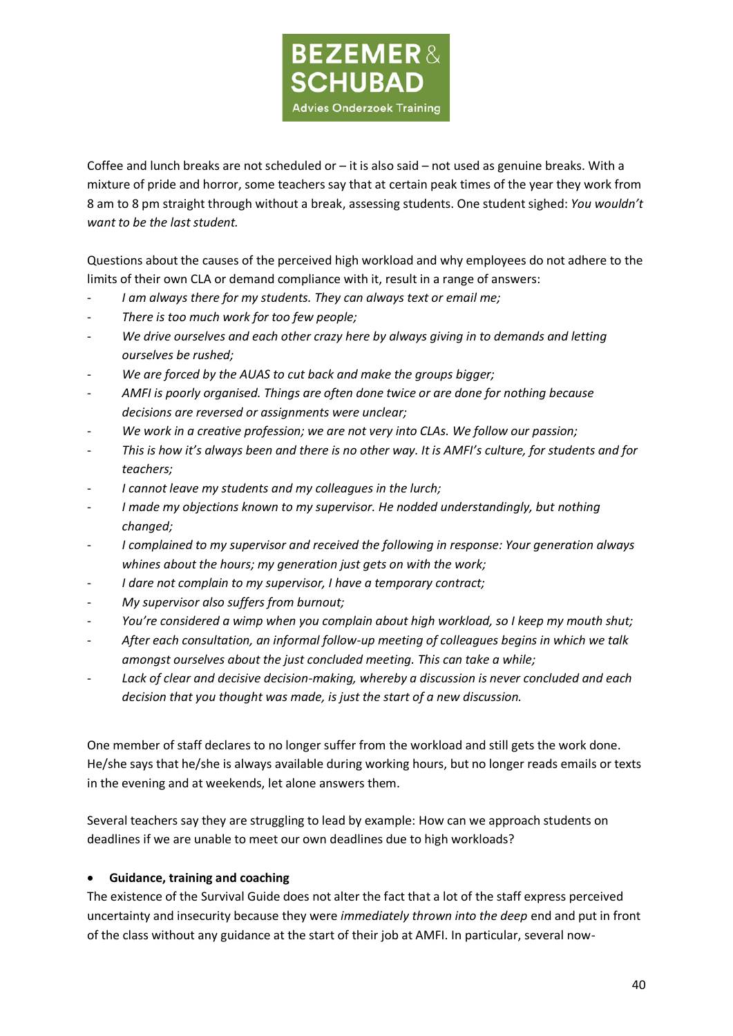Coffee and lunch breaks are not scheduled or – it is also said – not used as genuine breaks. With a mixture of pride and horror, some teachers say that at certain peak times of the year they work from 8 am to 8 pm straight through without a break, assessing students. One student sighed: *You wouldn't want to be the last student.*

Questions about the causes of the perceived high workload and why employees do not adhere to the limits of their own CLA or demand compliance with it, result in a range of answers:

- *I am always there for my students. They can always text or email me;*
- *There is too much work for too few people;*
- *We drive ourselves and each other crazy here by always giving in to demands and letting ourselves be rushed;*
- *We are forced by the AUAS to cut back and make the groups bigger;*
- *AMFI is poorly organised. Things are often done twice or are done for nothing because decisions are reversed or assignments were unclear;*
- *We work in a creative profession; we are not very into CLAs. We follow our passion;*
- *This is how it's always been and there is no other way. It is AMFI's culture, for students and for teachers;*
- *I cannot leave my students and my colleagues in the lurch;*
- *I made my objections known to my supervisor. He nodded understandingly, but nothing changed;*
- *I complained to my supervisor and received the following in response: Your generation always whines about the hours; my generation just gets on with the work;*
- *I dare not complain to my supervisor, I have a temporary contract;*
- *My supervisor also suffers from burnout;*
- *You're considered a wimp when you complain about high workload, so I keep my mouth shut;*
- *After each consultation, an informal follow-up meeting of colleagues begins in which we talk amongst ourselves about the just concluded meeting. This can take a while;*
- *Lack of clear and decisive decision-making, whereby a discussion is never concluded and each decision that you thought was made, is just the start of a new discussion.*

One member of staff declares to no longer suffer from the workload and still gets the work done. He/she says that he/she is always available during working hours, but no longer reads emails or texts in the evening and at weekends, let alone answers them.

Several teachers say they are struggling to lead by example: How can we approach students on deadlines if we are unable to meet our own deadlines due to high workloads?

- **Guidance, training and coaching**

The existence of the Survival Guide does not alter the fact that a lot of the staff express perceived uncertainty and insecurity because they were *immediately thrown into the deep* end and put in front of the class without any guidance at the start of their job at AMFI. In particular, several now-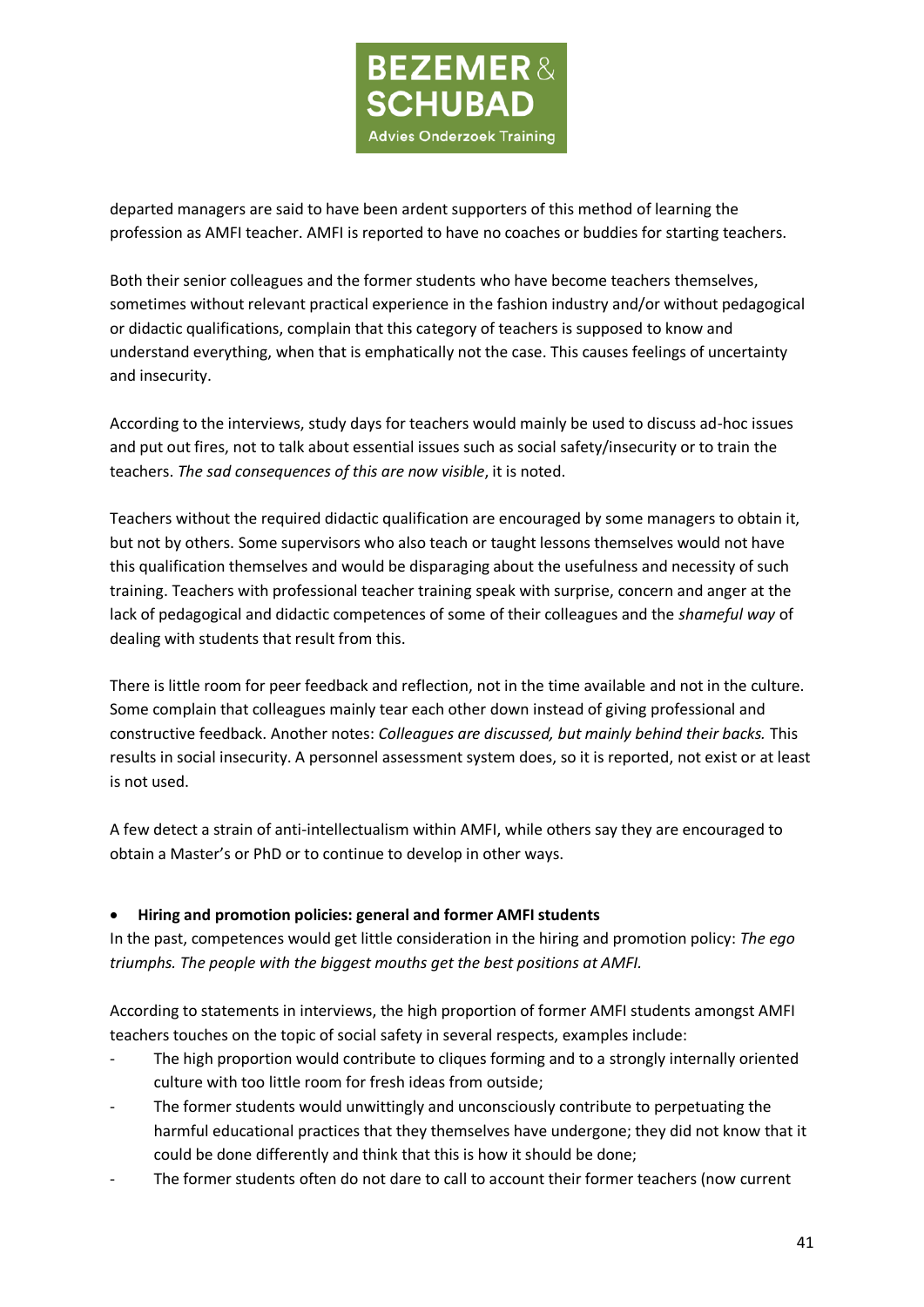departed managers are said to have been ardent supporters of this method of learning the profession as AMFI teacher. AMFI is reported to have no coaches or buddies for starting teachers.

Both their senior colleagues and the former students who have become teachers themselves, sometimes without relevant practical experience in the fashion industry and/or without pedagogical or didactic qualifications, complain that this category of teachers is supposed to know and understand everything, when that is emphatically not the case. This causes feelings of uncertainty and insecurity.

According to the interviews, study days for teachers would mainly be used to discuss ad-hoc issues and put out fires, not to talk about essential issues such as social safety/insecurity or to train the teachers. *The sad consequences of this are now visible*, it is noted.

Teachers without the required didactic qualification are encouraged by some managers to obtain it, but not by others. Some supervisors who also teach or taught lessons themselves would not have this qualification themselves and would be disparaging about the usefulness and necessity of such training. Teachers with professional teacher training speak with surprise, concern and anger at the lack of pedagogical and didactic competences of some of their colleagues and the *shameful way* of dealing with students that result from this.

There is little room for peer feedback and reflection, not in the time available and not in the culture. Some complain that colleagues mainly tear each other down instead of giving professional and constructive feedback. Another notes: *Colleagues are discussed, but mainly behind their backs.* This results in social insecurity. A personnel assessment system does, so it is reported, not exist or at least is not used.

A few detect a strain of anti-intellectualism within AMFI, while others say they are encouraged to obtain a Master's or PhD or to continue to develop in other ways.

- **Hiring and promotion policies: general and former AMFI students**

In the past, competences would get little consideration in the hiring and promotion policy: *The ego triumphs. The people with the biggest mouths get the best positions at AMFI.*

According to statements in interviews, the high proportion of former AMFI students amongst AMFI teachers touches on the topic of social safety in several respects, examples include:

- The high proportion would contribute to cliques forming and to a strongly internally oriented culture with too little room for fresh ideas from outside;
- The former students would unwittingly and unconsciously contribute to perpetuating the harmful educational practices that they themselves have undergone; they did not know that it could be done differently and think that this is how it should be done;
- The former students often do not dare to call to account their former teachers (now current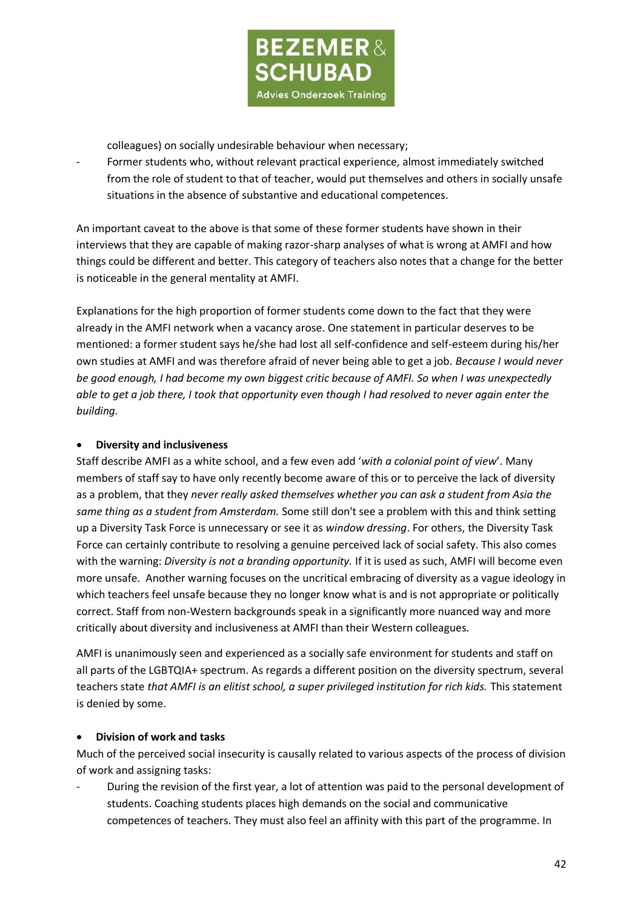colleagues) on socially undesirable behaviour when necessary;

- Former students who, without relevant practical experience, almost immediately switched from the role of student to that of teacher, would put themselves and others in socially unsafe situations in the absence of substantive and educational competences.

An important caveat to the above is that some of these former students have shown in their interviews that they are capable of making razor-sharp analyses of what is wrong at AMFI and how things could be different and better. This category of teachers also notes that a change for the better is noticeable in the general mentality at AMFI.

Explanations for the high proportion of former students come down to the fact that they were already in the AMFI network when a vacancy arose. One statement in particular deserves to be mentioned: a former student says he/she had lost all self-confidence and self-esteem during his/her own studies at AMFI and was therefore afraid of never being able to get a job. *Because I would never be good enough, I had become my own biggest critic because of AMFI. So when I was unexpectedly able to get a job there, I took that opportunity even though I had resolved to never again enter the building.*

- **Diversity and inclusiveness**

Staff describe AMFI as a white school, and a few even add '*with a colonial point of view*'. Many members of staff say to have only recently become aware of this or to perceive the lack of diversity as a problem, that they *never really asked themselves whether you can ask a student from Asia the same thing as a student from Amsterdam.* Some still don't see a problem with this and think setting up a Diversity Task Force is unnecessary or see it as *window dressing*. For others, the Diversity Task Force can certainly contribute to resolving a genuine perceived lack of social safety. This also comes with the warning: *Diversity is not a branding opportunity.* If it is used as such, AMFI will become even more unsafe. Another warning focuses on the uncritical embracing of diversity as a vague ideology in which teachers feel unsafe because they no longer know what is and is not appropriate or politically correct. Staff from non-Western backgrounds speak in a significantly more nuanced way and more critically about diversity and inclusiveness at AMFI than their Western colleagues.

AMFI is unanimously seen and experienced as a socially safe environment for students and staff on all parts of the LGBTQIA+ spectrum. As regards a different position on the diversity spectrum, several teachers state *that AMFI is an elitist school, a super privileged institution for rich kids.* This statement is denied by some.

- **Division of work and tasks**

Much of the perceived social insecurity is causally related to various aspects of the process of division of work and assigning tasks:

- During the revision of the first year, a lot of attention was paid to the personal development of students. Coaching students places high demands on the social and communicative competences of teachers. They must also feel an affinity with this part of the programme. In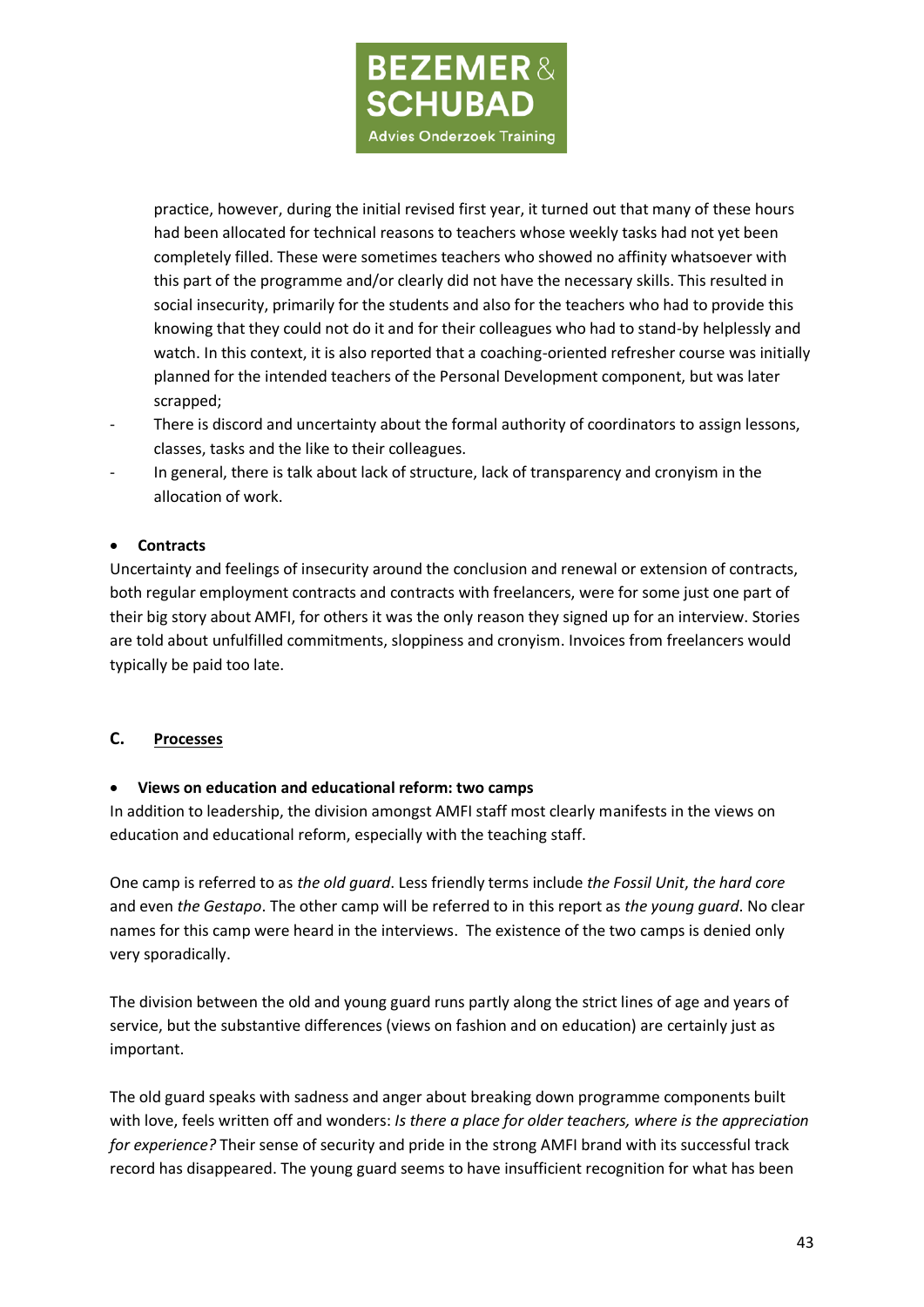practice, however, during the initial revised first year, it turned out that many of these hours had been allocated for technical reasons to teachers whose weekly tasks had not yet been completely filled. These were sometimes teachers who showed no affinity whatsoever with this part of the programme and/or clearly did not have the necessary skills. This resulted in social insecurity, primarily for the students and also for the teachers who had to provide this knowing that they could not do it and for their colleagues who had to stand-by helplessly and watch. In this context, it is also reported that a coaching-oriented refresher course was initially planned for the intended teachers of the Personal Development component, but was later scrapped;

- There is discord and uncertainty about the formal authority of coordinators to assign lessons, classes, tasks and the like to their colleagues.
- In general, there is talk about lack of structure, lack of transparency and cronyism in the allocation of work.

- **Contracts**

Uncertainty and feelings of insecurity around the conclusion and renewal or extension of contracts, both regular employment contracts and contracts with freelancers, were for some just one part of their big story about AMFI, for others it was the only reason they signed up for an interview. Stories are told about unfulfilled commitments, sloppiness and cronyism. Invoices from freelancers would typically be paid too late.

## C. Processes

- **Views on education and educational reform: two camps**

In addition to leadership, the division amongst AMFI staff most clearly manifests in the views on education and educational reform, especially with the teaching staff.

One camp is referred to as *the old guard*. Less friendly terms include *the Fossil Unit*, *the hard core* and even *the Gestapo*. The other camp will be referred to in this report as *the young guard*. No clear names for this camp were heard in the interviews. The existence of the two camps is denied only very sporadically.

The division between the old and young guard runs partly along the strict lines of age and years of service, but the substantive differences (views on fashion and on education) are certainly just as important.

The old guard speaks with sadness and anger about breaking down programme components built with love, feels written off and wonders: *Is there a place for older teachers, where is the appreciation for experience?* Their sense of security and pride in the strong AMFI brand with its successful track record has disappeared. The young guard seems to have insufficient recognition for what has been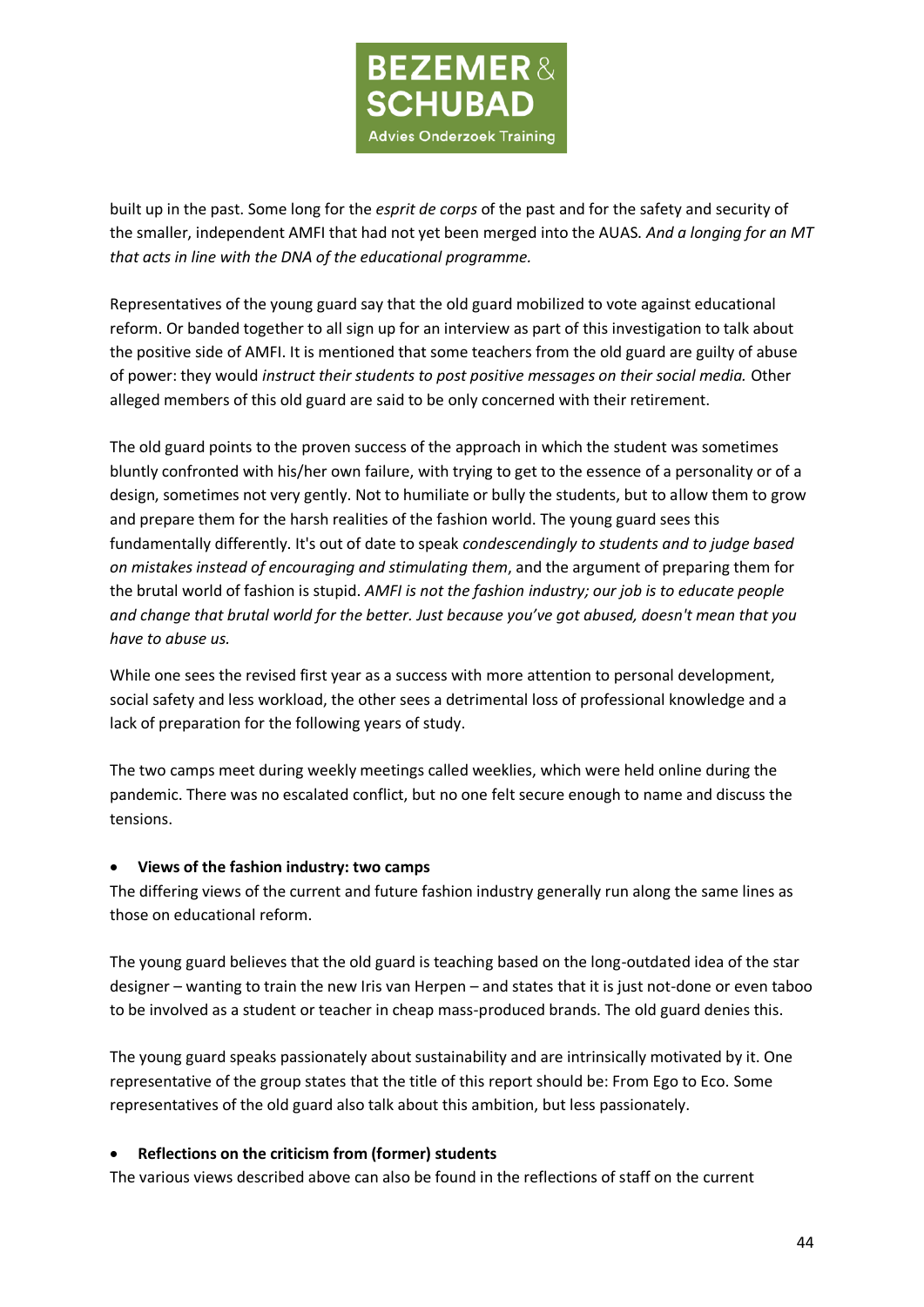built up in the past. Some long for the *esprit de corps* of the past and for the safety and security of the smaller, independent AMFI that had not yet been merged into the AUAS. *And a longing for an MT that acts in line with the DNA of the educational programme.*

Representatives of the young guard say that the old guard mobilized to vote against educational reform. Or banded together to all sign up for an interview as part of this investigation to talk about the positive side of AMFI. It is mentioned that some teachers from the old guard are guilty of abuse of power: they would *instruct their students to post positive messages on their social media.* Other alleged members of this old guard are said to be only concerned with their retirement.

The old guard points to the proven success of the approach in which the student was sometimes bluntly confronted with his/her own failure, with trying to get to the essence of a personality or of a design, sometimes not very gently. Not to humiliate or bully the students, but to allow them to grow and prepare them for the harsh realities of the fashion world. The young guard sees this fundamentally differently. It's out of date to speak *condescendingly to students and to judge based on mistakes instead of encouraging and stimulating them*, and the argument of preparing them for the brutal world of fashion is stupid. *AMFI is not the fashion industry; our job is to educate people and change that brutal world for the better. Just because you've got abused, doesn't mean that you have to abuse us.*

While one sees the revised first year as a success with more attention to personal development, social safety and less workload, the other sees a detrimental loss of professional knowledge and a lack of preparation for the following years of study.

The two camps meet during weekly meetings called weeklies, which were held online during the pandemic. There was no escalated conflict, but no one felt secure enough to name and discuss the tensions.

- **Views of the fashion industry: two camps**

The differing views of the current and future fashion industry generally run along the same lines as those on educational reform.

The young guard believes that the old guard is teaching based on the long-outdated idea of the star designer – wanting to train the new Iris van Herpen – and states that it is just not-done or even taboo to be involved as a student or teacher in cheap mass-produced brands. The old guard denies this.

The young guard speaks passionately about sustainability and are intrinsically motivated by it. One representative of the group states that the title of this report should be: From Ego to Eco. Some representatives of the old guard also talk about this ambition, but less passionately.

- **Reflections on the criticism from (former) students**

The various views described above can also be found in the reflections of staff on the current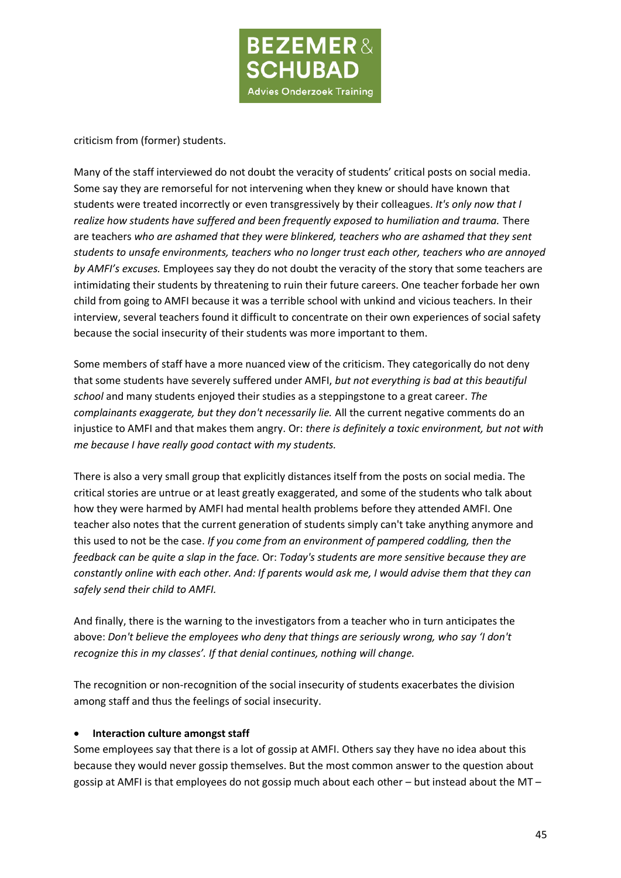criticism from (former) students.

Many of the staff interviewed do not doubt the veracity of students' critical posts on social media. Some say they are remorseful for not intervening when they knew or should have known that students were treated incorrectly or even transgressively by their colleagues. *It's only now that I realize how students have suffered and been frequently exposed to humiliation and trauma.* There are teachers *who are ashamed that they were blinkered, teachers who are ashamed that they sent students to unsafe environments, teachers who no longer trust each other, teachers who are annoyed by AMFI's excuses.* Employees say they do not doubt the veracity of the story that some teachers are intimidating their students by threatening to ruin their future careers. One teacher forbade her own child from going to AMFI because it was a terrible school with unkind and vicious teachers. In their interview, several teachers found it difficult to concentrate on their own experiences of social safety because the social insecurity of their students was more important to them.

Some members of staff have a more nuanced view of the criticism. They categorically do not deny that some students have severely suffered under AMFI, *but not everything is bad at this beautiful school* and many students enjoyed their studies as a steppingstone to a great career. *The complainants exaggerate, but they don't necessarily lie.* All the current negative comments do an injustice to AMFI and that makes them angry. Or: *there is definitely a toxic environment, but not with me because I have really good contact with my students.*

There is also a very small group that explicitly distances itself from the posts on social media. The critical stories are untrue or at least greatly exaggerated, and some of the students who talk about how they were harmed by AMFI had mental health problems before they attended AMFI. One teacher also notes that the current generation of students simply can't take anything anymore and this used to not be the case. *If you come from an environment of pampered coddling, then the feedback can be quite a slap in the face.* Or: *Today's students are more sensitive because they are constantly online with each other. And: If parents would ask me, I would advise them that they can safely send their child to AMFI.*

And finally, there is the warning to the investigators from a teacher who in turn anticipates the above: *Don't believe the employees who deny that things are seriously wrong, who say 'I don't recognize this in my classes'. If that denial continues, nothing will change.*

The recognition or non-recognition of the social insecurity of students exacerbates the division among staff and thus the feelings of social insecurity.

- **Interaction culture amongst staff**

Some employees say that there is a lot of gossip at AMFI. Others say they have no idea about this because they would never gossip themselves. But the most common answer to the question about gossip at AMFI is that employees do not gossip much about each other – but instead about the MT –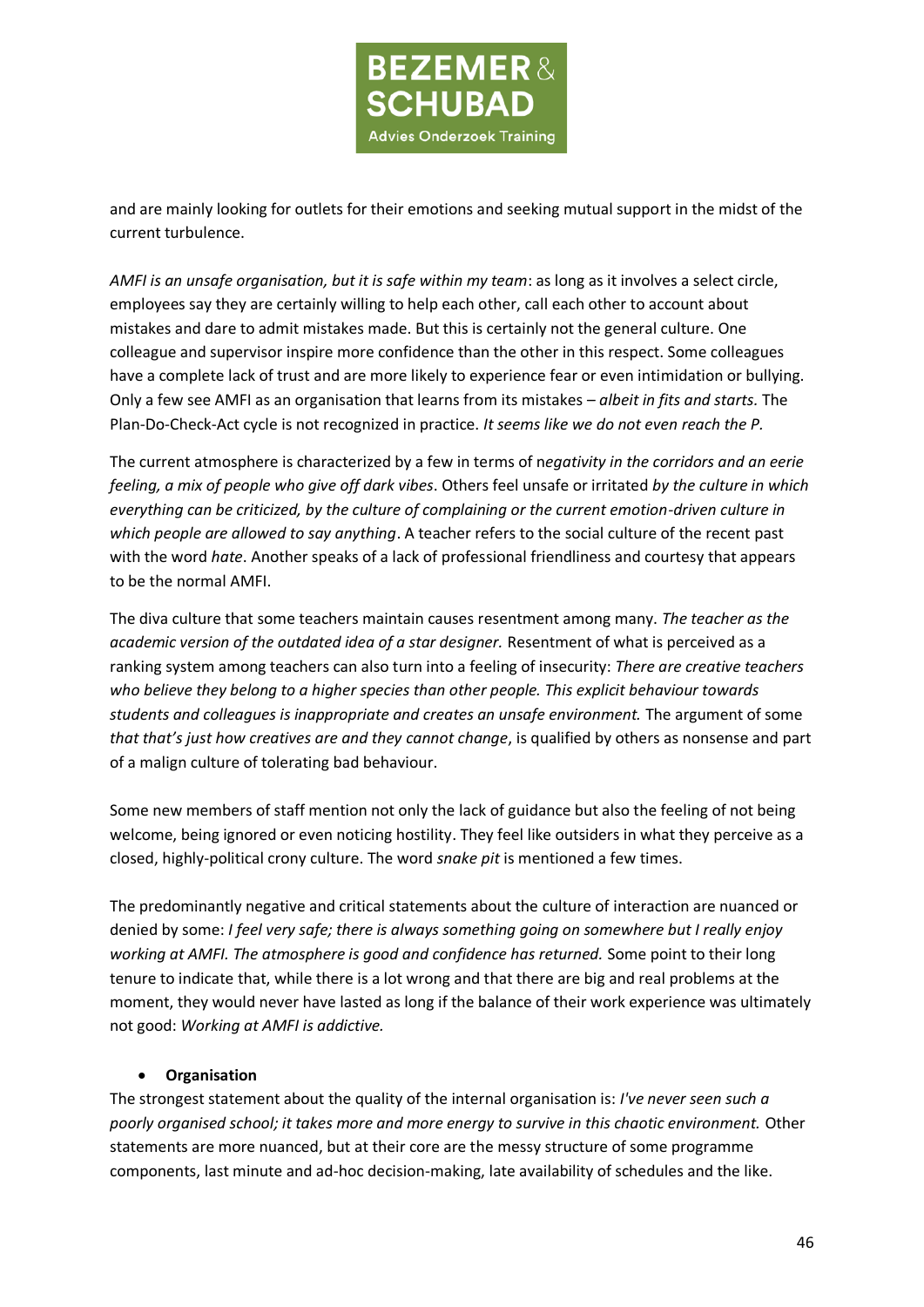and are mainly looking for outlets for their emotions and seeking mutual support in the midst of the current turbulence.

*AMFI is an unsafe organisation, but it is safe within my team*: as long as it involves a select circle, employees say they are certainly willing to help each other, call each other to account about mistakes and dare to admit mistakes made. But this is certainly not the general culture. One colleague and supervisor inspire more confidence than the other in this respect. Some colleagues have a complete lack of trust and are more likely to experience fear or even intimidation or bullying. Only a few see AMFI as an organisation that learns from its mistakes – *albeit in fits and starts.* The Plan-Do-Check-Act cycle is not recognized in practice. *It seems like we do not even reach the P.*

The current atmosphere is characterized by a few in terms of n*egativity in the corridors and an eerie feeling, a mix of people who give off dark vibes*. Others feel unsafe or irritated *by the culture in which everything can be criticized, by the culture of complaining or the current emotion-driven culture in which people are allowed to say anything*. A teacher refers to the social culture of the recent past with the word *hate*. Another speaks of a lack of professional friendliness and courtesy that appears to be the normal AMFI.

The diva culture that some teachers maintain causes resentment among many. *The teacher as the academic version of the outdated idea of a star designer.* Resentment of what is perceived as a ranking system among teachers can also turn into a feeling of insecurity: *There are creative teachers who believe they belong to a higher species than other people. This explicit behaviour towards students and colleagues is inappropriate and creates an unsafe environment.* The argument of some *that that's just how creatives are and they cannot change*, is qualified by others as nonsense and part of a malign culture of tolerating bad behaviour.

Some new members of staff mention not only the lack of guidance but also the feeling of not being welcome, being ignored or even noticing hostility. They feel like outsiders in what they perceive as a closed, highly-political crony culture. The word *snake pit* is mentioned a few times.

The predominantly negative and critical statements about the culture of interaction are nuanced or denied by some: *I feel very safe; there is always something going on somewhere but I really enjoy working at AMFI. The atmosphere is good and confidence has returned.* Some point to their long tenure to indicate that, while there is a lot wrong and that there are big and real problems at the moment, they would never have lasted as long if the balance of their work experience was ultimately not good: *Working at AMFI is addictive.*

- **Organisation**

The strongest statement about the quality of the internal organisation is: *I've never seen such a poorly organised school; it takes more and more energy to survive in this chaotic environment.* Other statements are more nuanced, but at their core are the messy structure of some programme components, last minute and ad-hoc decision-making, late availability of schedules and the like.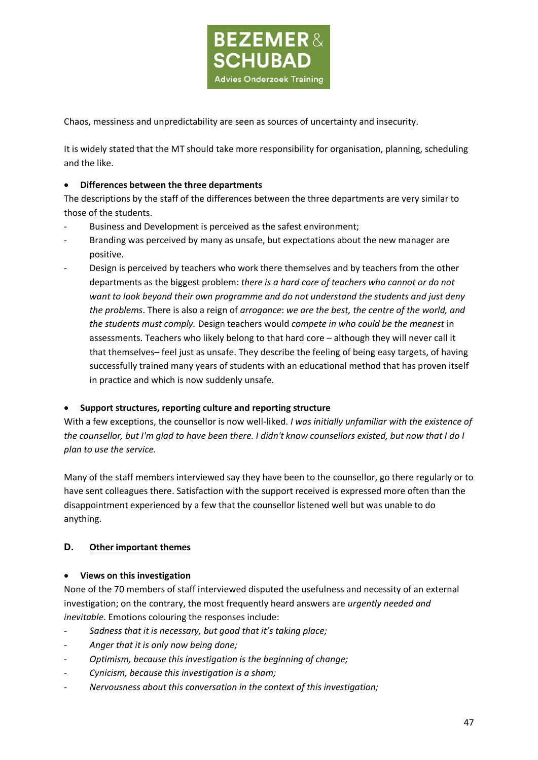Chaos, messiness and unpredictability are seen as sources of uncertainty and insecurity.

It is widely stated that the MT should take more responsibility for organisation, planning, scheduling and the like.

- **Differences between the three departments**

The descriptions by the staff of the differences between the three departments are very similar to those of the students.

- Business and Development is perceived as the safest environment;
- Branding was perceived by many as unsafe, but expectations about the new manager are positive.
- Design is perceived by teachers who work there themselves and by teachers from the other departments as the biggest problem: *there is a hard core of teachers who cannot or do not want to look beyond their own programme and do not understand the students and just deny the problems*. There is also a reign of *arrogance*: *we are the best, the centre of the world, and the students must comply.* Design teachers would *compete in who could be the meanest* in assessments. Teachers who likely belong to that hard core – although they will never call it that themselves– feel just as unsafe. They describe the feeling of being easy targets, of having successfully trained many years of students with an educational method that has proven itself in practice and which is now suddenly unsafe.

- **Support structures, reporting culture and reporting structure**

With a few exceptions, the counsellor is now well-liked. *I was initially unfamiliar with the existence of the counsellor, but I'm glad to have been there. I didn't know counsellors existed, but now that I do I plan to use the service.*

Many of the staff members interviewed say they have been to the counsellor, go there regularly or to have sent colleagues there. Satisfaction with the support received is expressed more often than the disappointment experienced by a few that the counsellor listened well but was unable to do anything.

## D. <u>Other important themes</u>

- **Views on this investigation**

None of the 70 members of staff interviewed disputed the usefulness and necessity of an external investigation; on the contrary, the most frequently heard answers are *urgently needed and inevitable*. Emotions colouring the responses include:

- *Sadness that it is necessary, but good that it's taking place;*
- *Anger that it is only now being done;*
- *Optimism, because this investigation is the beginning of change;*
- *Cynicism, because this investigation is a sham;*
- *Nervousness about this conversation in the context of this investigation;*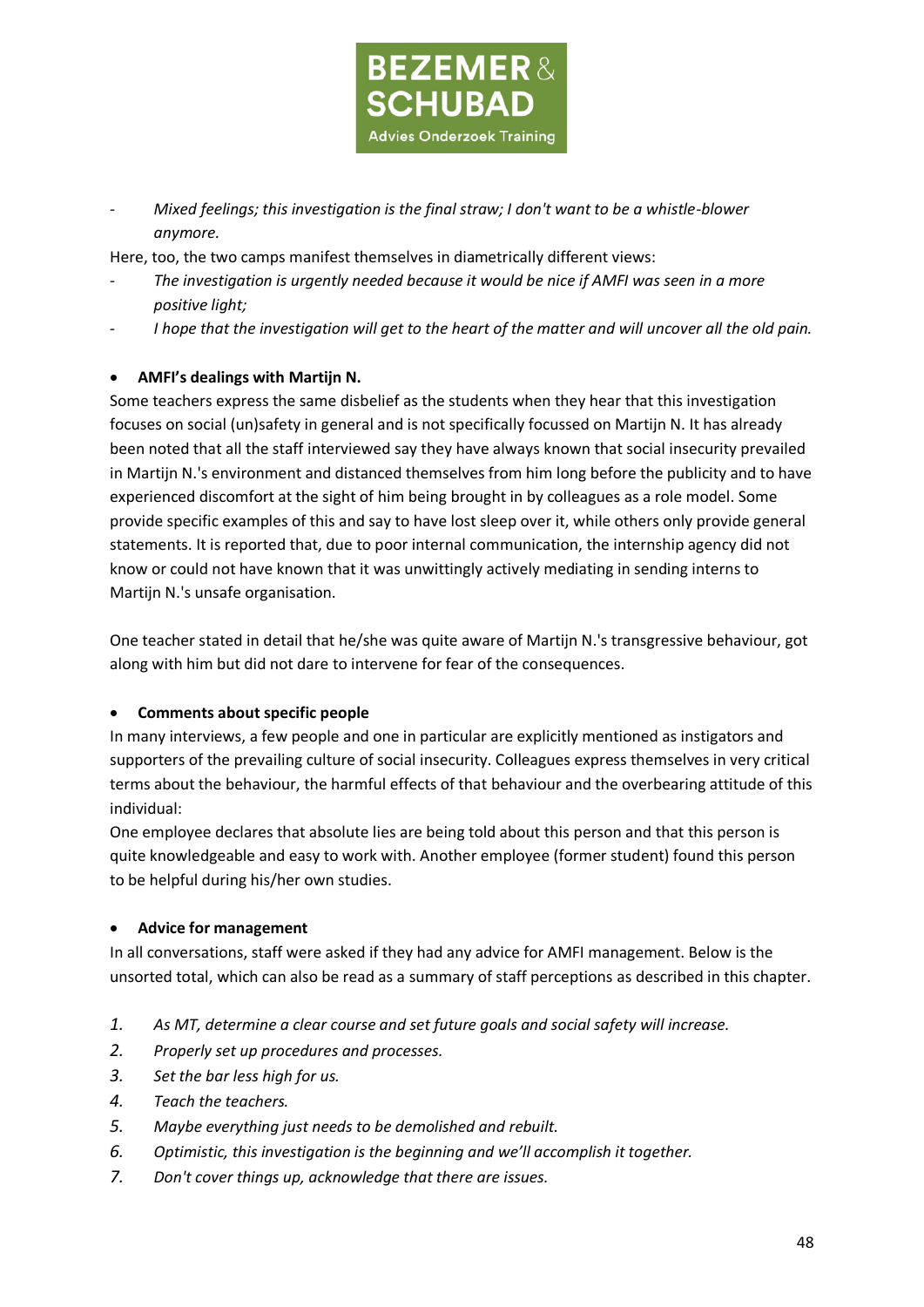- *Mixed feelings; this investigation is the final straw; I don't want to be a whistle-blower anymore.*

Here, too, the two camps manifest themselves in diametrically different views:

- *The investigation is urgently needed because it would be nice if AMFI was seen in a more positive light;*
- *I hope that the investigation will get to the heart of the matter and will uncover all the old pain.*

- **AMFI's dealings with Martijn N.**

Some teachers express the same disbelief as the students when they hear that this investigation focuses on social (un)safety in general and is not specifically focussed on Martijn N. It has already been noted that all the staff interviewed say they have always known that social insecurity prevailed in Martijn N.'s environment and distanced themselves from him long before the publicity and to have experienced discomfort at the sight of him being brought in by colleagues as a role model. Some provide specific examples of this and say to have lost sleep over it, while others only provide general statements. It is reported that, due to poor internal communication, the internship agency did not know or could not have known that it was unwittingly actively mediating in sending interns to Martijn N.'s unsafe organisation.

One teacher stated in detail that he/she was quite aware of Martijn N.'s transgressive behaviour, got along with him but did not dare to intervene for fear of the consequences.

- **Comments about specific people**

In many interviews, a few people and one in particular are explicitly mentioned as instigators and supporters of the prevailing culture of social insecurity. Colleagues express themselves in very critical terms about the behaviour, the harmful effects of that behaviour and the overbearing attitude of this individual:

One employee declares that absolute lies are being told about this person and that this person is quite knowledgeable and easy to work with. Another employee (former student) found this person to be helpful during his/her own studies.

- **Advice for management**

In all conversations, staff were asked if they had any advice for AMFI management. Below is the unsorted total, which can also be read as a summary of staff perceptions as described in this chapter.

1. *As MT, determine a clear course and set future goals and social safety will increase.*
2. *Properly set up procedures and processes.*
3. *Set the bar less high for us.*
4. *Teach the teachers.*
5. *Maybe everything just needs to be demolished and rebuilt.*
6. *Optimistic, this investigation is the beginning and we'll accomplish it together.*
7. *Don't cover things up, acknowledge that there are issues.*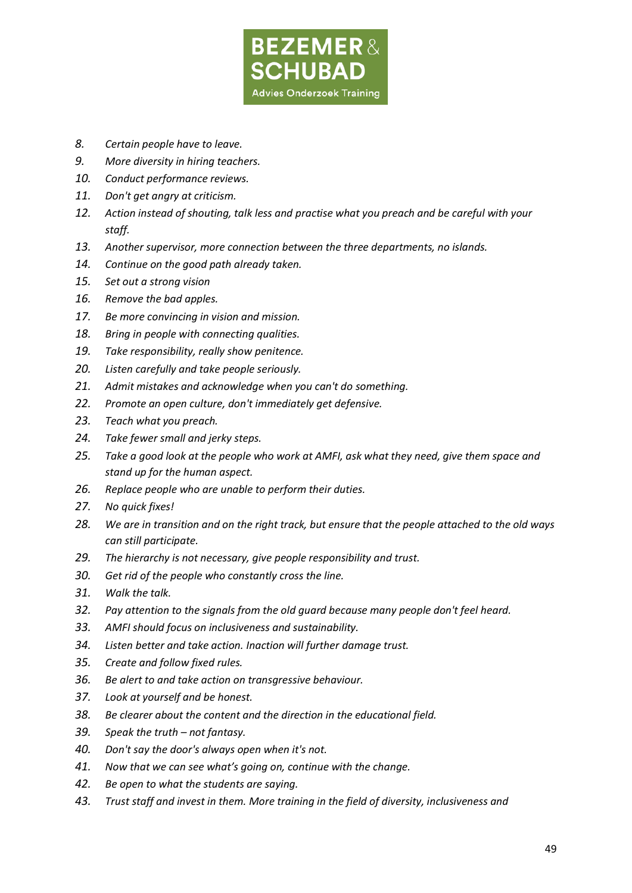8. *Certain people have to leave.*
9. *More diversity in hiring teachers.*
10. *Conduct performance reviews.*
11. *Don't get angry at criticism.*
12. *Action instead of shouting, talk less and practise what you preach and be careful with your staff.*
13. *Another supervisor, more connection between the three departments, no islands.*
14. *Continue on the good path already taken.*
15. *Set out a strong vision*
16. *Remove the bad apples.*
17. *Be more convincing in vision and mission.*
18. *Bring in people with connecting qualities.*
19. *Take responsibility, really show penitence.*
20. *Listen carefully and take people seriously.*
21. *Admit mistakes and acknowledge when you can't do something.*
22. *Promote an open culture, don't immediately get defensive.*
23. *Teach what you preach.*
24. *Take fewer small and jerky steps.*
25. *Take a good look at the people who work at AMFI, ask what they need, give them space and stand up for the human aspect.*
26. *Replace people who are unable to perform their duties.*
27. *No quick fixes!*
28. *We are in transition and on the right track, but ensure that the people attached to the old ways can still participate.*
29. *The hierarchy is not necessary, give people responsibility and trust.*
30. *Get rid of the people who constantly cross the line.*
31. *Walk the talk.*
32. *Pay attention to the signals from the old guard because many people don't feel heard.*
33. *AMFI should focus on inclusiveness and sustainability.*
34. *Listen better and take action. Inaction will further damage trust.*
35. *Create and follow fixed rules.*
36. *Be alert to and take action on transgressive behaviour.*
37. *Look at yourself and be honest.*
38. *Be clearer about the content and the direction in the educational field.*
39. *Speak the truth – not fantasy.*
40. *Don't say the door's always open when it's not.*
41. *Now that we can see what's going on, continue with the change.*
42. *Be open to what the students are saying.*
43. *Trust staff and invest in them. More training in the field of diversity, inclusiveness and*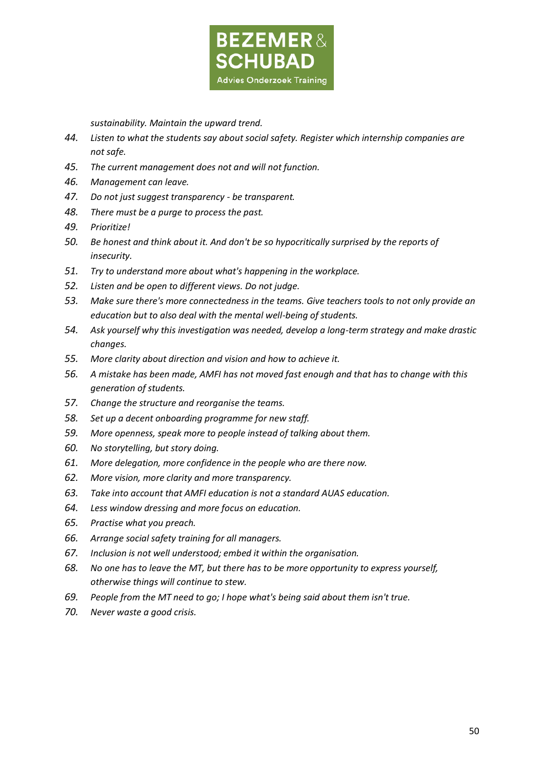*sustainability. Maintain the upward trend.*

44. *Listen to what the students say about social safety. Register which internship companies are not safe.*
45. *The current management does not and will not function.*
46. *Management can leave.*
47. *Do not just suggest transparency - be transparent.*
48. *There must be a purge to process the past.*
49. *Prioritize!*
50. *Be honest and think about it. And don't be so hypocritically surprised by the reports of insecurity.*
51. *Try to understand more about what's happening in the workplace.*
52. *Listen and be open to different views. Do not judge.*
53. *Make sure there's more connectedness in the teams. Give teachers tools to not only provide an education but to also deal with the mental well-being of students.*
54. *Ask yourself why this investigation was needed, develop a long-term strategy and make drastic changes.*
55. *More clarity about direction and vision and how to achieve it.*
56. *A mistake has been made, AMFI has not moved fast enough and that has to change with this generation of students.*
57. *Change the structure and reorganise the teams.*
58. *Set up a decent onboarding programme for new staff.*
59. *More openness, speak more to people instead of talking about them.*
60. *No storytelling, but story doing.*
61. *More delegation, more confidence in the people who are there now.*
62. *More vision, more clarity and more transparency.*
63. *Take into account that AMFI education is not a standard AUAS education.*
64. *Less window dressing and more focus on education.*
65. *Practise what you preach.*
66. *Arrange social safety training for all managers.*
67. *Inclusion is not well understood; embed it within the organisation.*
68. *No one has to leave the MT, but there has to be more opportunity to express yourself, otherwise things will continue to stew.*
69. *People from the MT need to go; I hope what's being said about them isn't true.*
70. *Never waste a good crisis.*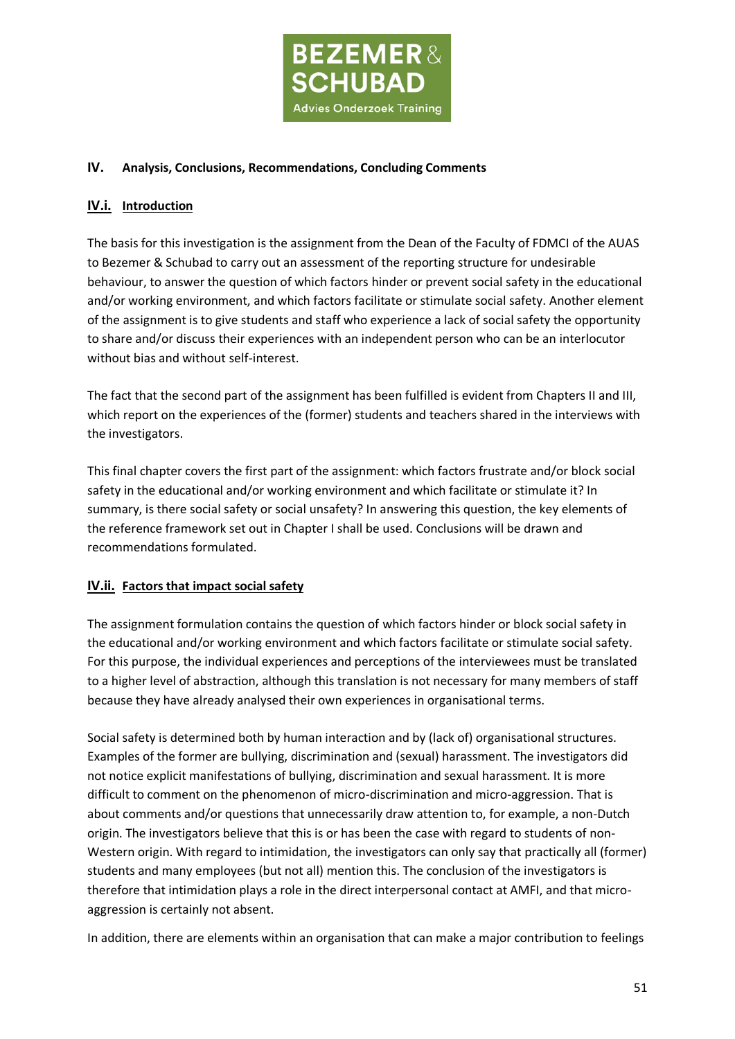## IV. Analysis, Conclusions, Recommendations, Concluding Comments

### IV.i. Introduction

The basis for this investigation is the assignment from the Dean of the Faculty of FDMCI of the AUAS to Bezemer & Schubad to carry out an assessment of the reporting structure for undesirable behaviour, to answer the question of which factors hinder or prevent social safety in the educational and/or working environment, and which factors facilitate or stimulate social safety. Another element of the assignment is to give students and staff who experience a lack of social safety the opportunity to share and/or discuss their experiences with an independent person who can be an interlocutor without bias and without self-interest.

The fact that the second part of the assignment has been fulfilled is evident from Chapters II and III, which report on the experiences of the (former) students and teachers shared in the interviews with the investigators.

This final chapter covers the first part of the assignment: which factors frustrate and/or block social safety in the educational and/or working environment and which facilitate or stimulate it? In summary, is there social safety or social unsafety? In answering this question, the key elements of the reference framework set out in Chapter I shall be used. Conclusions will be drawn and recommendations formulated.

### IV.ii. Factors that impact social safety

The assignment formulation contains the question of which factors hinder or block social safety in the educational and/or working environment and which factors facilitate or stimulate social safety. For this purpose, the individual experiences and perceptions of the interviewees must be translated to a higher level of abstraction, although this translation is not necessary for many members of staff because they have already analysed their own experiences in organisational terms.

Social safety is determined both by human interaction and by (lack of) organisational structures. Examples of the former are bullying, discrimination and (sexual) harassment. The investigators did not notice explicit manifestations of bullying, discrimination and sexual harassment. It is more difficult to comment on the phenomenon of micro-discrimination and micro-aggression. That is about comments and/or questions that unnecessarily draw attention to, for example, a non-Dutch origin. The investigators believe that this is or has been the case with regard to students of non-Western origin. With regard to intimidation, the investigators can only say that practically all (former) students and many employees (but not all) mention this. The conclusion of the investigators is therefore that intimidation plays a role in the direct interpersonal contact at AMFI, and that micro-aggression is certainly not absent.

In addition, there are elements within an organisation that can make a major contribution to feelings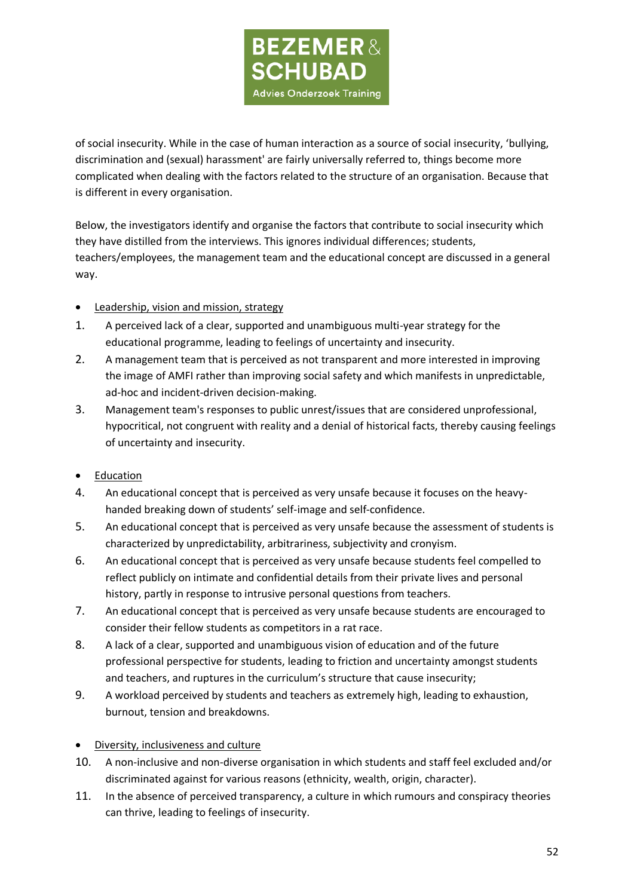of social insecurity. While in the case of human interaction as a source of social insecurity, 'bullying, discrimination and (sexual) harassment' are fairly universally referred to, things become more complicated when dealing with the factors related to the structure of an organisation. Because that is different in every organisation.

Below, the investigators identify and organise the factors that contribute to social insecurity which they have distilled from the interviews. This ignores individual differences; students, teachers/employees, the management team and the educational concept are discussed in a general way.

- Leadership, vision and mission, strategy

1. A perceived lack of a clear, supported and unambiguous multi-year strategy for the educational programme, leading to feelings of uncertainty and insecurity.
2. A management team that is perceived as not transparent and more interested in improving the image of AMFI rather than improving social safety and which manifests in unpredictable, ad-hoc and incident-driven decision-making.
3. Management team's responses to public unrest/issues that are considered unprofessional, hypocritical, not congruent with reality and a denial of historical facts, thereby causing feelings of uncertainty and insecurity.

- Education

4. An educational concept that is perceived as very unsafe because it focuses on the heavy-handed breaking down of students' self-image and self-confidence.
5. An educational concept that is perceived as very unsafe because the assessment of students is characterized by unpredictability, arbitrariness, subjectivity and cronyism.
6. An educational concept that is perceived as very unsafe because students feel compelled to reflect publicly on intimate and confidential details from their private lives and personal history, partly in response to intrusive personal questions from teachers.
7. An educational concept that is perceived as very unsafe because students are encouraged to consider their fellow students as competitors in a rat race.
8. A lack of a clear, supported and unambiguous vision of education and of the future professional perspective for students, leading to friction and uncertainty amongst students and teachers, and ruptures in the curriculum's structure that cause insecurity;
9. A workload perceived by students and teachers as extremely high, leading to exhaustion, burnout, tension and breakdowns.

- Diversity, inclusiveness and culture

10. A non-inclusive and non-diverse organisation in which students and staff feel excluded and/or discriminated against for various reasons (ethnicity, wealth, origin, character).
11. In the absence of perceived transparency, a culture in which rumours and conspiracy theories can thrive, leading to feelings of insecurity.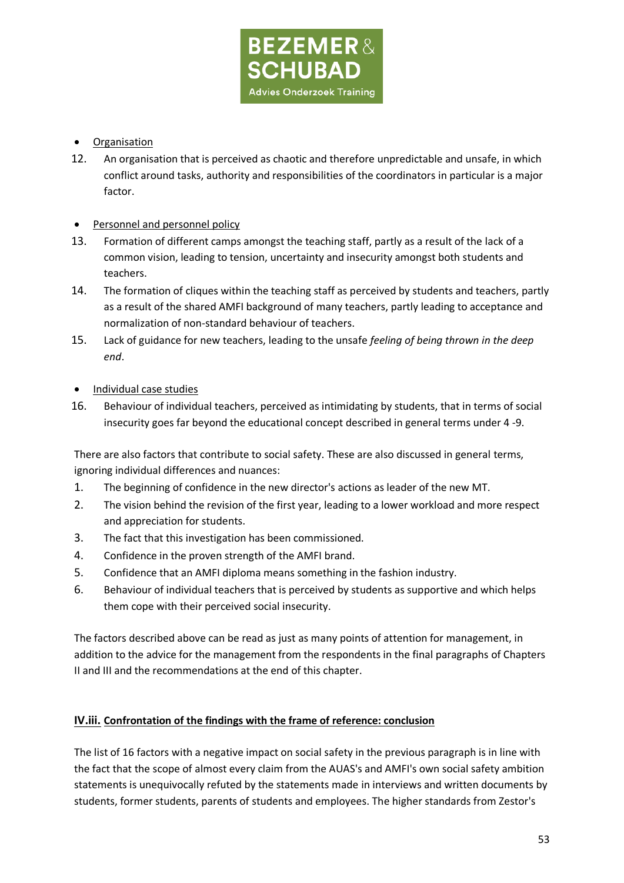- Organisation

12. An organisation that is perceived as chaotic and therefore unpredictable and unsafe, in which conflict around tasks, authority and responsibilities of the coordinators in particular is a major factor.

- Personnel and personnel policy

13. Formation of different camps amongst the teaching staff, partly as a result of the lack of a common vision, leading to tension, uncertainty and insecurity amongst both students and teachers.
14. The formation of cliques within the teaching staff as perceived by students and teachers, partly as a result of the shared AMFI background of many teachers, partly leading to acceptance and normalization of non-standard behaviour of teachers.
15. Lack of guidance for new teachers, leading to the unsafe *feeling of being thrown in the deep end*.

- Individual case studies

16. Behaviour of individual teachers, perceived as intimidating by students, that in terms of social insecurity goes far beyond the educational concept described in general terms under 4 -9.

There are also factors that contribute to social safety. These are also discussed in general terms, ignoring individual differences and nuances:

1. The beginning of confidence in the new director's actions as leader of the new MT.
2. The vision behind the revision of the first year, leading to a lower workload and more respect and appreciation for students.
3. The fact that this investigation has been commissioned.
4. Confidence in the proven strength of the AMFI brand.
5. Confidence that an AMFI diploma means something in the fashion industry.
6. Behaviour of individual teachers that is perceived by students as supportive and which helps them cope with their perceived social insecurity.

The factors described above can be read as just as many points of attention for management, in addition to the advice for the management from the respondents in the final paragraphs of Chapters II and III and the recommendations at the end of this chapter.

## IV.iii. Confrontation of the findings with the frame of reference: conclusion

The list of 16 factors with a negative impact on social safety in the previous paragraph is in line with the fact that the scope of almost every claim from the AUAS's and AMFI's own social safety ambition statements is unequivocally refuted by the statements made in interviews and written documents by students, former students, parents of students and employees. The higher standards from Zestor's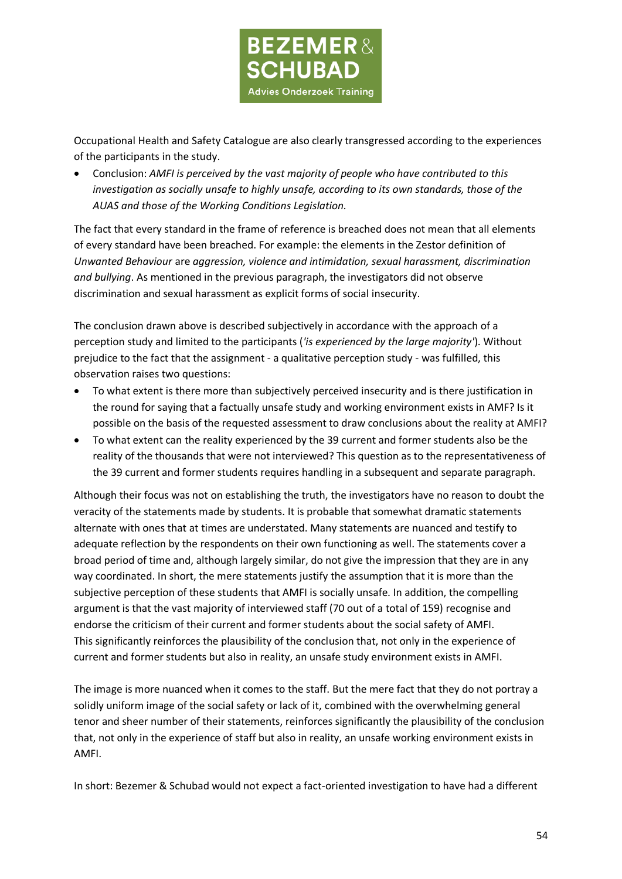Occupational Health and Safety Catalogue are also clearly transgressed according to the experiences of the participants in the study.

- Conclusion: *AMFI is perceived by the vast majority of people who have contributed to this investigation as socially unsafe to highly unsafe, according to its own standards, those of the AUAS and those of the Working Conditions Legislation.*

The fact that every standard in the frame of reference is breached does not mean that all elements of every standard have been breached. For example: the elements in the Zestor definition of *Unwanted Behaviour* are *aggression, violence and intimidation, sexual harassment, discrimination and bullying*. As mentioned in the previous paragraph, the investigators did not observe discrimination and sexual harassment as explicit forms of social insecurity.

The conclusion drawn above is described subjectively in accordance with the approach of a perception study and limited to the participants (*'is experienced by the large majority'*). Without prejudice to the fact that the assignment - a qualitative perception study - was fulfilled, this observation raises two questions:

- To what extent is there more than subjectively perceived insecurity and is there justification in the round for saying that a factually unsafe study and working environment exists in AMF? Is it possible on the basis of the requested assessment to draw conclusions about the reality at AMFI?
- To what extent can the reality experienced by the 39 current and former students also be the reality of the thousands that were not interviewed? This question as to the representativeness of the 39 current and former students requires handling in a subsequent and separate paragraph.

Although their focus was not on establishing the truth, the investigators have no reason to doubt the veracity of the statements made by students. It is probable that somewhat dramatic statements alternate with ones that at times are understated. Many statements are nuanced and testify to adequate reflection by the respondents on their own functioning as well. The statements cover a broad period of time and, although largely similar, do not give the impression that they are in any way coordinated. In short, the mere statements justify the assumption that it is more than the subjective perception of these students that AMFI is socially unsafe. In addition, the compelling argument is that the vast majority of interviewed staff (70 out of a total of 159) recognise and endorse the criticism of their current and former students about the social safety of AMFI. This significantly reinforces the plausibility of the conclusion that, not only in the experience of current and former students but also in reality, an unsafe study environment exists in AMFI.

The image is more nuanced when it comes to the staff. But the mere fact that they do not portray a solidly uniform image of the social safety or lack of it, combined with the overwhelming general tenor and sheer number of their statements, reinforces significantly the plausibility of the conclusion that, not only in the experience of staff but also in reality, an unsafe working environment exists in AMFI.

In short: Bezemer & Schubad would not expect a fact-oriented investigation to have had a different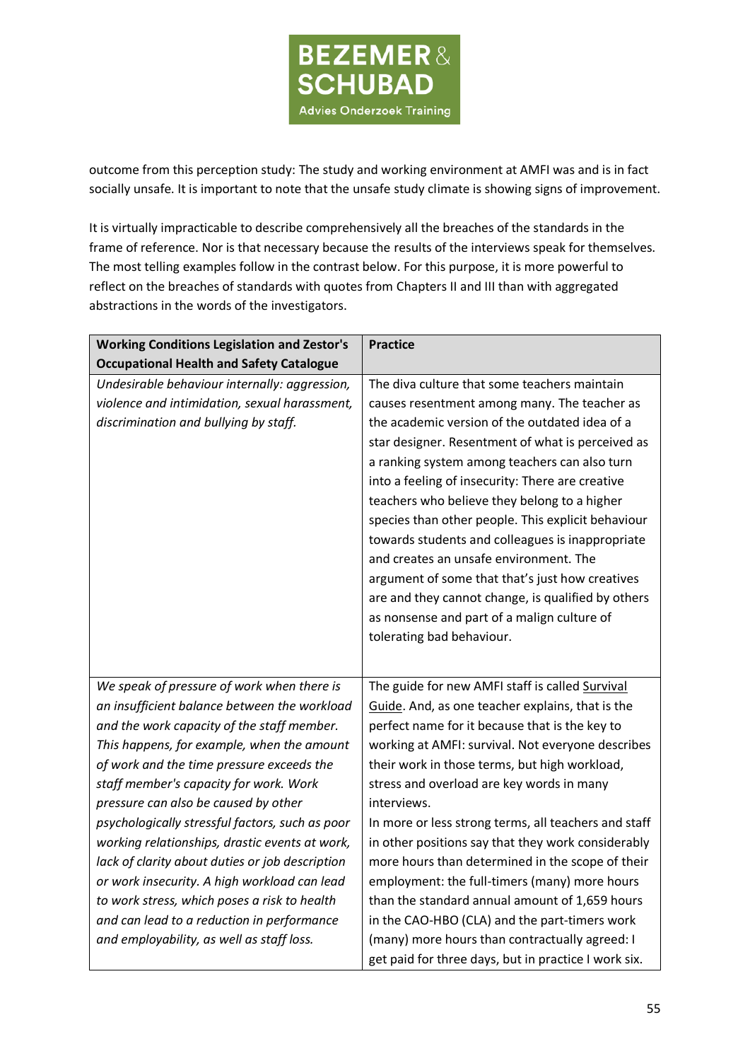outcome from this perception study: The study and working environment at AMFI was and is in fact socially unsafe. It is important to note that the unsafe study climate is showing signs of improvement.

It is virtually impracticable to describe comprehensively all the breaches of the standards in the frame of reference. Nor is that necessary because the results of the interviews speak for themselves. The most telling examples follow in the contrast below. For this purpose, it is more powerful to reflect on the breaches of standards with quotes from Chapters II and III than with aggregated abstractions in the words of the investigators.

| Working Conditions Legislation and Zestor's Occupational Health and Safety Catalogue | Practice |
|---|---|
| *Undesirable behaviour internally: aggression, violence and intimidation, sexual harassment, discrimination and bullying by staff.* | The diva culture that some teachers maintain causes resentment among many. The teacher as the academic version of the outdated idea of a star designer. Resentment of what is perceived as a ranking system among teachers can also turn into a feeling of insecurity: There are creative teachers who believe they belong to a higher species than other people. This explicit behaviour towards students and colleagues is inappropriate and creates an unsafe environment. The argument of some that that's just how creatives are and they cannot change, is qualified by others as nonsense and part of a malign culture of tolerating bad behaviour. |
| *We speak of pressure of work when there is an insufficient balance between the workload and the work capacity of the staff member. This happens, for example, when the amount of work and the time pressure exceeds the staff member's capacity for work. Work pressure can also be caused by other psychologically stressful factors, such as poor working relationships, drastic events at work, lack of clarity about duties or job description or work insecurity. A high workload can lead to work stress, which poses a risk to health and can lead to a reduction in performance and employability, as well as staff loss.* | The guide for new AMFI staff is called Survival Guide. And, as one teacher explains, that is the perfect name for it because that is the key to working at AMFI: survival. Not everyone describes their work in those terms, but high workload, stress and overload are key words in many interviews. In more or less strong terms, all teachers and staff in other positions say that they work considerably more hours than determined in the scope of their employment: the full-timers (many) more hours than the standard annual amount of 1,659 hours in the CAO-HBO (CLA) and the part-timers work (many) more hours than contractually agreed: I get paid for three days, but in practice I work six. |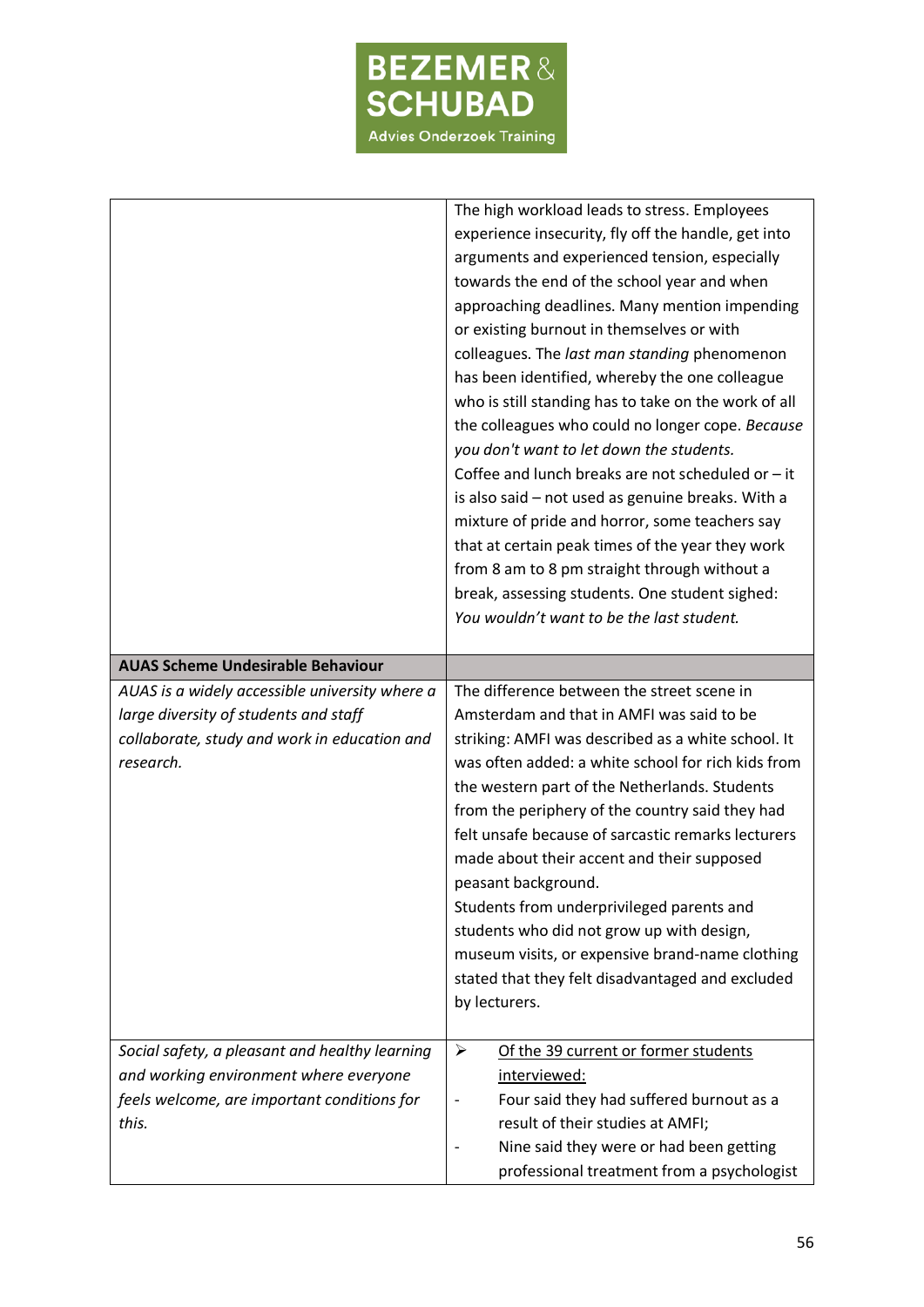| | |
|---|---|
| | The high workload leads to stress. Employees experience insecurity, fly off the handle, get into arguments and experienced tension, especially towards the end of the school year and when approaching deadlines. Many mention impending or existing burnout in themselves or with colleagues. The *last man standing* phenomenon has been identified, whereby the one colleague who is still standing has to take on the work of all the colleagues who could no longer cope. *Because you don't want to let down the students.*<br>Coffee and lunch breaks are not scheduled or – it is also said – not used as genuine breaks. With a mixture of pride and horror, some teachers say that at certain peak times of the year they work from 8 am to 8 pm straight through without a break, assessing students. One student sighed: *You wouldn't want to be the last student.* |
| **AUAS Scheme Undesirable Behaviour** | |
| *AUAS is a widely accessible university where a large diversity of students and staff collaborate, study and work in education and research.* | The difference between the street scene in Amsterdam and that in AMFI was said to be striking: AMFI was described as a white school. It was often added: a white school for rich kids from the western part of the Netherlands. Students from the periphery of the country said they had felt unsafe because of sarcastic remarks lecturers made about their accent and their supposed peasant background.<br>Students from underprivileged parents and students who did not grow up with design, museum visits, or expensive brand-name clothing stated that they felt disadvantaged and excluded by lecturers. |
| *Social safety, a pleasant and healthy learning and working environment where everyone feels welcome, are important conditions for this.* | ➢ <u>Of the 39 current or former students interviewed:</u><br>- Four said they had suffered burnout as a result of their studies at AMFI;<br>- Nine said they were or had been getting professional treatment from a psychologist |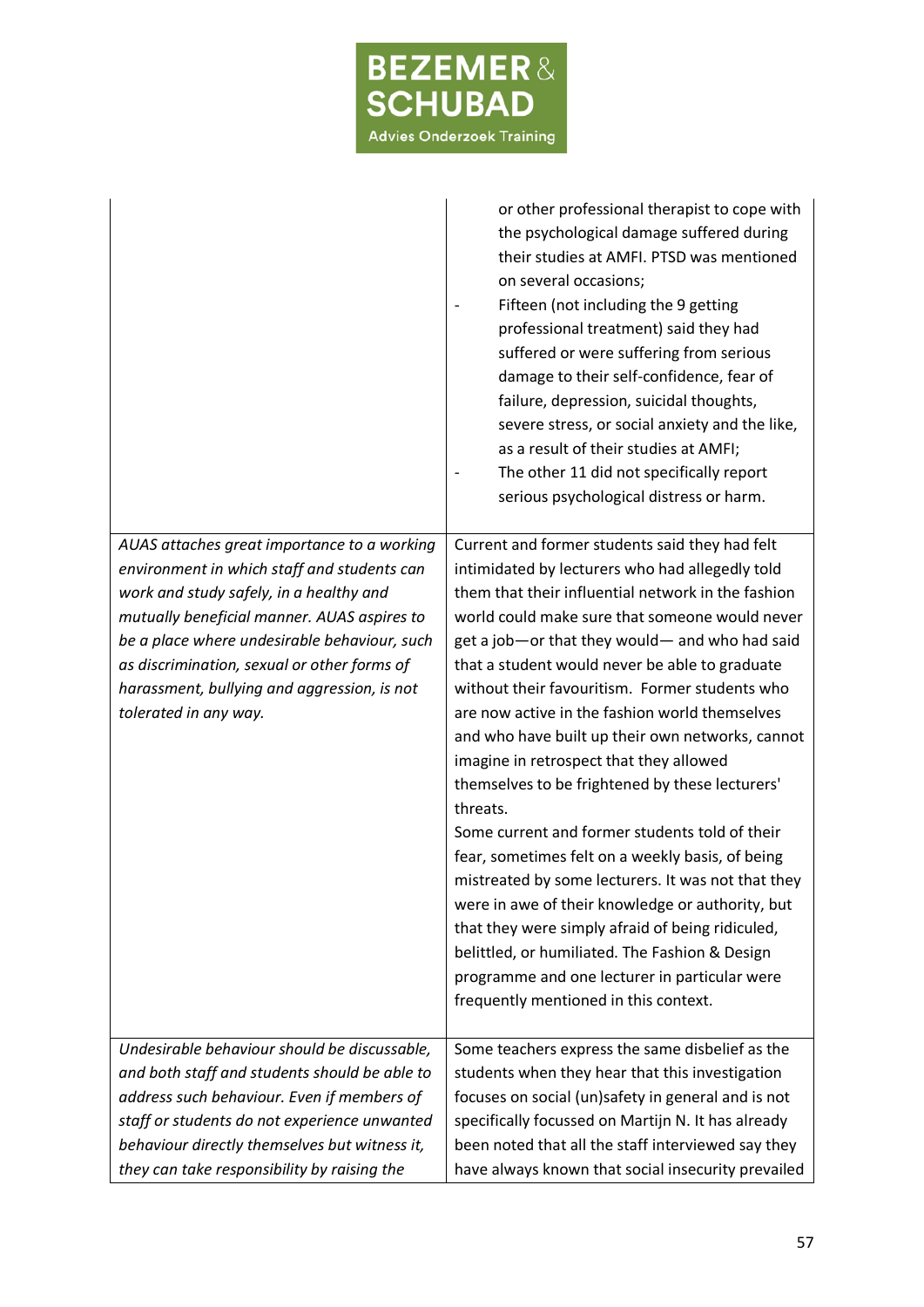| | |
|---|---|
| | - or other professional therapist to cope with the psychological damage suffered during their studies at AMFI. PTSD was mentioned on several occasions;<br>- Fifteen (not including the 9 getting professional treatment) said they had suffered or were suffering from serious damage to their self-confidence, fear of failure, depression, suicidal thoughts, severe stress, or social anxiety and the like, as a result of their studies at AMFI;<br>- The other 11 did not specifically report serious psychological distress or harm. |
| *AUAS attaches great importance to a working environment in which staff and students can work and study safely, in a healthy and mutually beneficial manner. AUAS aspires to be a place where undesirable behaviour, such as discrimination, sexual or other forms of harassment, bullying and aggression, is not tolerated in any way.* | Current and former students said they had felt intimidated by lecturers who had allegedly told them that their influential network in the fashion world could make sure that someone would never get a job—or that they would— and who had said that a student would never be able to graduate without their favouritism. Former students who are now active in the fashion world themselves and who have built up their own networks, cannot imagine in retrospect that they allowed themselves to be frightened by these lecturers' threats.<br>Some current and former students told of their fear, sometimes felt on a weekly basis, of being mistreated by some lecturers. It was not that they were in awe of their knowledge or authority, but that they were simply afraid of being ridiculed, belittled, or humiliated. The Fashion & Design programme and one lecturer in particular were frequently mentioned in this context. |
| *Undesirable behaviour should be discussable, and both staff and students should be able to address such behaviour. Even if members of staff or students do not experience unwanted behaviour directly themselves but witness it, they can take responsibility by raising the* | Some teachers express the same disbelief as the students when they hear that this investigation focuses on social (un)safety in general and is not specifically focussed on Martijn N. It has already been noted that all the staff interviewed say they have always known that social insecurity prevailed |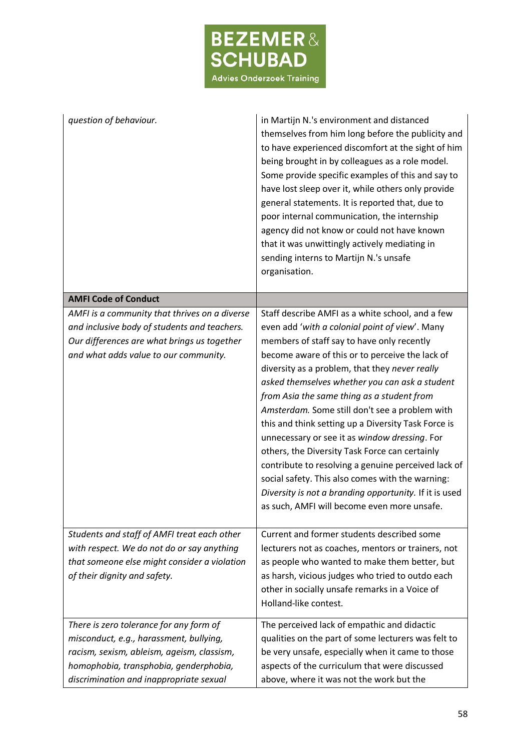| | |
|---|---|
| *question of behaviour.* | in Martijn N.'s environment and distanced themselves from him long before the publicity and to have experienced discomfort at the sight of him being brought in by colleagues as a role model. Some provide specific examples of this and say to have lost sleep over it, while others only provide general statements. It is reported that, due to poor internal communication, the internship agency did not know or could not have known that it was unwittingly actively mediating in sending interns to Martijn N.'s unsafe organisation. |
| **AMFI Code of Conduct** | |
| *AMFI is a community that thrives on a diverse and inclusive body of students and teachers. Our differences are what brings us together and what adds value to our community.* | Staff describe AMFI as a white school, and a few even add '*with a colonial point of view*'. Many members of staff say to have only recently become aware of this or to perceive the lack of diversity as a problem, that they *never really asked themselves whether you can ask a student from Asia the same thing as a student from Amsterdam.* Some still don't see a problem with this and think setting up a Diversity Task Force is unnecessary or see it as *window dressing*. For others, the Diversity Task Force can certainly contribute to resolving a genuine perceived lack of social safety. This also comes with the warning: *Diversity is not a branding opportunity.* If it is used as such, AMFI will become even more unsafe. |
| *Students and staff of AMFI treat each other with respect. We do not do or say anything that someone else might consider a violation of their dignity and safety.* | Current and former students described some lecturers not as coaches, mentors or trainers, not as people who wanted to make them better, but as harsh, vicious judges who tried to outdo each other in socially unsafe remarks in a Voice of Holland-like contest. |
| *There is zero tolerance for any form of misconduct, e.g., harassment, bullying, racism, sexism, ableism, ageism, classism, homophobia, transphobia, genderphobia, discrimination and inappropriate sexual* | The perceived lack of empathic and didactic qualities on the part of some lecturers was felt to be very unsafe, especially when it came to those aspects of the curriculum that were discussed above, where it was not the work but the |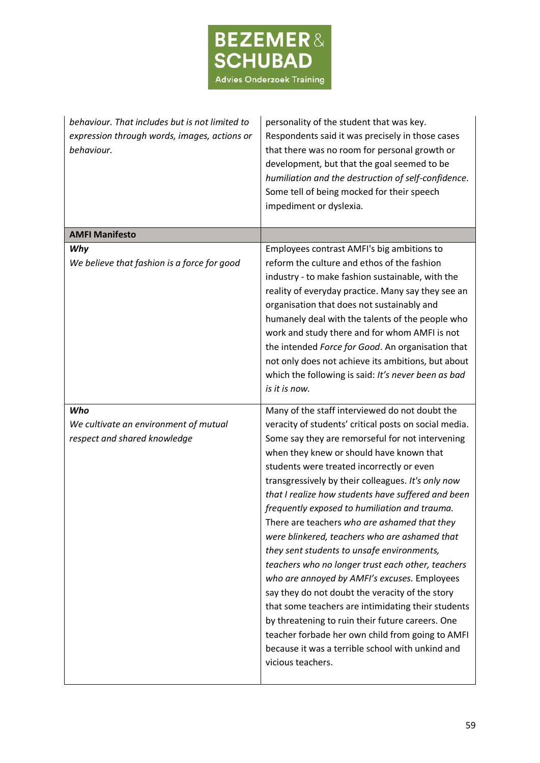| | |
|---|---|
| *behaviour. That includes but is not limited to expression through words, images, actions or behaviour.* | personality of the student that was key. Respondents said it was precisely in those cases that there was no room for personal growth or development, but that the goal seemed to be *humiliation and the destruction of self-confidence*. Some tell of being mocked for their speech impediment or dyslexia. |
| **AMFI Manifesto** | |
| ***Why***<br>*We believe that fashion is a force for good* | Employees contrast AMFI's big ambitions to reform the culture and ethos of the fashion industry - to make fashion sustainable, with the reality of everyday practice. Many say they see an organisation that does not sustainably and humanely deal with the talents of the people who work and study there and for whom AMFI is not the intended *Force for Good*. An organisation that not only does not achieve its ambitions, but about which the following is said: *It's never been as bad is it is now.* |
| ***Who***<br>*We cultivate an environment of mutual respect and shared knowledge* | Many of the staff interviewed do not doubt the veracity of students' critical posts on social media. Some say they are remorseful for not intervening when they knew or should have known that students were treated incorrectly or even transgressively by their colleagues. *It's only now that I realize how students have suffered and been frequently exposed to humiliation and trauma.* There are teachers *who are ashamed that they were blinkered, teachers who are ashamed that they sent students to unsafe environments, teachers who no longer trust each other, teachers who are annoyed by AMFI's excuses.* Employees say they do not doubt the veracity of the story that some teachers are intimidating their students by threatening to ruin their future careers. One teacher forbade her own child from going to AMFI because it was a terrible school with unkind and vicious teachers. |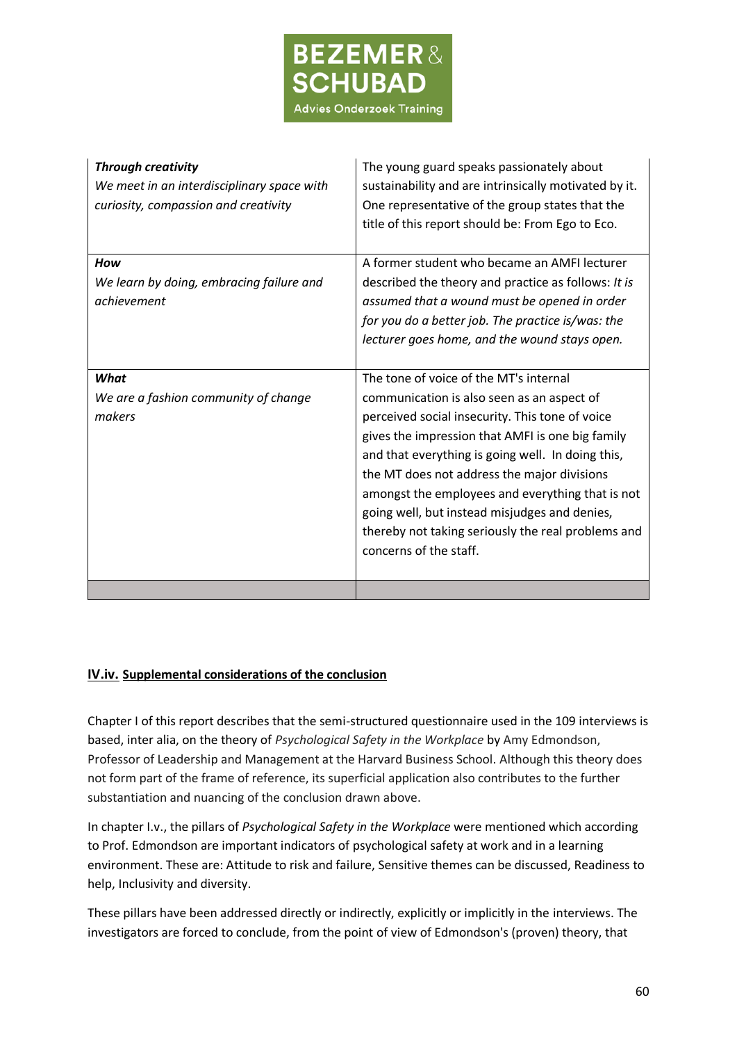| | |
|---|---|
| ***Through creativity***<br>*We meet in an interdisciplinary space with curiosity, compassion and creativity* | The young guard speaks passionately about sustainability and are intrinsically motivated by it. One representative of the group states that the title of this report should be: From Ego to Eco. |
| ***How***<br>*We learn by doing, embracing failure and achievement* | A former student who became an AMFI lecturer described the theory and practice as follows: *It is assumed that a wound must be opened in order for you do a better job. The practice is/was: the lecturer goes home, and the wound stays open.* |
| ***What***<br>*We are a fashion community of change makers* | The tone of voice of the MT's internal communication is also seen as an aspect of perceived social insecurity. This tone of voice gives the impression that AMFI is one big family and that everything is going well. In doing this, the MT does not address the major divisions amongst the employees and everything that is not going well, but instead misjudges and denies, thereby not taking seriously the real problems and concerns of the staff. |
| | |

### **IV.iv. Supplemental considerations of the conclusion**

Chapter I of this report describes that the semi-structured questionnaire used in the 109 interviews is based, inter alia, on the theory of *Psychological Safety in the Workplace* by Amy Edmondson, Professor of Leadership and Management at the Harvard Business School. Although this theory does not form part of the frame of reference, its superficial application also contributes to the further substantiation and nuancing of the conclusion drawn above.

In chapter I.v., the pillars of *Psychological Safety in the Workplace* were mentioned which according to Prof. Edmondson are important indicators of psychological safety at work and in a learning environment. These are: Attitude to risk and failure, Sensitive themes can be discussed, Readiness to help, Inclusivity and diversity.

These pillars have been addressed directly or indirectly, explicitly or implicitly in the interviews. The investigators are forced to conclude, from the point of view of Edmondson's (proven) theory, that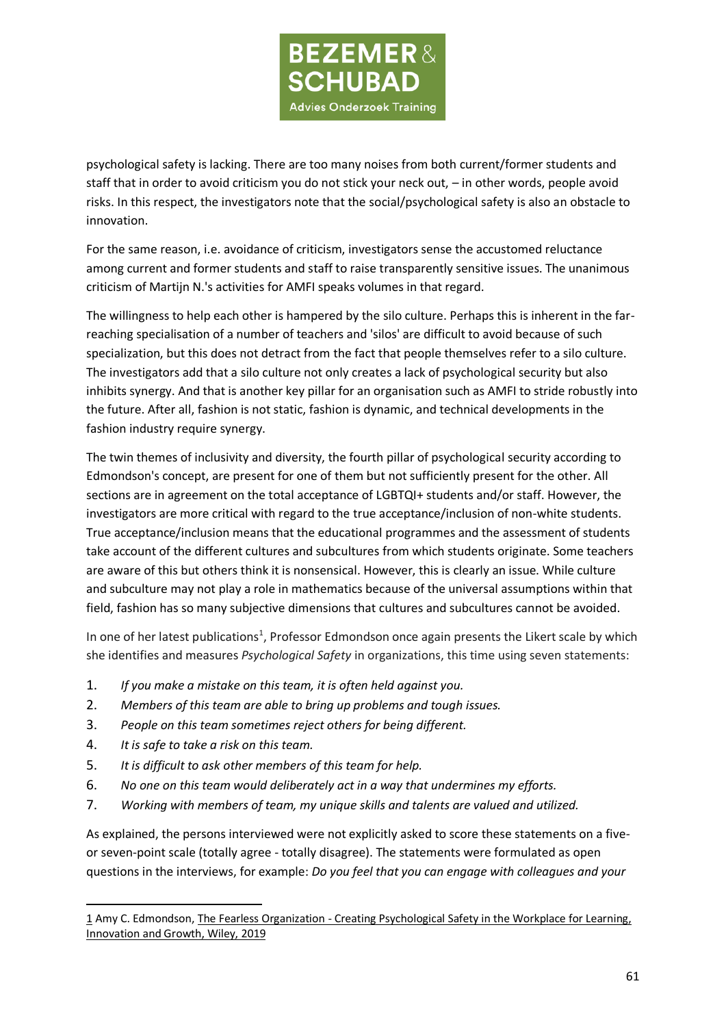psychological safety is lacking. There are too many noises from both current/former students and staff that in order to avoid criticism you do not stick your neck out, – in other words, people avoid risks. In this respect, the investigators note that the social/psychological safety is also an obstacle to innovation.

For the same reason, i.e. avoidance of criticism, investigators sense the accustomed reluctance among current and former students and staff to raise transparently sensitive issues. The unanimous criticism of Martijn N.'s activities for AMFI speaks volumes in that regard.

The willingness to help each other is hampered by the silo culture. Perhaps this is inherent in the far-reaching specialisation of a number of teachers and 'silos' are difficult to avoid because of such specialization, but this does not detract from the fact that people themselves refer to a silo culture. The investigators add that a silo culture not only creates a lack of psychological security but also inhibits synergy. And that is another key pillar for an organisation such as AMFI to stride robustly into the future. After all, fashion is not static, fashion is dynamic, and technical developments in the fashion industry require synergy.

The twin themes of inclusivity and diversity, the fourth pillar of psychological security according to Edmondson's concept, are present for one of them but not sufficiently present for the other. All sections are in agreement on the total acceptance of LGBTQI+ students and/or staff. However, the investigators are more critical with regard to the true acceptance/inclusion of non-white students. True acceptance/inclusion means that the educational programmes and the assessment of students take account of the different cultures and subcultures from which students originate. Some teachers are aware of this but others think it is nonsensical. However, this is clearly an issue. While culture and subculture may not play a role in mathematics because of the universal assumptions within that field, fashion has so many subjective dimensions that cultures and subcultures cannot be avoided.

In one of her latest publications[1], Professor Edmondson once again presents the Likert scale by which she identifies and measures *Psychological Safety* in organizations, this time using seven statements:

1. *If you make a mistake on this team, it is often held against you.*
2. *Members of this team are able to bring up problems and tough issues.*
3. *People on this team sometimes reject others for being different.*
4. *It is safe to take a risk on this team.*
5. *It is difficult to ask other members of this team for help.*
6. *No one on this team would deliberately act in a way that undermines my efforts.*
7. *Working with members of team, my unique skills and talents are valued and utilized.*

As explained, the persons interviewed were not explicitly asked to score these statements on a five- or seven-point scale (totally agree - totally disagree). The statements were formulated as open questions in the interviews, for example: *Do you feel that you can engage with colleagues and your*

---

1 Amy C. Edmondson, The Fearless Organization - Creating Psychological Safety in the Workplace for Learning, Innovation and Growth, Wiley, 2019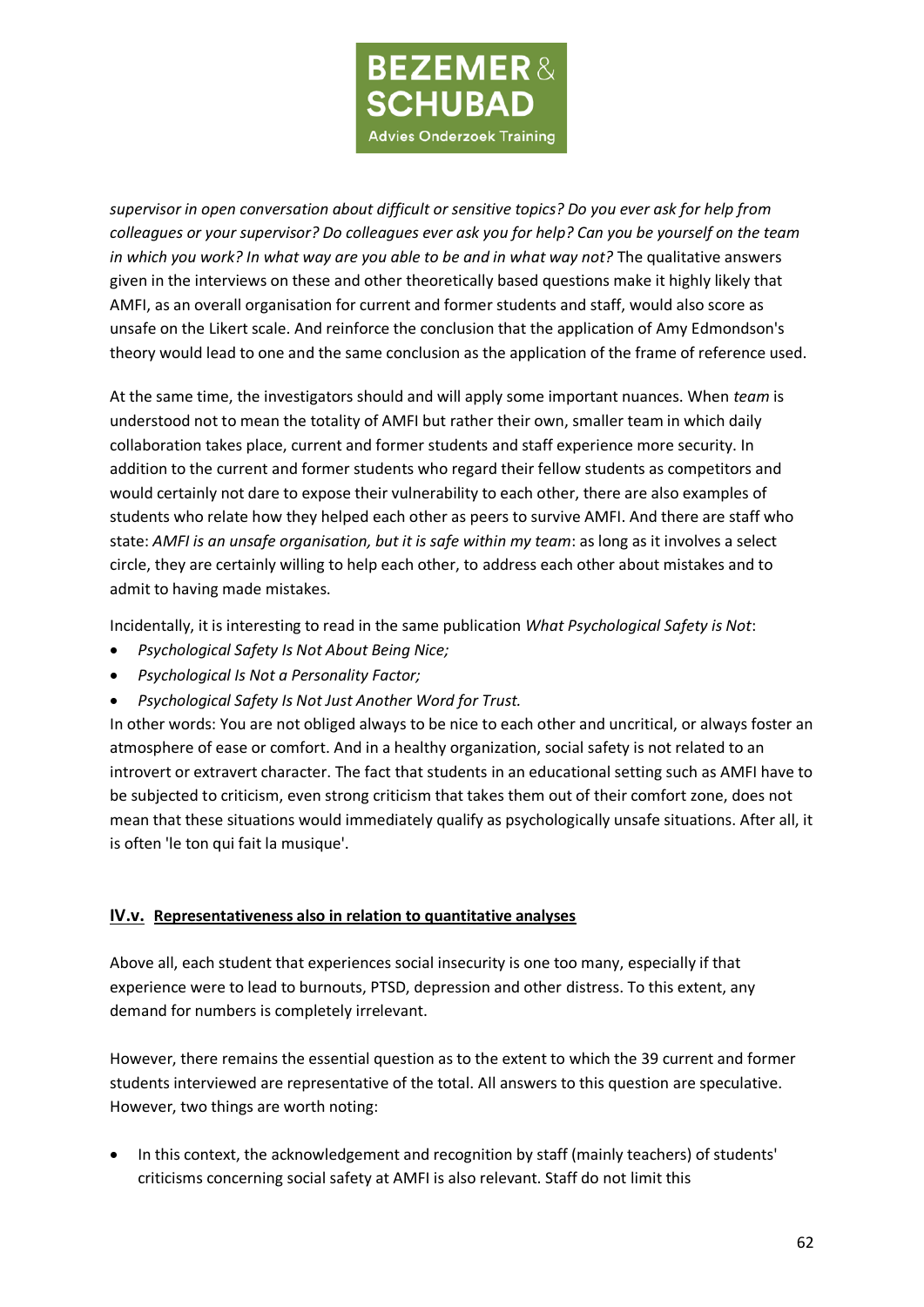*supervisor in open conversation about difficult or sensitive topics? Do you ever ask for help from colleagues or your supervisor? Do colleagues ever ask you for help? Can you be yourself on the team in which you work? In what way are you able to be and in what way not?* The qualitative answers given in the interviews on these and other theoretically based questions make it highly likely that AMFI, as an overall organisation for current and former students and staff, would also score as unsafe on the Likert scale. And reinforce the conclusion that the application of Amy Edmondson's theory would lead to one and the same conclusion as the application of the frame of reference used.

At the same time, the investigators should and will apply some important nuances. When *team* is understood not to mean the totality of AMFI but rather their own, smaller team in which daily collaboration takes place, current and former students and staff experience more security. In addition to the current and former students who regard their fellow students as competitors and would certainly not dare to expose their vulnerability to each other, there are also examples of students who relate how they helped each other as peers to survive AMFI. And there are staff who state: *AMFI is an unsafe organisation, but it is safe within my team*: as long as it involves a select circle, they are certainly willing to help each other, to address each other about mistakes and to admit to having made mistakes.

Incidentally, it is interesting to read in the same publication *What Psychological Safety is Not*:

- *Psychological Safety Is Not About Being Nice;*
- *Psychological Is Not a Personality Factor;*
- *Psychological Safety Is Not Just Another Word for Trust.*

In other words: You are not obliged always to be nice to each other and uncritical, or always foster an atmosphere of ease or comfort. And in a healthy organization, social safety is not related to an introvert or extravert character. The fact that students in an educational setting such as AMFI have to be subjected to criticism, even strong criticism that takes them out of their comfort zone, does not mean that these situations would immediately qualify as psychologically unsafe situations. After all, it is often 'le ton qui fait la musique'.

## IV.v. Representativeness also in relation to quantitative analyses

Above all, each student that experiences social insecurity is one too many, especially if that experience were to lead to burnouts, PTSD, depression and other distress. To this extent, any demand for numbers is completely irrelevant.

However, there remains the essential question as to the extent to which the 39 current and former students interviewed are representative of the total. All answers to this question are speculative. However, two things are worth noting:

- In this context, the acknowledgement and recognition by staff (mainly teachers) of students' criticisms concerning social safety at AMFI is also relevant. Staff do not limit this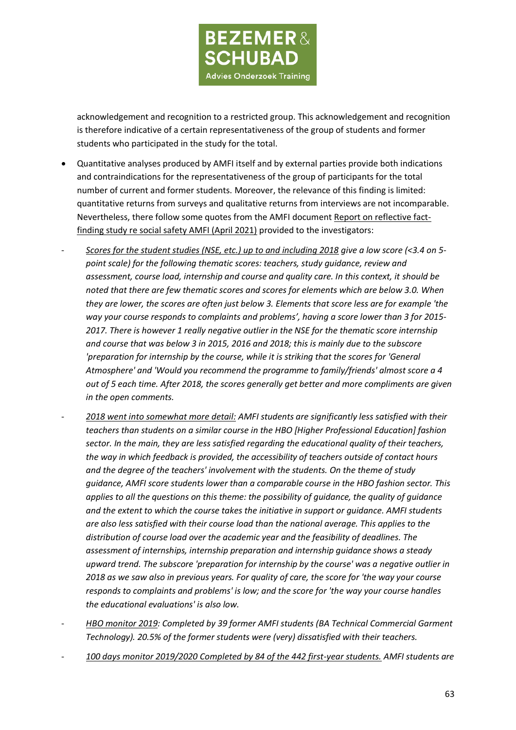acknowledgement and recognition to a restricted group. This acknowledgement and recognition is therefore indicative of a certain representativeness of the group of students and former students who participated in the study for the total.

- Quantitative analyses produced by AMFI itself and by external parties provide both indications and contraindications for the representativeness of the group of participants for the total number of current and former students. Moreover, the relevance of this finding is limited: quantitative returns from surveys and qualitative returns from interviews are not incomparable. Nevertheless, there follow some quotes from the AMFI document Report on reflective fact-finding study re social safety AMFI (April 2021) provided to the investigators:

- *Scores for the student studies (NSE, etc.) up to and including 2018 give a low score (<3.4 on 5-point scale) for the following thematic scores: teachers, study guidance, review and assessment, course load, internship and course and quality care. In this context, it should be noted that there are few thematic scores and scores for elements which are below 3.0. When they are lower, the scores are often just below 3. Elements that score less are for example 'the way your course responds to complaints and problems', having a score lower than 3 for 2015-2017. There is however 1 really negative outlier in the NSE for the thematic score internship and course that was below 3 in 2015, 2016 and 2018; this is mainly due to the subscore 'preparation for internship by the course, while it is striking that the scores for 'General Atmosphere' and 'Would you recommend the programme to family/friends' almost score a 4 out of 5 each time. After 2018, the scores generally get better and more compliments are given in the open comments.*

- *2018 went into somewhat more detail: AMFI students are significantly less satisfied with their teachers than students on a similar course in the HBO [Higher Professional Education] fashion sector. In the main, they are less satisfied regarding the educational quality of their teachers, the way in which feedback is provided, the accessibility of teachers outside of contact hours and the degree of the teachers' involvement with the students. On the theme of study guidance, AMFI score students lower than a comparable course in the HBO fashion sector. This applies to all the questions on this theme: the possibility of guidance, the quality of guidance and the extent to which the course takes the initiative in support or guidance. AMFI students are also less satisfied with their course load than the national average. This applies to the distribution of course load over the academic year and the feasibility of deadlines. The assessment of internships, internship preparation and internship guidance shows a steady upward trend. The subscore 'preparation for internship by the course' was a negative outlier in 2018 as we saw also in previous years. For quality of care, the score for 'the way your course responds to complaints and problems' is low; and the score for 'the way your course handles the educational evaluations' is also low.*

- *HBO monitor 2019: Completed by 39 former AMFI students (BA Technical Commercial Garment Technology). 20.5% of the former students were (very) dissatisfied with their teachers.*

- *100 days monitor 2019/2020 Completed by 84 of the 442 first-year students. AMFI students are*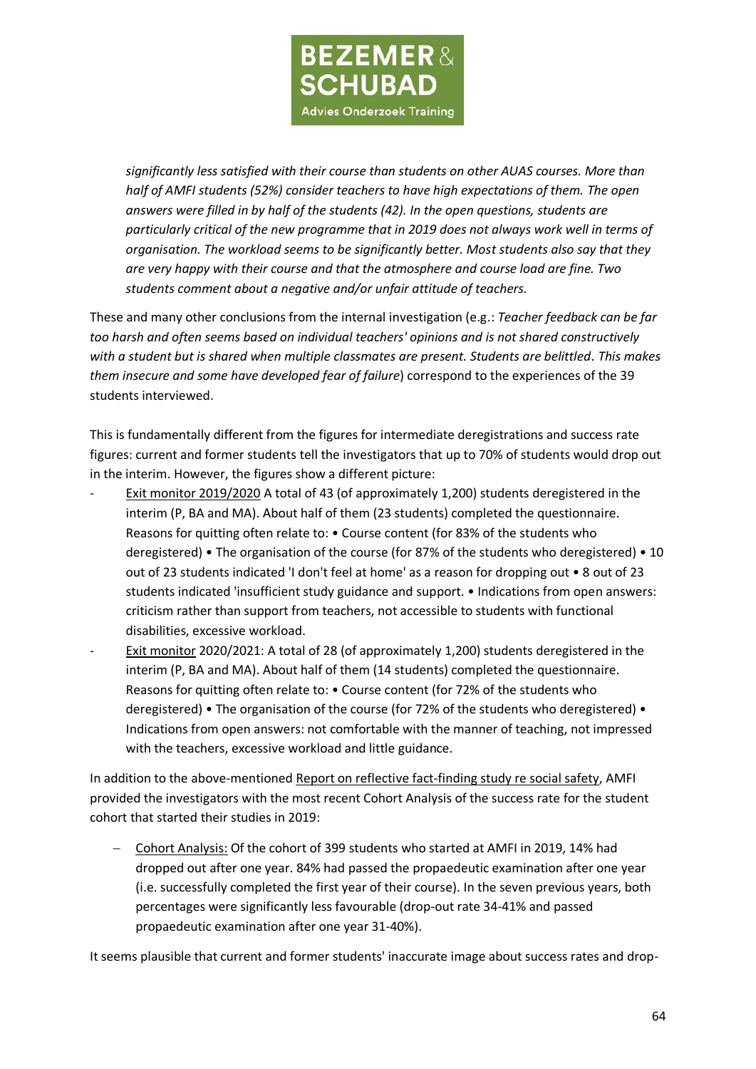*significantly less satisfied with their course than students on other AUAS courses. More than half of AMFI students (52%) consider teachers to have high expectations of them. The open answers were filled in by half of the students (42). In the open questions, students are particularly critical of the new programme that in 2019 does not always work well in terms of organisation. The workload seems to be significantly better. Most students also say that they are very happy with their course and that the atmosphere and course load are fine. Two students comment about a negative and/or unfair attitude of teachers.*

These and many other conclusions from the internal investigation (e.g.: *Teacher feedback can be far too harsh and often seems based on individual teachers' opinions and is not shared constructively with a student but is shared when multiple classmates are present. Students are belittled*. *This makes them insecure and some have developed fear of failure*) correspond to the experiences of the 39 students interviewed.

This is fundamentally different from the figures for intermediate deregistrations and success rate figures: current and former students tell the investigators that up to 70% of students would drop out in the interim. However, the figures show a different picture:

- Exit monitor 2019/2020 A total of 43 (of approximately 1,200) students deregistered in the interim (P, BA and MA). About half of them (23 students) completed the questionnaire. Reasons for quitting often relate to: • Course content (for 83% of the students who deregistered) • The organisation of the course (for 87% of the students who deregistered) • 10 out of 23 students indicated 'I don't feel at home' as a reason for dropping out • 8 out of 23 students indicated 'insufficient study guidance and support. • Indications from open answers: criticism rather than support from teachers, not accessible to students with functional disabilities, excessive workload.
- Exit monitor 2020/2021: A total of 28 (of approximately 1,200) students deregistered in the interim (P, BA and MA). About half of them (14 students) completed the questionnaire. Reasons for quitting often relate to: • Course content (for 72% of the students who deregistered) • The organisation of the course (for 72% of the students who deregistered) • Indications from open answers: not comfortable with the manner of teaching, not impressed with the teachers, excessive workload and little guidance.

In addition to the above-mentioned Report on reflective fact-finding study re social safety, AMFI provided the investigators with the most recent Cohort Analysis of the success rate for the student cohort that started their studies in 2019:

- Cohort Analysis: Of the cohort of 399 students who started at AMFI in 2019, 14% had dropped out after one year. 84% had passed the propaedeutic examination after one year (i.e. successfully completed the first year of their course). In the seven previous years, both percentages were significantly less favourable (drop-out rate 34-41% and passed propaedeutic examination after one year 31-40%).

It seems plausible that current and former students' inaccurate image about success rates and drop-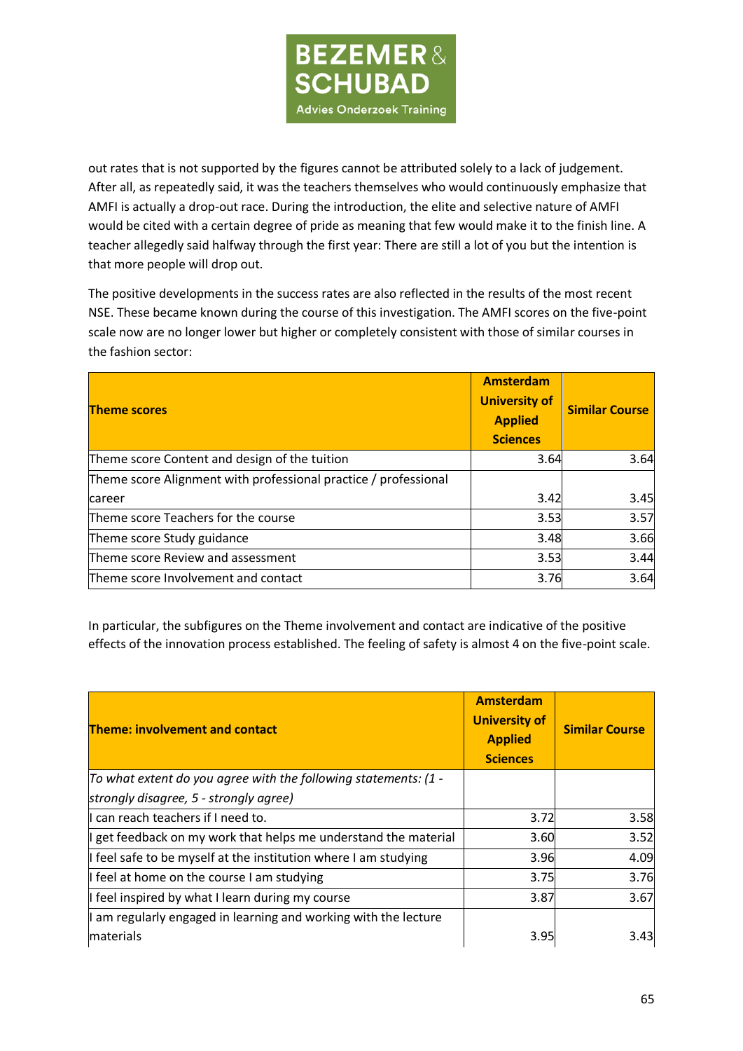out rates that is not supported by the figures cannot be attributed solely to a lack of judgement. After all, as repeatedly said, it was the teachers themselves who would continuously emphasize that AMFI is actually a drop-out race. During the introduction, the elite and selective nature of AMFI would be cited with a certain degree of pride as meaning that few would make it to the finish line. A teacher allegedly said halfway through the first year: There are still a lot of you but the intention is that more people will drop out.

The positive developments in the success rates are also reflected in the results of the most recent NSE. These became known during the course of this investigation. The AMFI scores on the five-point scale now are no longer lower but higher or completely consistent with those of similar courses in the fashion sector:

| **Theme scores** | **Amsterdam University of Applied Sciences** | **Similar Course** |
|---|---|---|
| Theme score Content and design of the tuition | 3.64 | 3.64 |
| Theme score Alignment with professional practice / professional career | 3.42 | 3.45 |
| Theme score Teachers for the course | 3.53 | 3.57 |
| Theme score Study guidance | 3.48 | 3.66 |
| Theme score Review and assessment | 3.53 | 3.44 |
| Theme score Involvement and contact | 3.76 | 3.64 |

In particular, the subfigures on the Theme involvement and contact are indicative of the positive effects of the innovation process established. The feeling of safety is almost 4 on the five-point scale.

| **Theme: involvement and contact** | **Amsterdam University of Applied Sciences** | **Similar Course** |
|---|---|---|
| *To what extent do you agree with the following statements: (1 - strongly disagree, 5 - strongly agree)* | | |
| I can reach teachers if I need to. | 3.72 | 3.58 |
| I get feedback on my work that helps me understand the material | 3.60 | 3.52 |
| I feel safe to be myself at the institution where I am studying | 3.96 | 4.09 |
| I feel at home on the course I am studying | 3.75 | 3.76 |
| I feel inspired by what I learn during my course | 3.87 | 3.67 |
| I am regularly engaged in learning and working with the lecture materials | 3.95 | 3.43 |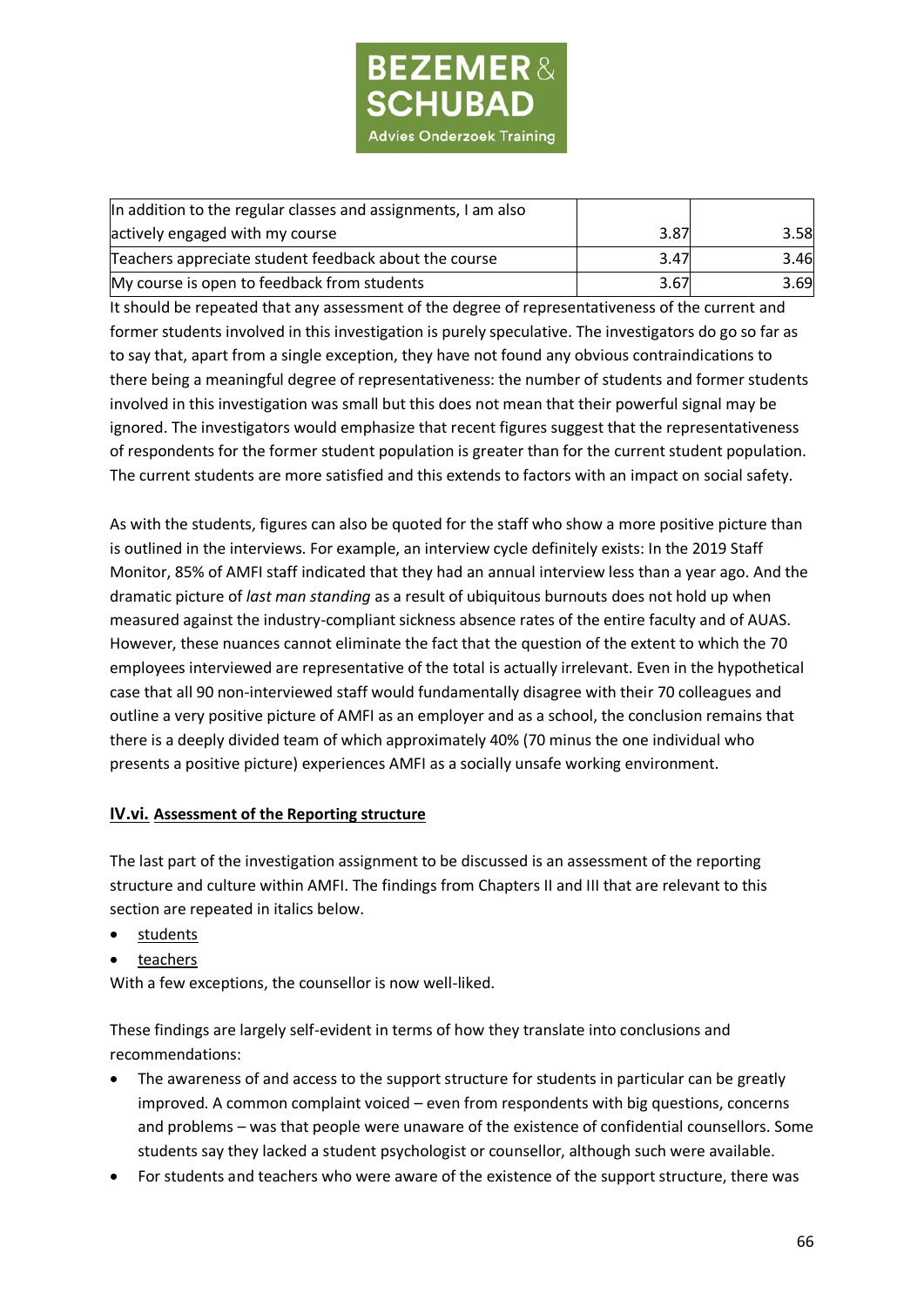| | | |
|---|---|---|
| In addition to the regular classes and assignments, I am also actively engaged with my course | 3.87 | 3.58 |
| Teachers appreciate student feedback about the course | 3.47 | 3.46 |
| My course is open to feedback from students | 3.67 | 3.69 |

It should be repeated that any assessment of the degree of representativeness of the current and former students involved in this investigation is purely speculative. The investigators do go so far as to say that, apart from a single exception, they have not found any obvious contraindications to there being a meaningful degree of representativeness: the number of students and former students involved in this investigation was small but this does not mean that their powerful signal may be ignored. The investigators would emphasize that recent figures suggest that the representativeness of respondents for the former student population is greater than for the current student population. The current students are more satisfied and this extends to factors with an impact on social safety.

As with the students, figures can also be quoted for the staff who show a more positive picture than is outlined in the interviews. For example, an interview cycle definitely exists: In the 2019 Staff Monitor, 85% of AMFI staff indicated that they had an annual interview less than a year ago. And the dramatic picture of *last man standing* as a result of ubiquitous burnouts does not hold up when measured against the industry-compliant sickness absence rates of the entire faculty and of AUAS. However, these nuances cannot eliminate the fact that the question of the extent to which the 70 employees interviewed are representative of the total is actually irrelevant. Even in the hypothetical case that all 90 non-interviewed staff would fundamentally disagree with their 70 colleagues and outline a very positive picture of AMFI as an employer and as a school, the conclusion remains that there is a deeply divided team of which approximately 40% (70 minus the one individual who presents a positive picture) experiences AMFI as a socially unsafe working environment.

### IV.vi. <u>Assessment of the Reporting structure</u>

The last part of the investigation assignment to be discussed is an assessment of the reporting structure and culture within AMFI. The findings from Chapters II and III that are relevant to this section are repeated in italics below.

- <u>students</u>
- <u>teachers</u>

With a few exceptions, the counsellor is now well-liked.

These findings are largely self-evident in terms of how they translate into conclusions and recommendations:

- The awareness of and access to the support structure for students in particular can be greatly improved. A common complaint voiced – even from respondents with big questions, concerns and problems – was that people were unaware of the existence of confidential counsellors. Some students say they lacked a student psychologist or counsellor, although such were available.
- For students and teachers who were aware of the existence of the support structure, there was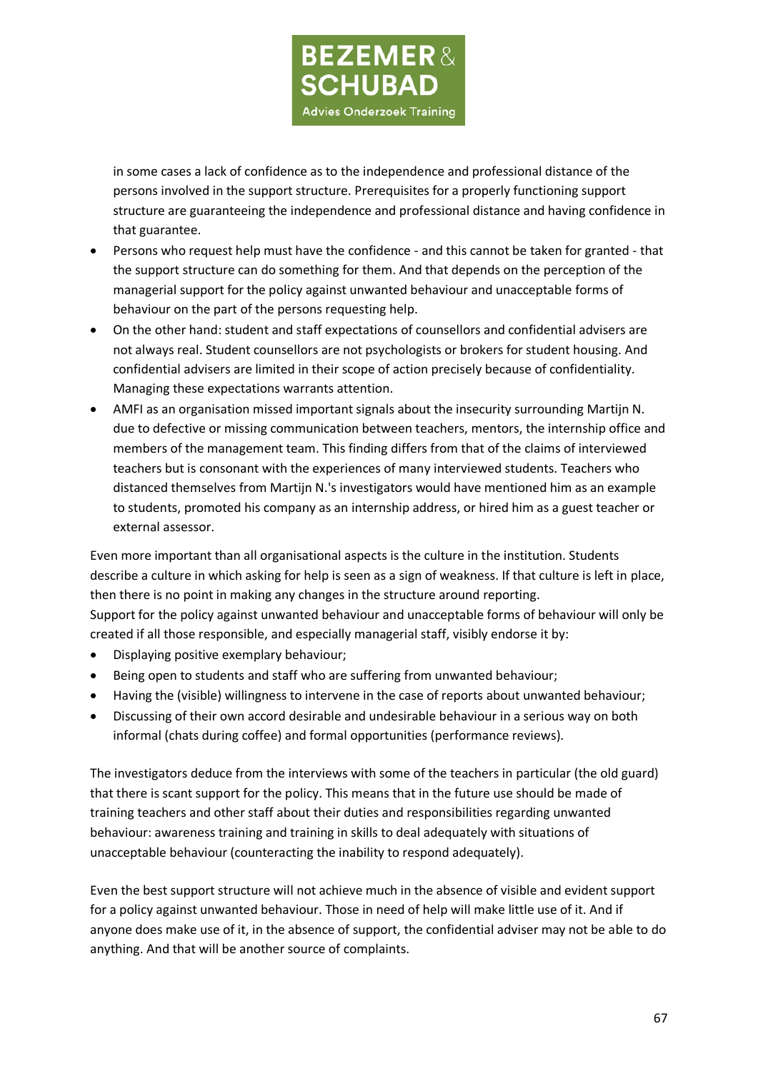in some cases a lack of confidence as to the independence and professional distance of the persons involved in the support structure. Prerequisites for a properly functioning support structure are guaranteeing the independence and professional distance and having confidence in that guarantee.

- Persons who request help must have the confidence - and this cannot be taken for granted - that the support structure can do something for them. And that depends on the perception of the managerial support for the policy against unwanted behaviour and unacceptable forms of behaviour on the part of the persons requesting help.
- On the other hand: student and staff expectations of counsellors and confidential advisers are not always real. Student counsellors are not psychologists or brokers for student housing. And confidential advisers are limited in their scope of action precisely because of confidentiality. Managing these expectations warrants attention.
- AMFI as an organisation missed important signals about the insecurity surrounding Martijn N. due to defective or missing communication between teachers, mentors, the internship office and members of the management team. This finding differs from that of the claims of interviewed teachers but is consonant with the experiences of many interviewed students. Teachers who distanced themselves from Martijn N.'s investigators would have mentioned him as an example to students, promoted his company as an internship address, or hired him as a guest teacher or external assessor.

Even more important than all organisational aspects is the culture in the institution. Students describe a culture in which asking for help is seen as a sign of weakness. If that culture is left in place, then there is no point in making any changes in the structure around reporting.
Support for the policy against unwanted behaviour and unacceptable forms of behaviour will only be created if all those responsible, and especially managerial staff, visibly endorse it by:

- Displaying positive exemplary behaviour;
- Being open to students and staff who are suffering from unwanted behaviour;
- Having the (visible) willingness to intervene in the case of reports about unwanted behaviour;
- Discussing of their own accord desirable and undesirable behaviour in a serious way on both informal (chats during coffee) and formal opportunities (performance reviews).

The investigators deduce from the interviews with some of the teachers in particular (the old guard) that there is scant support for the policy. This means that in the future use should be made of training teachers and other staff about their duties and responsibilities regarding unwanted behaviour: awareness training and training in skills to deal adequately with situations of unacceptable behaviour (counteracting the inability to respond adequately).

Even the best support structure will not achieve much in the absence of visible and evident support for a policy against unwanted behaviour. Those in need of help will make little use of it. And if anyone does make use of it, in the absence of support, the confidential adviser may not be able to do anything. And that will be another source of complaints.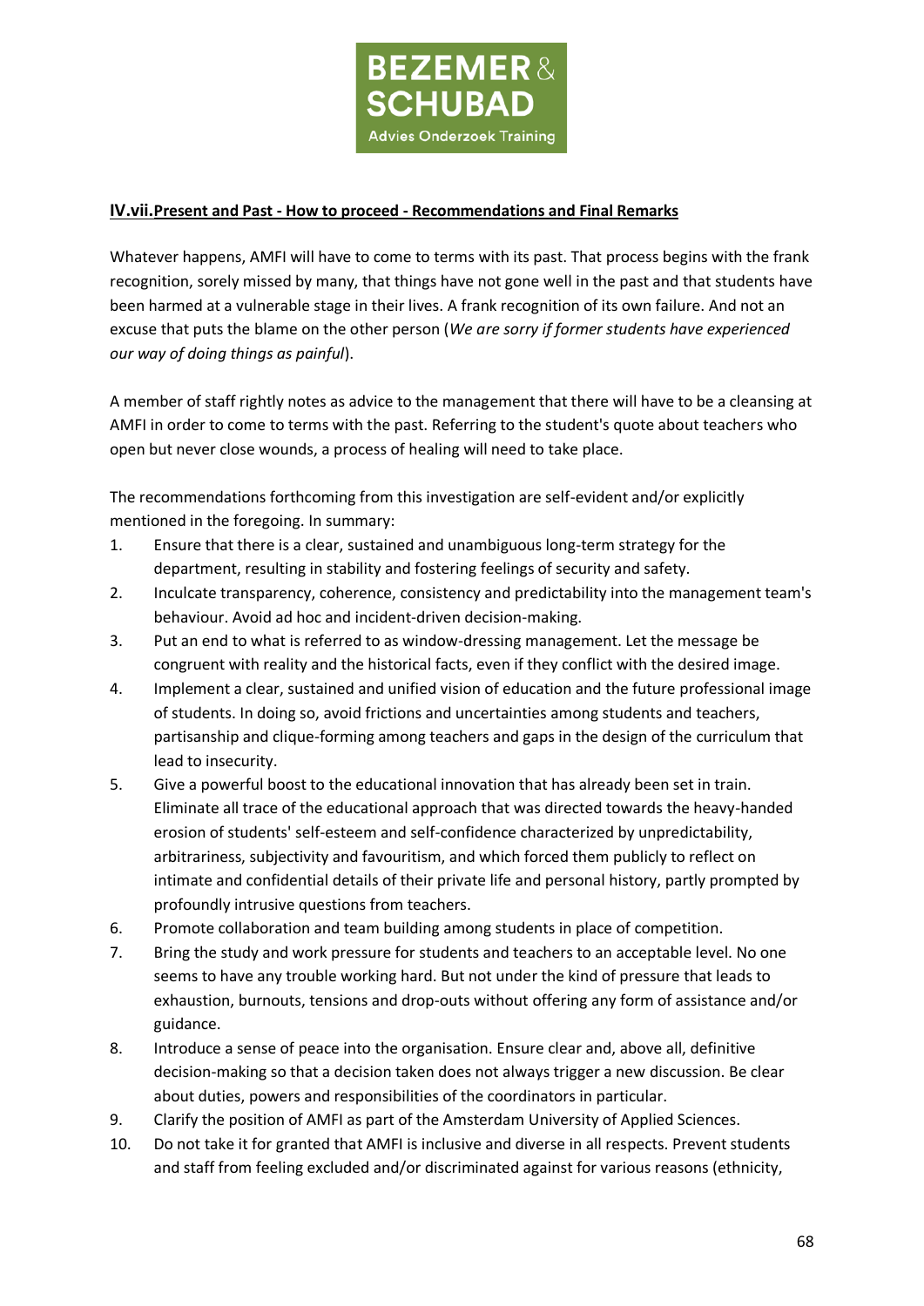## IV.vii. Present and Past - How to proceed - Recommendations and Final Remarks

Whatever happens, AMFI will have to come to terms with its past. That process begins with the frank recognition, sorely missed by many, that things have not gone well in the past and that students have been harmed at a vulnerable stage in their lives. A frank recognition of its own failure. And not an excuse that puts the blame on the other person (*We are sorry if former students have experienced our way of doing things as painful*).

A member of staff rightly notes as advice to the management that there will have to be a cleansing at AMFI in order to come to terms with the past. Referring to the student's quote about teachers who open but never close wounds, a process of healing will need to take place.

The recommendations forthcoming from this investigation are self-evident and/or explicitly mentioned in the foregoing. In summary:

1. Ensure that there is a clear, sustained and unambiguous long-term strategy for the department, resulting in stability and fostering feelings of security and safety.
2. Inculcate transparency, coherence, consistency and predictability into the management team's behaviour. Avoid ad hoc and incident-driven decision-making.
3. Put an end to what is referred to as window-dressing management. Let the message be congruent with reality and the historical facts, even if they conflict with the desired image.
4. Implement a clear, sustained and unified vision of education and the future professional image of students. In doing so, avoid frictions and uncertainties among students and teachers, partisanship and clique-forming among teachers and gaps in the design of the curriculum that lead to insecurity.
5. Give a powerful boost to the educational innovation that has already been set in train. Eliminate all trace of the educational approach that was directed towards the heavy-handed erosion of students' self-esteem and self-confidence characterized by unpredictability, arbitrariness, subjectivity and favouritism, and which forced them publicly to reflect on intimate and confidential details of their private life and personal history, partly prompted by profoundly intrusive questions from teachers.
6. Promote collaboration and team building among students in place of competition.
7. Bring the study and work pressure for students and teachers to an acceptable level. No one seems to have any trouble working hard. But not under the kind of pressure that leads to exhaustion, burnouts, tensions and drop-outs without offering any form of assistance and/or guidance.
8. Introduce a sense of peace into the organisation. Ensure clear and, above all, definitive decision-making so that a decision taken does not always trigger a new discussion. Be clear about duties, powers and responsibilities of the coordinators in particular.
9. Clarify the position of AMFI as part of the Amsterdam University of Applied Sciences.
10. Do not take it for granted that AMFI is inclusive and diverse in all respects. Prevent students and staff from feeling excluded and/or discriminated against for various reasons (ethnicity,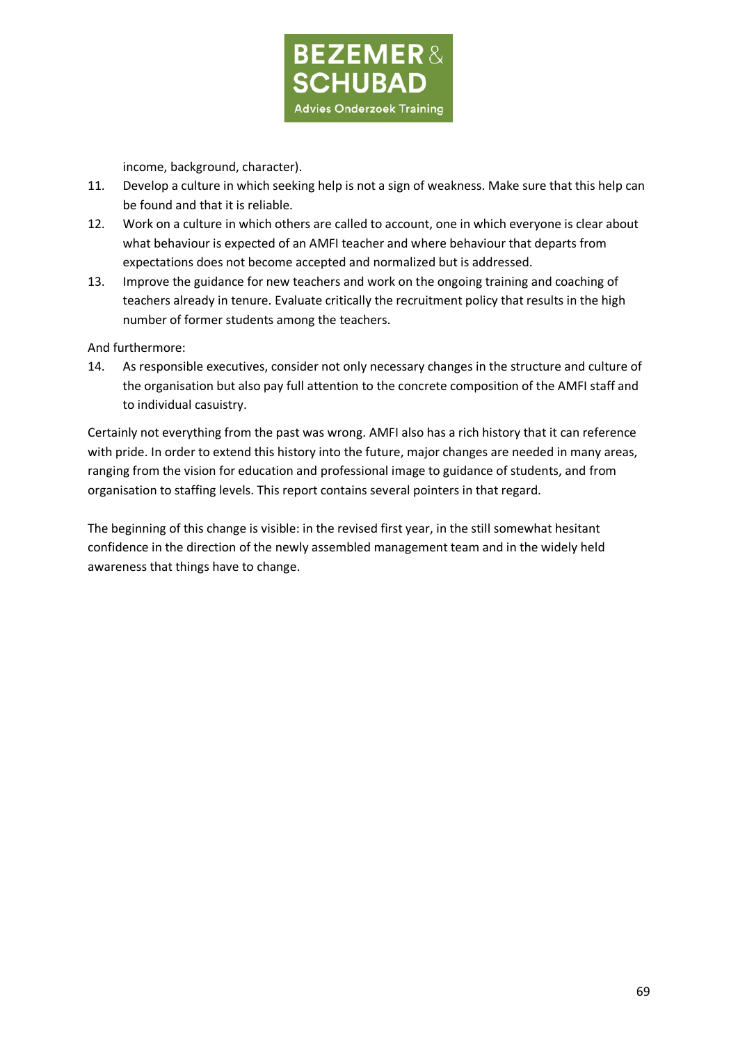income, background, character).

11. Develop a culture in which seeking help is not a sign of weakness. Make sure that this help can be found and that it is reliable.
12. Work on a culture in which others are called to account, one in which everyone is clear about what behaviour is expected of an AMFI teacher and where behaviour that departs from expectations does not become accepted and normalized but is addressed.
13. Improve the guidance for new teachers and work on the ongoing training and coaching of teachers already in tenure. Evaluate critically the recruitment policy that results in the high number of former students among the teachers.

And furthermore:

14. As responsible executives, consider not only necessary changes in the structure and culture of the organisation but also pay full attention to the concrete composition of the AMFI staff and to individual casuistry.

Certainly not everything from the past was wrong. AMFI also has a rich history that it can reference with pride. In order to extend this history into the future, major changes are needed in many areas, ranging from the vision for education and professional image to guidance of students, and from organisation to staffing levels. This report contains several pointers in that regard.

The beginning of this change is visible: in the revised first year, in the still somewhat hesitant confidence in the direction of the newly assembled management team and in the widely held awareness that things have to change.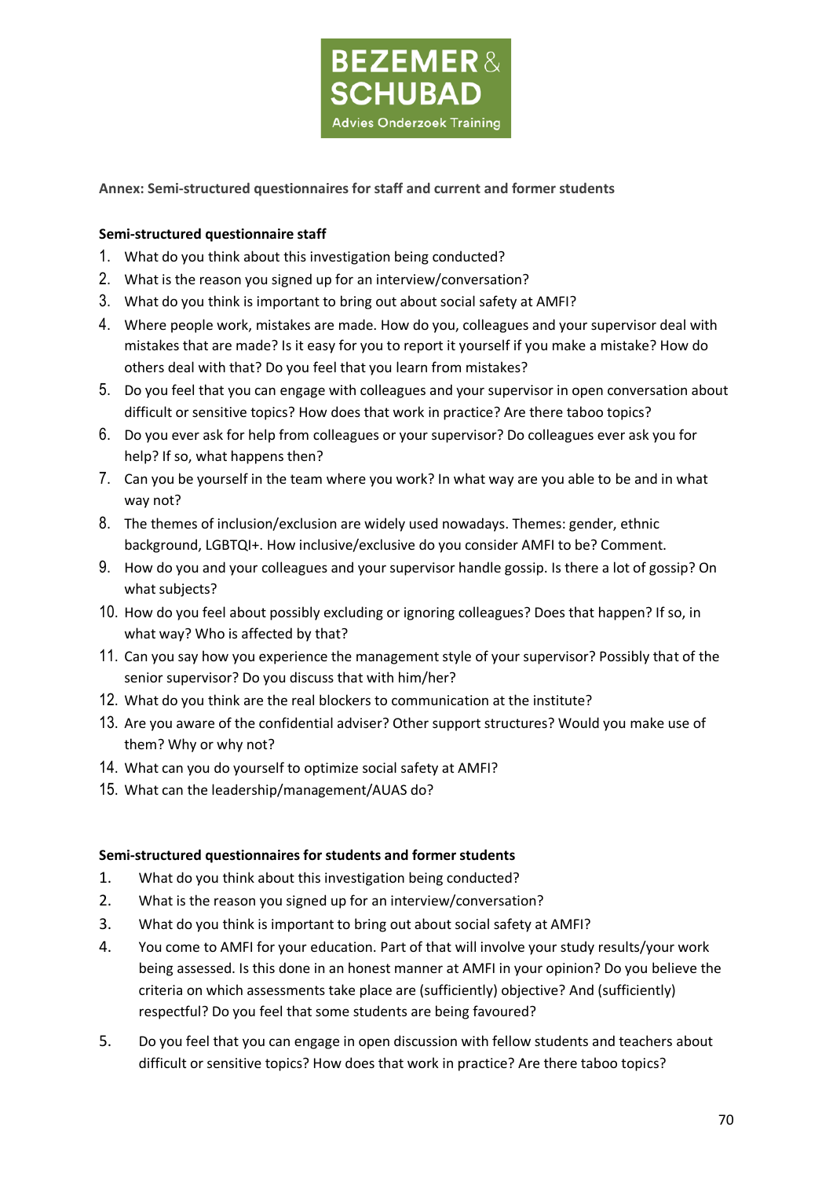**Annex: Semi-structured questionnaires for staff and current and former students**

**Semi-structured questionnaire staff**

1. What do you think about this investigation being conducted?
2. What is the reason you signed up for an interview/conversation?
3. What do you think is important to bring out about social safety at AMFI?
4. Where people work, mistakes are made. How do you, colleagues and your supervisor deal with mistakes that are made? Is it easy for you to report it yourself if you make a mistake? How do others deal with that? Do you feel that you learn from mistakes?
5. Do you feel that you can engage with colleagues and your supervisor in open conversation about difficult or sensitive topics? How does that work in practice? Are there taboo topics?
6. Do you ever ask for help from colleagues or your supervisor? Do colleagues ever ask you for help? If so, what happens then?
7. Can you be yourself in the team where you work? In what way are you able to be and in what way not?
8. The themes of inclusion/exclusion are widely used nowadays. Themes: gender, ethnic background, LGBTQI+. How inclusive/exclusive do you consider AMFI to be? Comment.
9. How do you and your colleagues and your supervisor handle gossip. Is there a lot of gossip? On what subjects?
10. How do you feel about possibly excluding or ignoring colleagues? Does that happen? If so, in what way? Who is affected by that?
11. Can you say how you experience the management style of your supervisor? Possibly that of the senior supervisor? Do you discuss that with him/her?
12. What do you think are the real blockers to communication at the institute?
13. Are you aware of the confidential adviser? Other support structures? Would you make use of them? Why or why not?
14. What can you do yourself to optimize social safety at AMFI?
15. What can the leadership/management/AUAS do?

**Semi-structured questionnaires for students and former students**

1. What do you think about this investigation being conducted?
2. What is the reason you signed up for an interview/conversation?
3. What do you think is important to bring out about social safety at AMFI?
4. You come to AMFI for your education. Part of that will involve your study results/your work being assessed. Is this done in an honest manner at AMFI in your opinion? Do you believe the criteria on which assessments take place are (sufficiently) objective? And (sufficiently) respectful? Do you feel that some students are being favoured?
5. Do you feel that you can engage in open discussion with fellow students and teachers about difficult or sensitive topics? How does that work in practice? Are there taboo topics?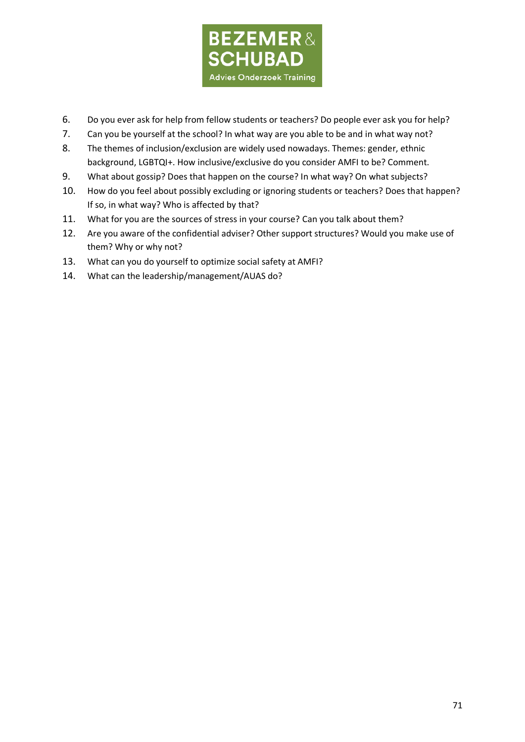6. Do you ever ask for help from fellow students or teachers? Do people ever ask you for help?
7. Can you be yourself at the school? In what way are you able to be and in what way not?
8. The themes of inclusion/exclusion are widely used nowadays. Themes: gender, ethnic background, LGBTQI+. How inclusive/exclusive do you consider AMFI to be? Comment.
9. What about gossip? Does that happen on the course? In what way? On what subjects?
10. How do you feel about possibly excluding or ignoring students or teachers? Does that happen? If so, in what way? Who is affected by that?
11. What for you are the sources of stress in your course? Can you talk about them?
12. Are you aware of the confidential adviser? Other support structures? Would you make use of them? Why or why not?
13. What can you do yourself to optimize social safety at AMFI?
14. What can the leadership/management/AUAS do?